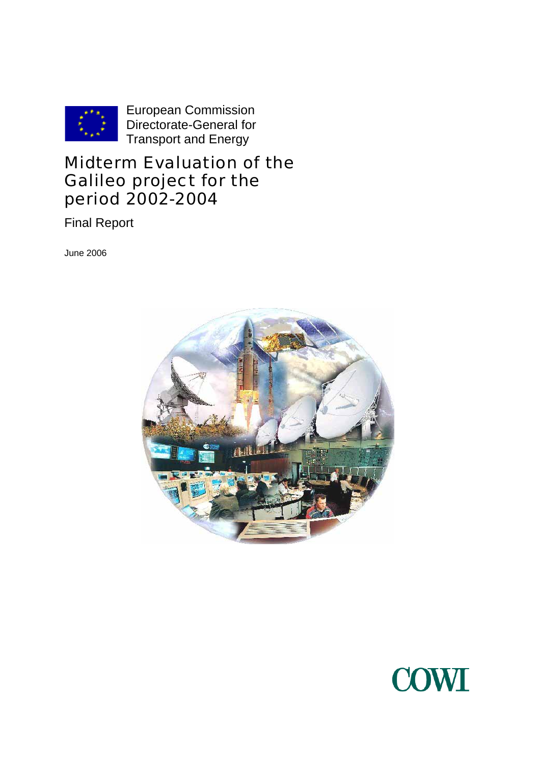European Commission
Directorate-General for
Transport and Energy

# Midterm Evaluation of the Galileo project for the period 2002-2004

Final Report

June 2006

COWI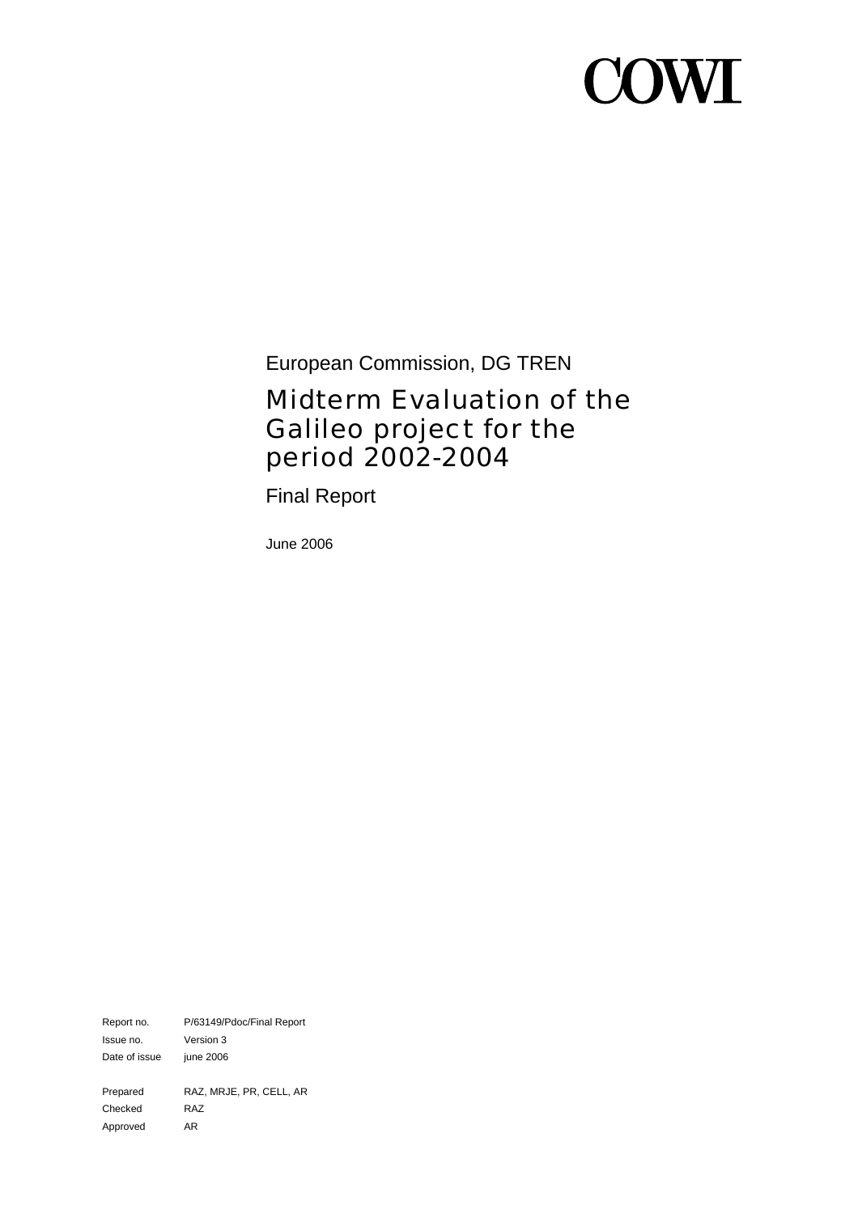COWI

European Commission, DG TREN

# Midterm Evaluation of the Galileo project for the period 2002-2004

## Final Report

June 2006

| | |
|---|---|
| Report no. | P/63149/Pdoc/Final Report |
| Issue no. | Version 3 |
| Date of issue | june 2006 |
| | |
| Prepared | RAZ, MRJE, PR, CELL, AR |
| Checked | RAZ |
| Approved | AR |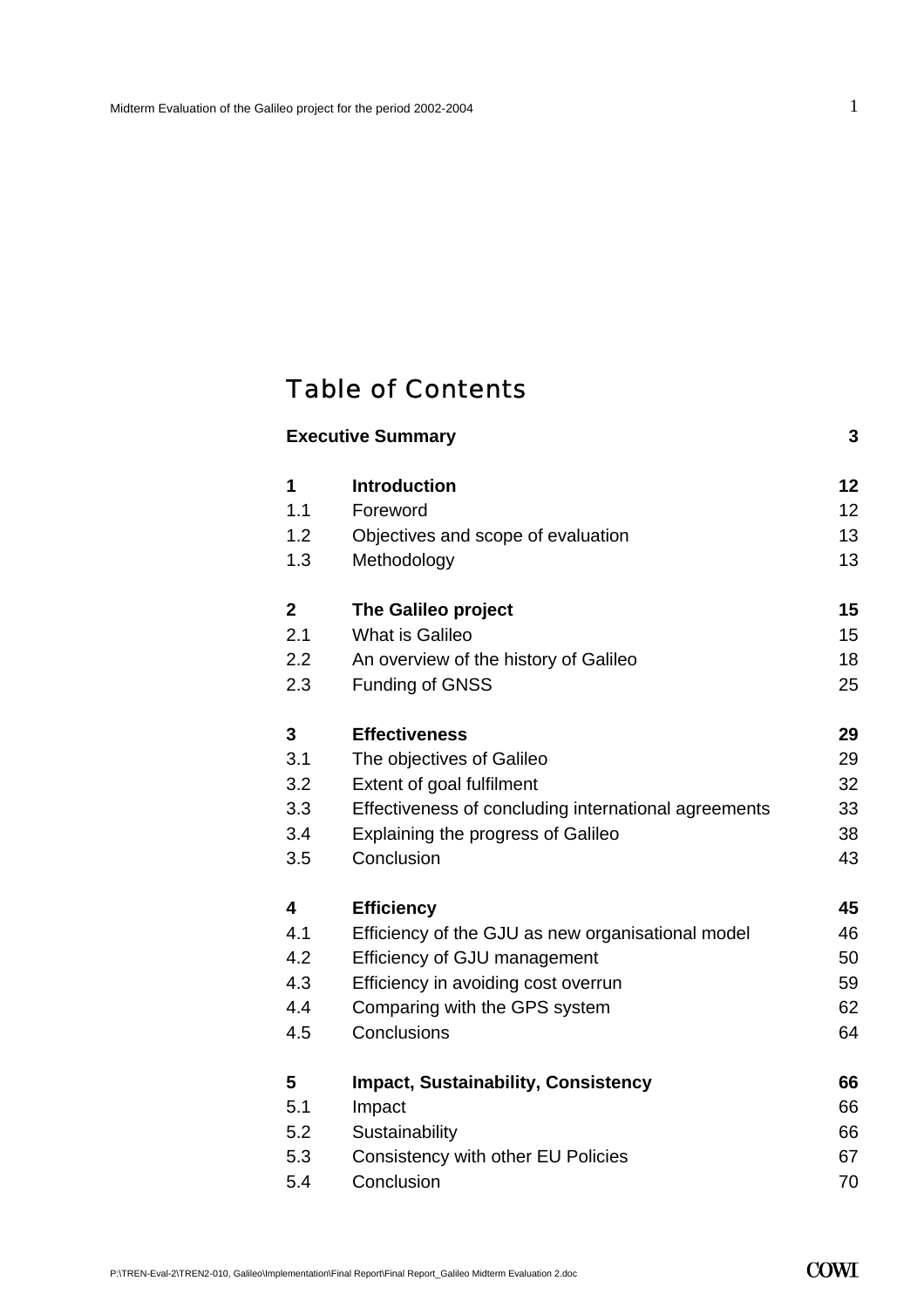# Table of Contents

| | | |
|---|---|---|
| **Executive Summary** | | **3** |
| **1** | **Introduction** | **12** |
| 1.1 | Foreword | 12 |
| 1.2 | Objectives and scope of evaluation | 13 |
| 1.3 | Methodology | 13 |
| **2** | **The Galileo project** | **15** |
| 2.1 | What is Galileo | 15 |
| 2.2 | An overview of the history of Galileo | 18 |
| 2.3 | Funding of GNSS | 25 |
| **3** | **Effectiveness** | **29** |
| 3.1 | The objectives of Galileo | 29 |
| 3.2 | Extent of goal fulfilment | 32 |
| 3.3 | Effectiveness of concluding international agreements | 33 |
| 3.4 | Explaining the progress of Galileo | 38 |
| 3.5 | Conclusion | 43 |
| **4** | **Efficiency** | **45** |
| 4.1 | Efficiency of the GJU as new organisational model | 46 |
| 4.2 | Efficiency of GJU management | 50 |
| 4.3 | Efficiency in avoiding cost overrun | 59 |
| 4.4 | Comparing with the GPS system | 62 |
| 4.5 | Conclusions | 64 |
| **5** | **Impact, Sustainability, Consistency** | **66** |
| 5.1 | Impact | 66 |
| 5.2 | Sustainability | 66 |
| 5.3 | Consistency with other EU Policies | 67 |
| 5.4 | Conclusion | 70 |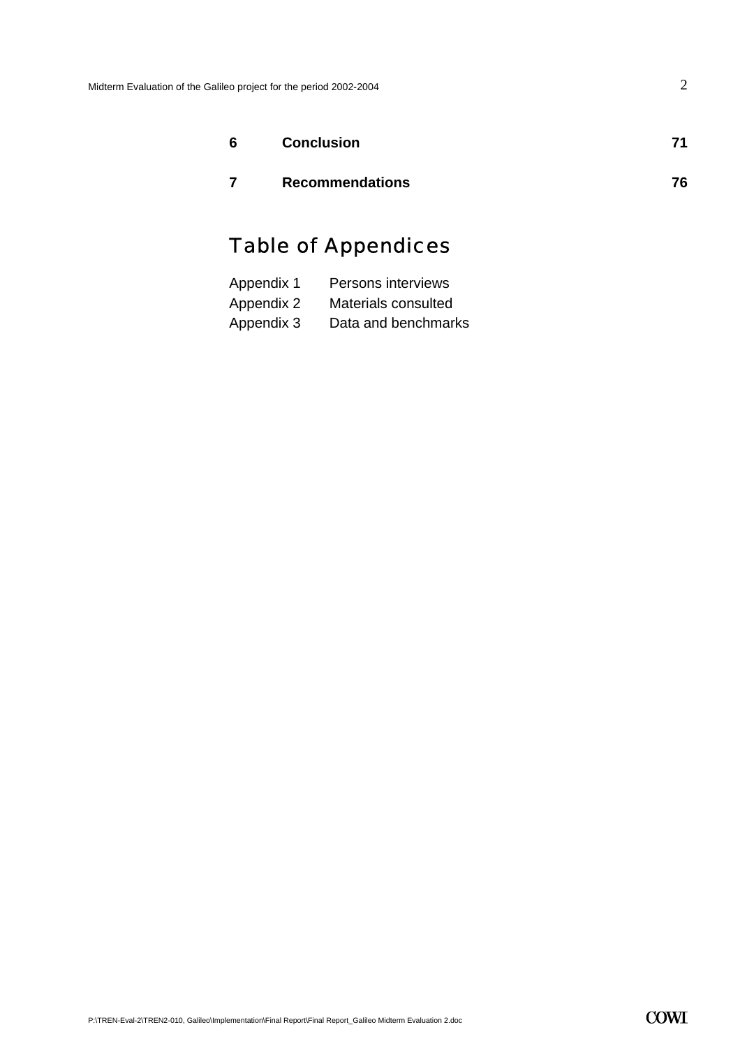| | | |
|---|---|---|
| **6** | **Conclusion** | **71** |
| **7** | **Recommendations** | **76** |

# Table of Appendices

| | |
|---|---|
| Appendix 1 | Persons interviews |
| Appendix 2 | Materials consulted |
| Appendix 3 | Data and benchmarks |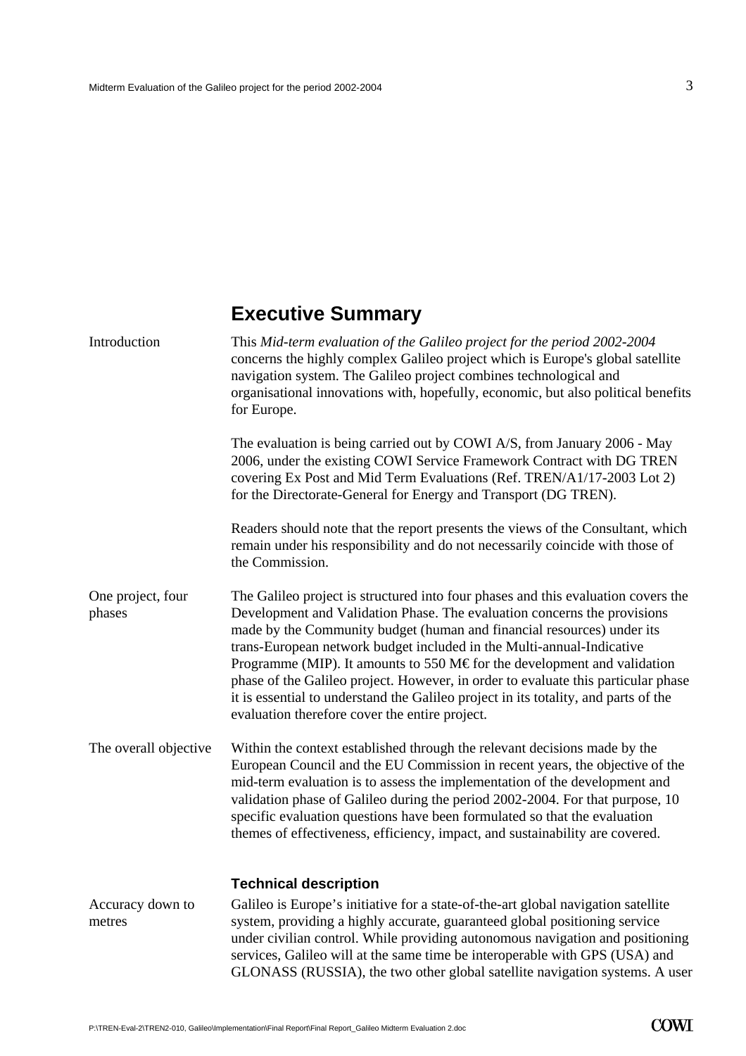# Executive Summary

Introduction

This *Mid-term evaluation of the Galileo project for the period 2002-2004* concerns the highly complex Galileo project which is Europe's global satellite navigation system. The Galileo project combines technological and organisational innovations with, hopefully, economic, but also political benefits for Europe.

The evaluation is being carried out by COWI A/S, from January 2006 - May 2006, under the existing COWI Service Framework Contract with DG TREN covering Ex Post and Mid Term Evaluations (Ref. TREN/A1/17-2003 Lot 2) for the Directorate-General for Energy and Transport (DG TREN).

Readers should note that the report presents the views of the Consultant, which remain under his responsibility and do not necessarily coincide with those of the Commission.

One project, four phases

The Galileo project is structured into four phases and this evaluation covers the Development and Validation Phase. The evaluation concerns the provisions made by the Community budget (human and financial resources) under its trans-European network budget included in the Multi-annual-Indicative Programme (MIP). It amounts to 550 M€ for the development and validation phase of the Galileo project. However, in order to evaluate this particular phase it is essential to understand the Galileo project in its totality, and parts of the evaluation therefore cover the entire project.

The overall objective

Within the context established through the relevant decisions made by the European Council and the EU Commission in recent years, the objective of the mid-term evaluation is to assess the implementation of the development and validation phase of Galileo during the period 2002-2004. For that purpose, 10 specific evaluation questions have been formulated so that the evaluation themes of effectiveness, efficiency, impact, and sustainability are covered.

### Technical description

Accuracy down to metres

Galileo is Europe's initiative for a state-of-the-art global navigation satellite system, providing a highly accurate, guaranteed global positioning service under civilian control. While providing autonomous navigation and positioning services, Galileo will at the same time be interoperable with GPS (USA) and GLONASS (RUSSIA), the two other global satellite navigation systems. A user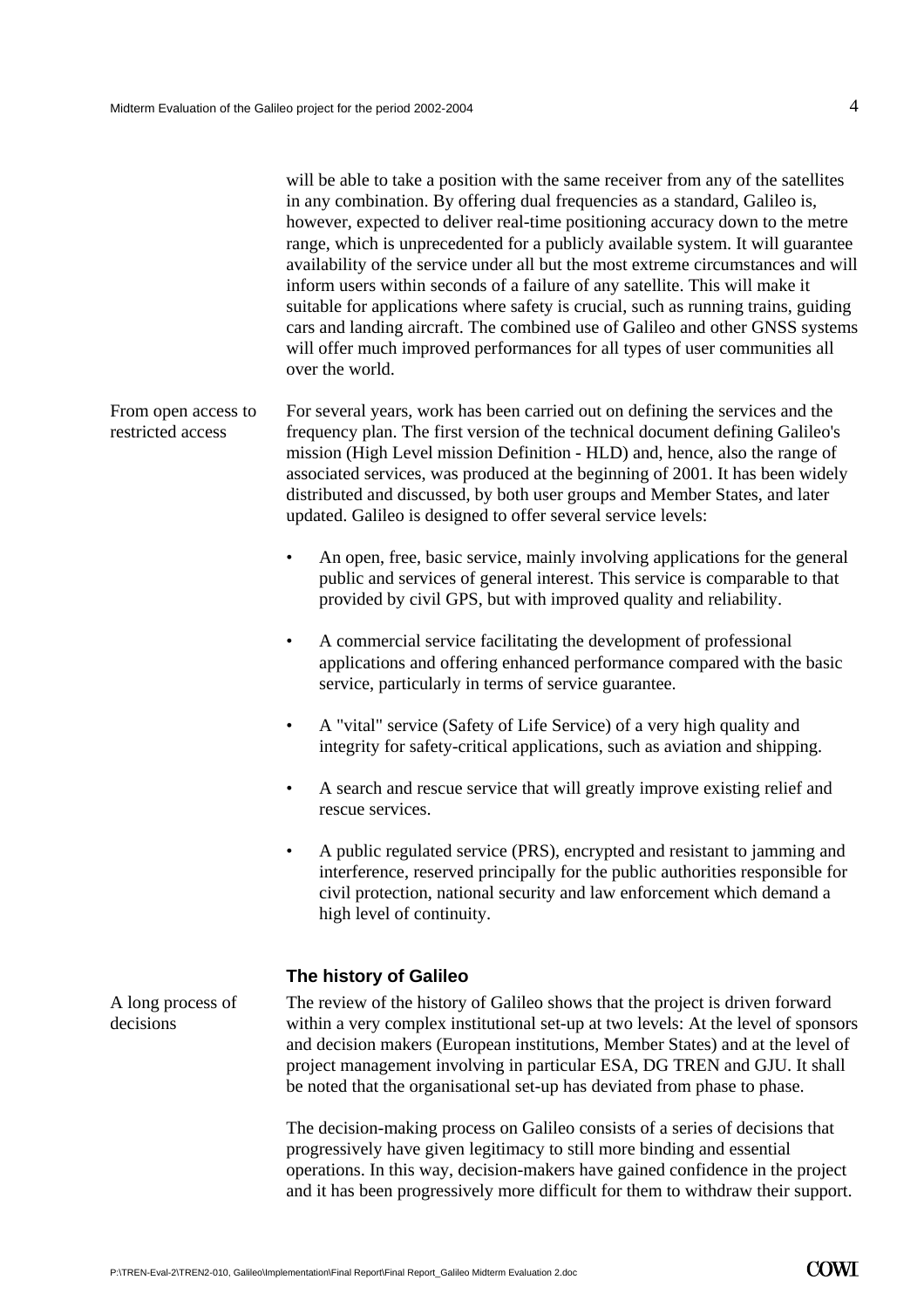will be able to take a position with the same receiver from any of the satellites in any combination. By offering dual frequencies as a standard, Galileo is, however, expected to deliver real-time positioning accuracy down to the metre range, which is unprecedented for a publicly available system. It will guarantee availability of the service under all but the most extreme circumstances and will inform users within seconds of a failure of any satellite. This will make it suitable for applications where safety is crucial, such as running trains, guiding cars and landing aircraft. The combined use of Galileo and other GNSS systems will offer much improved performances for all types of user communities all over the world.

From open access to restricted access

For several years, work has been carried out on defining the services and the frequency plan. The first version of the technical document defining Galileo's mission (High Level mission Definition - HLD) and, hence, also the range of associated services, was produced at the beginning of 2001. It has been widely distributed and discussed, by both user groups and Member States, and later updated. Galileo is designed to offer several service levels:

- An open, free, basic service, mainly involving applications for the general public and services of general interest. This service is comparable to that provided by civil GPS, but with improved quality and reliability.
- A commercial service facilitating the development of professional applications and offering enhanced performance compared with the basic service, particularly in terms of service guarantee.
- A "vital" service (Safety of Life Service) of a very high quality and integrity for safety-critical applications, such as aviation and shipping.
- A search and rescue service that will greatly improve existing relief and rescue services.
- A public regulated service (PRS), encrypted and resistant to jamming and interference, reserved principally for the public authorities responsible for civil protection, national security and law enforcement which demand a high level of continuity.

### The history of Galileo

A long process of decisions

The review of the history of Galileo shows that the project is driven forward within a very complex institutional set-up at two levels: At the level of sponsors and decision makers (European institutions, Member States) and at the level of project management involving in particular ESA, DG TREN and GJU. It shall be noted that the organisational set-up has deviated from phase to phase.

The decision-making process on Galileo consists of a series of decisions that progressively have given legitimacy to still more binding and essential operations. In this way, decision-makers have gained confidence in the project and it has been progressively more difficult for them to withdraw their support.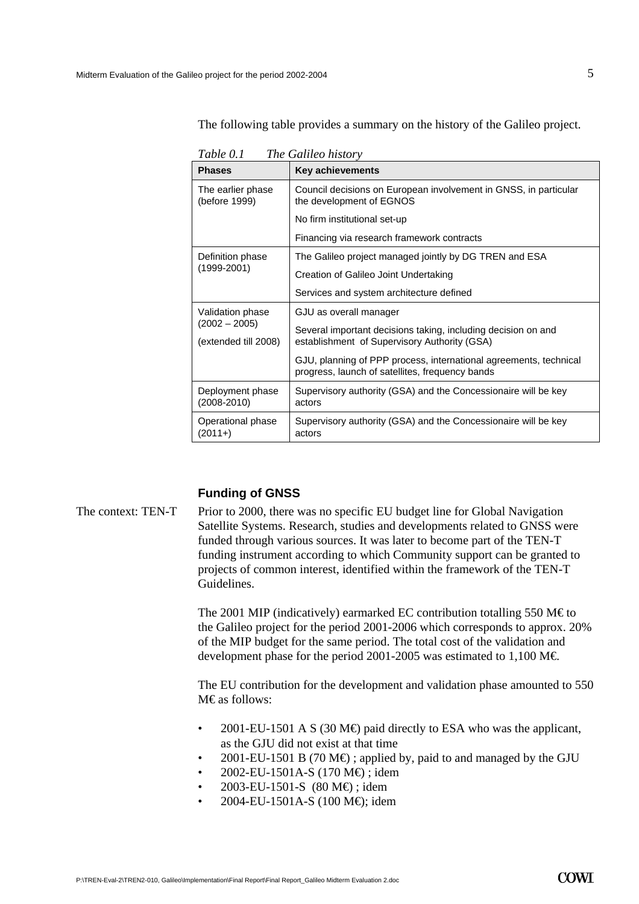The following table provides a summary on the history of the Galileo project.

*Table 0.1 The Galileo history*

| Phases | Key achievements |
|---|---|
| The earlier phase (before 1999) | Council decisions on European involvement in GNSS, in particular the development of EGNOS<br>No firm institutional set-up<br>Financing via research framework contracts |
| Definition phase (1999-2001) | The Galileo project managed jointly by DG TREN and ESA<br>Creation of Galileo Joint Undertaking<br>Services and system architecture defined |
| Validation phase (2002 – 2005) (extended till 2008) | GJU as overall manager<br>Several important decisions taking, including decision on and establishment of Supervisory Authority (GSA)<br>GJU, planning of PPP process, international agreements, technical progress, launch of satellites, frequency bands |
| Deployment phase (2008-2010) | Supervisory authority (GSA) and the Concessionaire will be key actors |
| Operational phase (2011+) | Supervisory authority (GSA) and the Concessionaire will be key actors |

### Funding of GNSS

The context: TEN-T

Prior to 2000, there was no specific EU budget line for Global Navigation Satellite Systems. Research, studies and developments related to GNSS were funded through various sources. It was later to become part of the TEN-T funding instrument according to which Community support can be granted to projects of common interest, identified within the framework of the TEN-T Guidelines.

The 2001 MIP (indicatively) earmarked EC contribution totalling 550 M€ to the Galileo project for the period 2001-2006 which corresponds to approx. 20% of the MIP budget for the same period. The total cost of the validation and development phase for the period 2001-2005 was estimated to 1,100 M€.

The EU contribution for the development and validation phase amounted to 550 M€ as follows:

- 2001-EU-1501 A S (30 M€) paid directly to ESA who was the applicant, as the GJU did not exist at that time
- 2001-EU-1501 B (70 M€) ; applied by, paid to and managed by the GJU
- 2002-EU-1501A-S (170 M€) ; idem
- 2003-EU-1501-S (80 M€) ; idem
- 2004-EU-1501A-S (100 M€); idem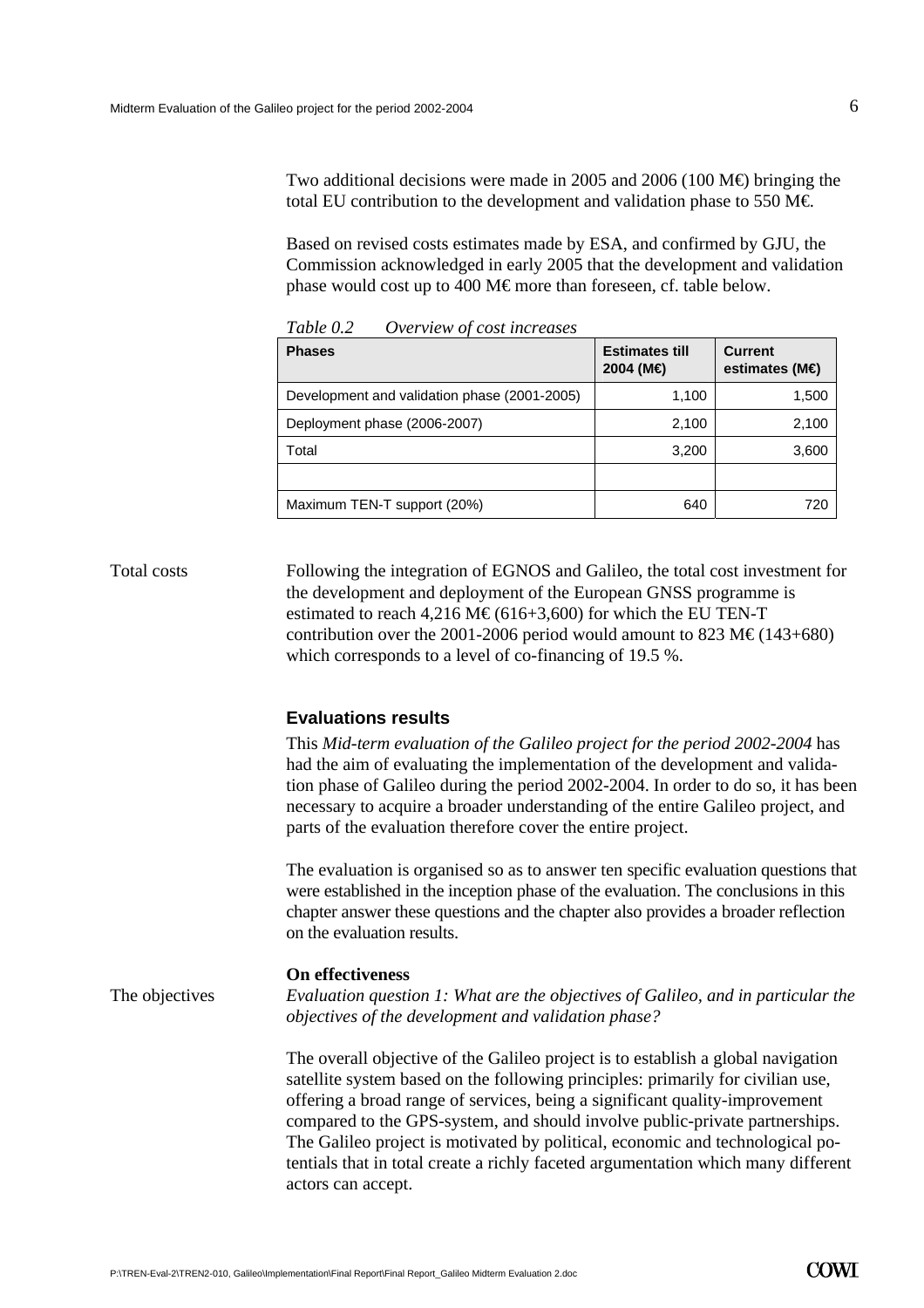Two additional decisions were made in 2005 and 2006 (100 M€) bringing the total EU contribution to the development and validation phase to 550 M€.

Based on revised costs estimates made by ESA, and confirmed by GJU, the Commission acknowledged in early 2005 that the development and validation phase would cost up to 400 M€ more than foreseen, cf. table below.

*Table 0.2 Overview of cost increases*

| Phases | Estimates till 2004 (M€) | Current estimates (M€) |
|---|---|---|
| Development and validation phase (2001-2005) | 1,100 | 1,500 |
| Deployment phase (2006-2007) | 2,100 | 2,100 |
| Total | 3,200 | 3,600 |
| | | |
| Maximum TEN-T support (20%) | 640 | 720 |

Total costs

Following the integration of EGNOS and Galileo, the total cost investment for the development and deployment of the European GNSS programme is estimated to reach 4,216 M€ (616+3,600) for which the EU TEN-T contribution over the 2001-2006 period would amount to 823 M€ (143+680) which corresponds to a level of co-financing of 19.5 %.

## Evaluations results

This *Mid-term evaluation of the Galileo project for the period 2002-2004* has had the aim of evaluating the implementation of the development and validation phase of Galileo during the period 2002-2004. In order to do so, it has been necessary to acquire a broader understanding of the entire Galileo project, and parts of the evaluation therefore cover the entire project.

The evaluation is organised so as to answer ten specific evaluation questions that were established in the inception phase of the evaluation. The conclusions in this chapter answer these questions and the chapter also provides a broader reflection on the evaluation results.

### On effectiveness

The objectives

*Evaluation question 1: What are the objectives of Galileo, and in particular the objectives of the development and validation phase?*

The overall objective of the Galileo project is to establish a global navigation satellite system based on the following principles: primarily for civilian use, offering a broad range of services, being a significant quality-improvement compared to the GPS-system, and should involve public-private partnerships. The Galileo project is motivated by political, economic and technological potentials that in total create a richly faceted argumentation which many different actors can accept.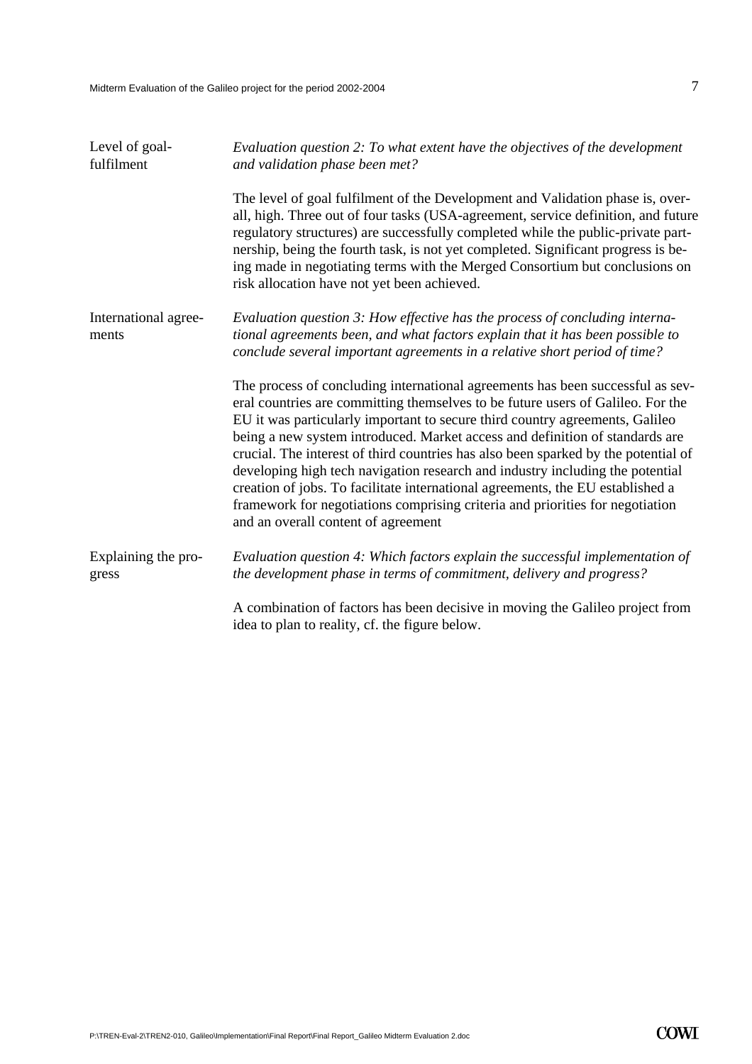**Level of goal-fulfilment**

*Evaluation question 2: To what extent have the objectives of the development and validation phase been met?*

The level of goal fulfilment of the Development and Validation phase is, overall, high. Three out of four tasks (USA-agreement, service definition, and future regulatory structures) are successfully completed while the public-private partnership, being the fourth task, is not yet completed. Significant progress is being made in negotiating terms with the Merged Consortium but conclusions on risk allocation have not yet been achieved.

**International agreements**

*Evaluation question 3: How effective has the process of concluding international agreements been, and what factors explain that it has been possible to conclude several important agreements in a relative short period of time?*

The process of concluding international agreements has been successful as several countries are committing themselves to be future users of Galileo. For the EU it was particularly important to secure third country agreements, Galileo being a new system introduced. Market access and definition of standards are crucial. The interest of third countries has also been sparked by the potential of developing high tech navigation research and industry including the potential creation of jobs. To facilitate international agreements, the EU established a framework for negotiations comprising criteria and priorities for negotiation and an overall content of agreement

**Explaining the progress**

*Evaluation question 4: Which factors explain the successful implementation of the development phase in terms of commitment, delivery and progress?*

A combination of factors has been decisive in moving the Galileo project from idea to plan to reality, cf. the figure below.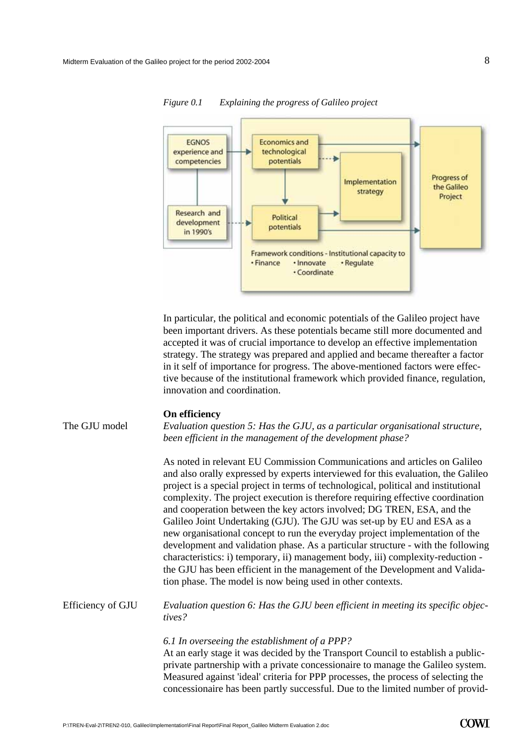*Figure 0.1 Explaining the progress of Galileo project*

In particular, the political and economic potentials of the Galileo project have been important drivers. As these potentials became still more documented and accepted it was of crucial importance to develop an effective implementation strategy. The strategy was prepared and applied and became thereafter a factor in it self of importance for progress. The above-mentioned factors were effective because of the institutional framework which provided finance, regulation, innovation and coordination.

**On efficiency**

The GJU model

*Evaluation question 5: Has the GJU, as a particular organisational structure, been efficient in the management of the development phase?*

As noted in relevant EU Commission Communications and articles on Galileo and also orally expressed by experts interviewed for this evaluation, the Galileo project is a special project in terms of technological, political and institutional complexity. The project execution is therefore requiring effective coordination and cooperation between the key actors involved; DG TREN, ESA, and the Galileo Joint Undertaking (GJU). The GJU was set-up by EU and ESA as a new organisational concept to run the everyday project implementation of the development and validation phase. As a particular structure - with the following characteristics: i) temporary, ii) management body, iii) complexity-reduction - the GJU has been efficient in the management of the Development and Validation phase. The model is now being used in other contexts.

Efficiency of GJU

*Evaluation question 6: Has the GJU been efficient in meeting its specific objectives?*

*6.1 In overseeing the establishment of a PPP?*

At an early stage it was decided by the Transport Council to establish a public-private partnership with a private concessionaire to manage the Galileo system. Measured against 'ideal' criteria for PPP processes, the process of selecting the concessionaire has been partly successful. Due to the limited number of provid-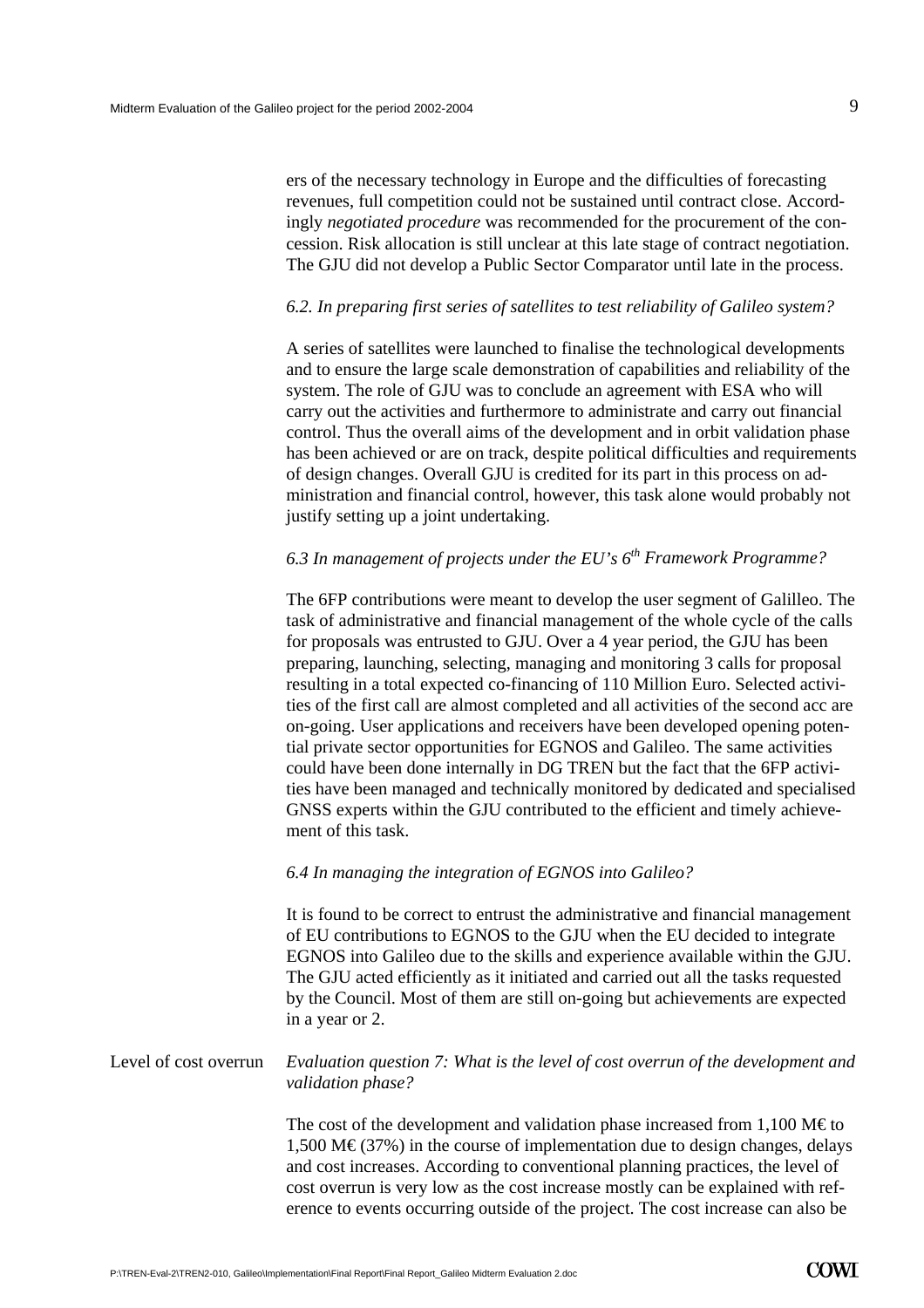ers of the necessary technology in Europe and the difficulties of forecasting revenues, full competition could not be sustained until contract close. Accordingly *negotiated procedure* was recommended for the procurement of the concession. Risk allocation is still unclear at this late stage of contract negotiation. The GJU did not develop a Public Sector Comparator until late in the process.

*6.2. In preparing first series of satellites to test reliability of Galileo system?*

A series of satellites were launched to finalise the technological developments and to ensure the large scale demonstration of capabilities and reliability of the system. The role of GJU was to conclude an agreement with ESA who will carry out the activities and furthermore to administrate and carry out financial control. Thus the overall aims of the development and in orbit validation phase has been achieved or are on track, despite political difficulties and requirements of design changes. Overall GJU is credited for its part in this process on administration and financial control, however, this task alone would probably not justify setting up a joint undertaking.

*6.3 In management of projects under the EU's 6th Framework Programme?*

The 6FP contributions were meant to develop the user segment of Galilleo. The task of administrative and financial management of the whole cycle of the calls for proposals was entrusted to GJU. Over a 4 year period, the GJU has been preparing, launching, selecting, managing and monitoring 3 calls for proposal resulting in a total expected co-financing of 110 Million Euro. Selected activities of the first call are almost completed and all activities of the second acc are on-going. User applications and receivers have been developed opening potential private sector opportunities for EGNOS and Galileo. The same activities could have been done internally in DG TREN but the fact that the 6FP activities have been managed and technically monitored by dedicated and specialised GNSS experts within the GJU contributed to the efficient and timely achievement of this task.

*6.4 In managing the integration of EGNOS into Galileo?*

It is found to be correct to entrust the administrative and financial management of EU contributions to EGNOS to the GJU when the EU decided to integrate EGNOS into Galileo due to the skills and experience available within the GJU. The GJU acted efficiently as it initiated and carried out all the tasks requested by the Council. Most of them are still on-going but achievements are expected in a year or 2.

Level of cost overrun

*Evaluation question 7: What is the level of cost overrun of the development and validation phase?*

The cost of the development and validation phase increased from 1,100 M€ to 1,500 M€ (37%) in the course of implementation due to design changes, delays and cost increases. According to conventional planning practices, the level of cost overrun is very low as the cost increase mostly can be explained with reference to events occurring outside of the project. The cost increase can also be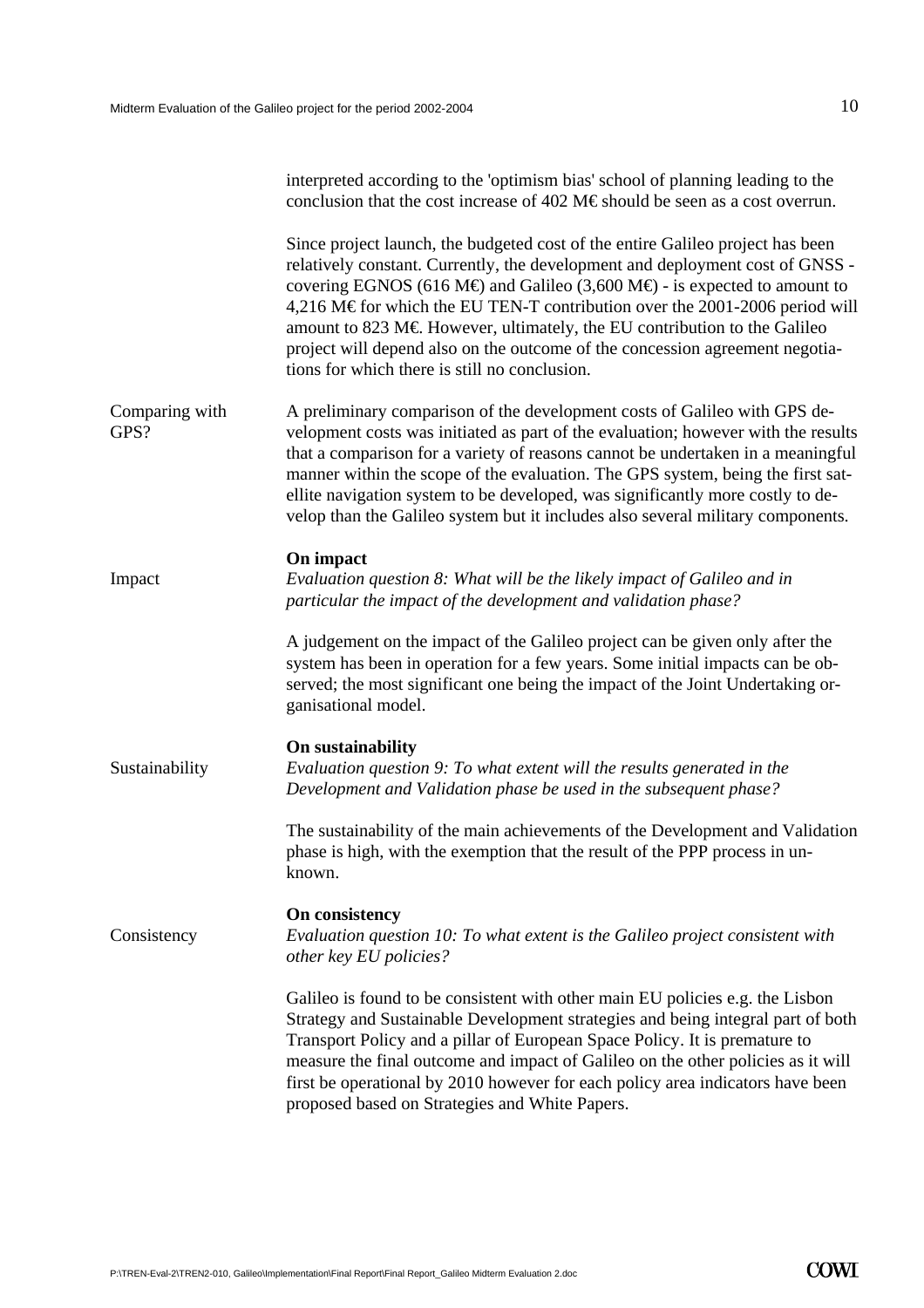interpreted according to the 'optimism bias' school of planning leading to the conclusion that the cost increase of 402 M€ should be seen as a cost overrun.

Since project launch, the budgeted cost of the entire Galileo project has been relatively constant. Currently, the development and deployment cost of GNSS - covering EGNOS (616 M€) and Galileo (3,600 M€) - is expected to amount to 4,216 M€ for which the EU TEN-T contribution over the 2001-2006 period will amount to 823 M€. However, ultimately, the EU contribution to the Galileo project will depend also on the outcome of the concession agreement negotiations for which there is still no conclusion.

Comparing with GPS?

A preliminary comparison of the development costs of Galileo with GPS development costs was initiated as part of the evaluation; however with the results that a comparison for a variety of reasons cannot be undertaken in a meaningful manner within the scope of the evaluation. The GPS system, being the first satellite navigation system to be developed, was significantly more costly to develop than the Galileo system but it includes also several military components.

Impact

**On impact**

*Evaluation question 8: What will be the likely impact of Galileo and in particular the impact of the development and validation phase?*

A judgement on the impact of the Galileo project can be given only after the system has been in operation for a few years. Some initial impacts can be observed; the most significant one being the impact of the Joint Undertaking organisational model.

Sustainability

**On sustainability**

*Evaluation question 9: To what extent will the results generated in the Development and Validation phase be used in the subsequent phase?*

The sustainability of the main achievements of the Development and Validation phase is high, with the exemption that the result of the PPP process in unknown.

Consistency

**On consistency**

*Evaluation question 10: To what extent is the Galileo project consistent with other key EU policies?*

Galileo is found to be consistent with other main EU policies e.g. the Lisbon Strategy and Sustainable Development strategies and being integral part of both Transport Policy and a pillar of European Space Policy. It is premature to measure the final outcome and impact of Galileo on the other policies as it will first be operational by 2010 however for each policy area indicators have been proposed based on Strategies and White Papers.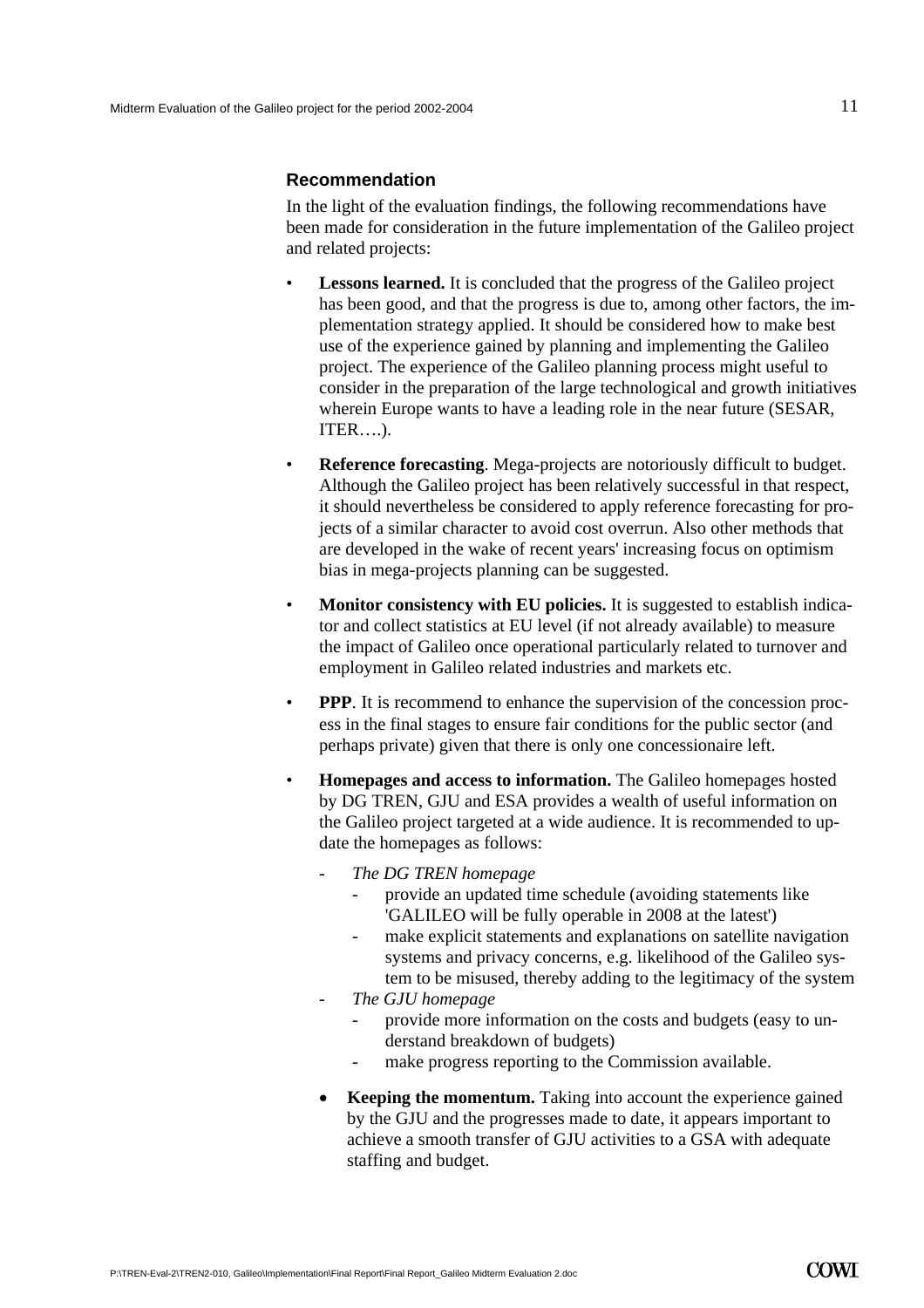### Recommendation

In the light of the evaluation findings, the following recommendations have been made for consideration in the future implementation of the Galileo project and related projects:

- **Lessons learned.** It is concluded that the progress of the Galileo project has been good, and that the progress is due to, among other factors, the implementation strategy applied. It should be considered how to make best use of the experience gained by planning and implementing the Galileo project. The experience of the Galileo planning process might useful to consider in the preparation of the large technological and growth initiatives wherein Europe wants to have a leading role in the near future (SESAR, ITER….).
- **Reference forecasting**. Mega-projects are notoriously difficult to budget. Although the Galileo project has been relatively successful in that respect, it should nevertheless be considered to apply reference forecasting for projects of a similar character to avoid cost overrun. Also other methods that are developed in the wake of recent years' increasing focus on optimism bias in mega-projects planning can be suggested.
- **Monitor consistency with EU policies.** It is suggested to establish indicator and collect statistics at EU level (if not already available) to measure the impact of Galileo once operational particularly related to turnover and employment in Galileo related industries and markets etc.
- **PPP**. It is recommend to enhance the supervision of the concession process in the final stages to ensure fair conditions for the public sector (and perhaps private) given that there is only one concessionaire left.
- **Homepages and access to information.** The Galileo homepages hosted by DG TREN, GJU and ESA provides a wealth of useful information on the Galileo project targeted at a wide audience. It is recommended to update the homepages as follows:
    - *The DG TREN homepage*
        - provide an updated time schedule (avoiding statements like 'GALILEO will be fully operable in 2008 at the latest')
        - make explicit statements and explanations on satellite navigation systems and privacy concerns, e.g. likelihood of the Galileo system to be misused, thereby adding to the legitimacy of the system
    - *The GJU homepage*
        - provide more information on the costs and budgets (easy to understand breakdown of budgets)
        - make progress reporting to the Commission available.
    - **Keeping the momentum.** Taking into account the experience gained by the GJU and the progresses made to date, it appears important to achieve a smooth transfer of GJU activities to a GSA with adequate staffing and budget.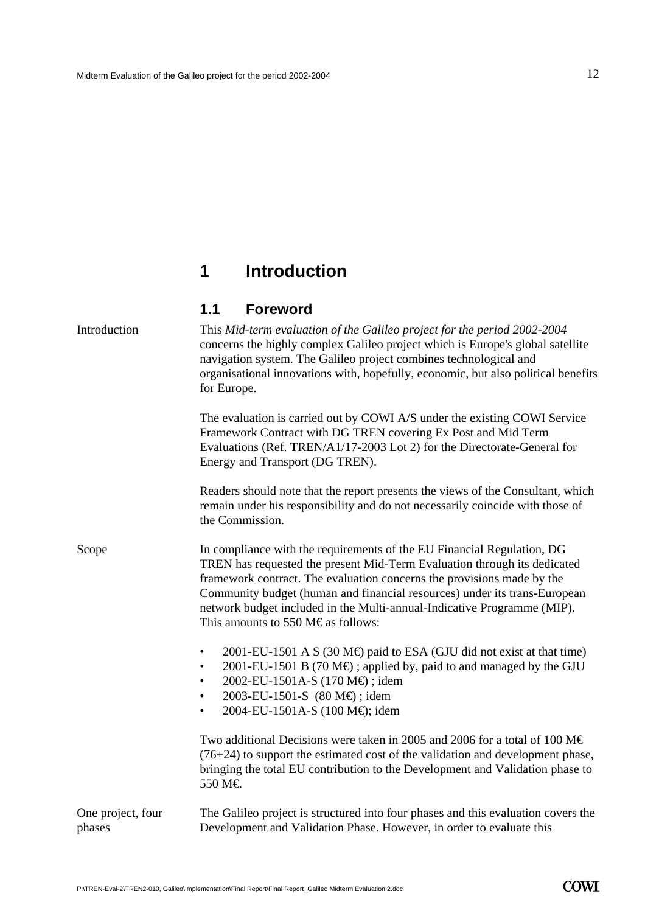# 1 Introduction

## 1.1 Foreword

Introduction

This *Mid-term evaluation of the Galileo project for the period 2002-2004* concerns the highly complex Galileo project which is Europe's global satellite navigation system. The Galileo project combines technological and organisational innovations with, hopefully, economic, but also political benefits for Europe.

The evaluation is carried out by COWI A/S under the existing COWI Service Framework Contract with DG TREN covering Ex Post and Mid Term Evaluations (Ref. TREN/A1/17-2003 Lot 2) for the Directorate-General for Energy and Transport (DG TREN).

Readers should note that the report presents the views of the Consultant, which remain under his responsibility and do not necessarily coincide with those of the Commission.

Scope

In compliance with the requirements of the EU Financial Regulation, DG TREN has requested the present Mid-Term Evaluation through its dedicated framework contract. The evaluation concerns the provisions made by the Community budget (human and financial resources) under its trans-European network budget included in the Multi-annual-Indicative Programme (MIP). This amounts to 550 M€ as follows:

- 2001-EU-1501 A S (30 M€) paid to ESA (GJU did not exist at that time)
- 2001-EU-1501 B (70 M€) ; applied by, paid to and managed by the GJU
- 2002-EU-1501A-S (170 M€) ; idem
- 2003-EU-1501-S (80 M€) ; idem
- 2004-EU-1501A-S (100 M€); idem

Two additional Decisions were taken in 2005 and 2006 for a total of 100 M€ (76+24) to support the estimated cost of the validation and development phase, bringing the total EU contribution to the Development and Validation phase to 550 M€.

One project, four phases

The Galileo project is structured into four phases and this evaluation covers the Development and Validation Phase. However, in order to evaluate this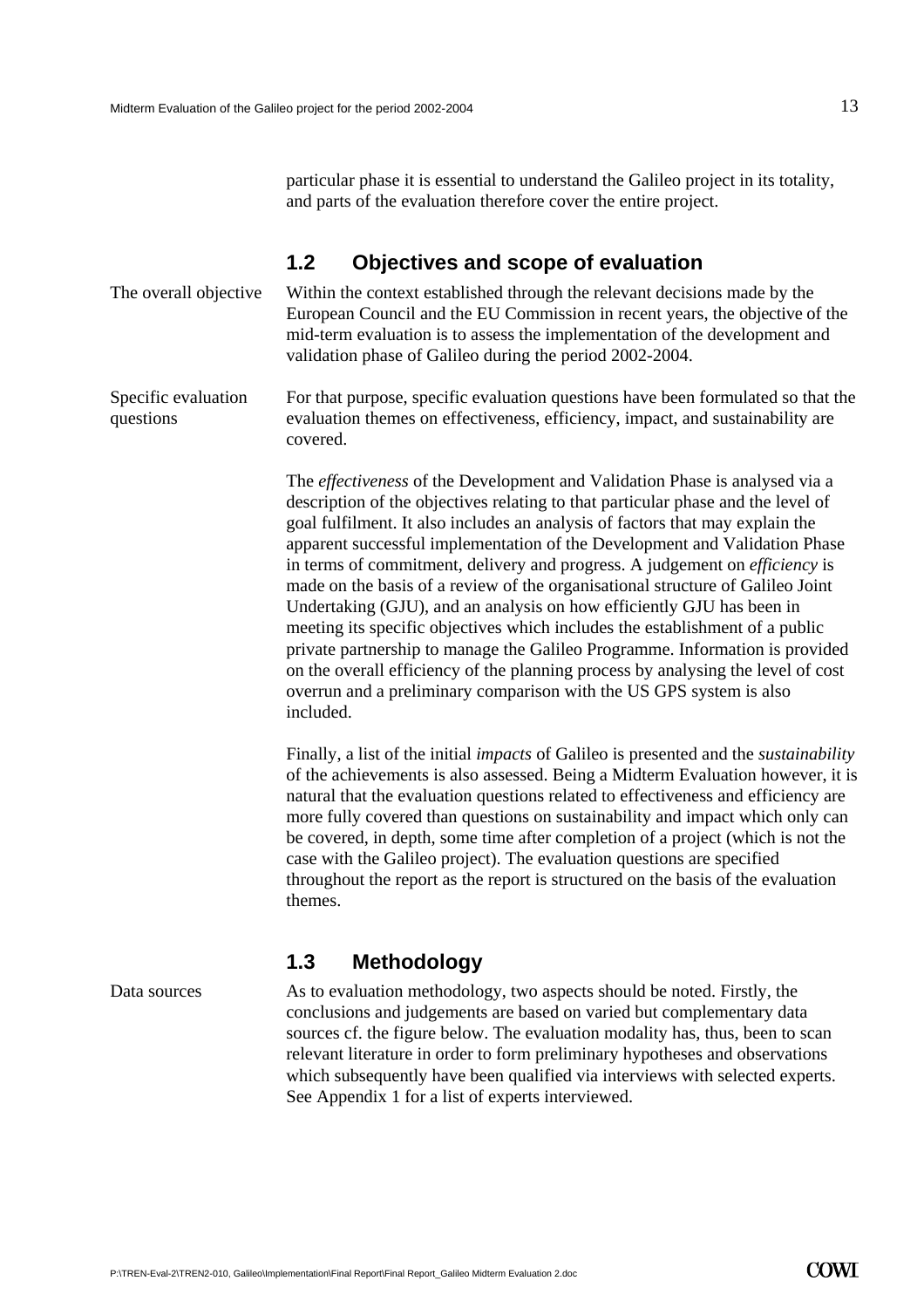particular phase it is essential to understand the Galileo project in its totality, and parts of the evaluation therefore cover the entire project.

## 1.2 Objectives and scope of evaluation

The overall objective

Within the context established through the relevant decisions made by the European Council and the EU Commission in recent years, the objective of the mid-term evaluation is to assess the implementation of the development and validation phase of Galileo during the period 2002-2004.

Specific evaluation questions

For that purpose, specific evaluation questions have been formulated so that the evaluation themes on effectiveness, efficiency, impact, and sustainability are covered.

The *effectiveness* of the Development and Validation Phase is analysed via a description of the objectives relating to that particular phase and the level of goal fulfilment. It also includes an analysis of factors that may explain the apparent successful implementation of the Development and Validation Phase in terms of commitment, delivery and progress. A judgement on *efficiency* is made on the basis of a review of the organisational structure of Galileo Joint Undertaking (GJU), and an analysis on how efficiently GJU has been in meeting its specific objectives which includes the establishment of a public private partnership to manage the Galileo Programme. Information is provided on the overall efficiency of the planning process by analysing the level of cost overrun and a preliminary comparison with the US GPS system is also included.

Finally, a list of the initial *impacts* of Galileo is presented and the *sustainability* of the achievements is also assessed. Being a Midterm Evaluation however, it is natural that the evaluation questions related to effectiveness and efficiency are more fully covered than questions on sustainability and impact which only can be covered, in depth, some time after completion of a project (which is not the case with the Galileo project). The evaluation questions are specified throughout the report as the report is structured on the basis of the evaluation themes.

## 1.3 Methodology

Data sources

As to evaluation methodology, two aspects should be noted. Firstly, the conclusions and judgements are based on varied but complementary data sources cf. the figure below. The evaluation modality has, thus, been to scan relevant literature in order to form preliminary hypotheses and observations which subsequently have been qualified via interviews with selected experts. See Appendix 1 for a list of experts interviewed.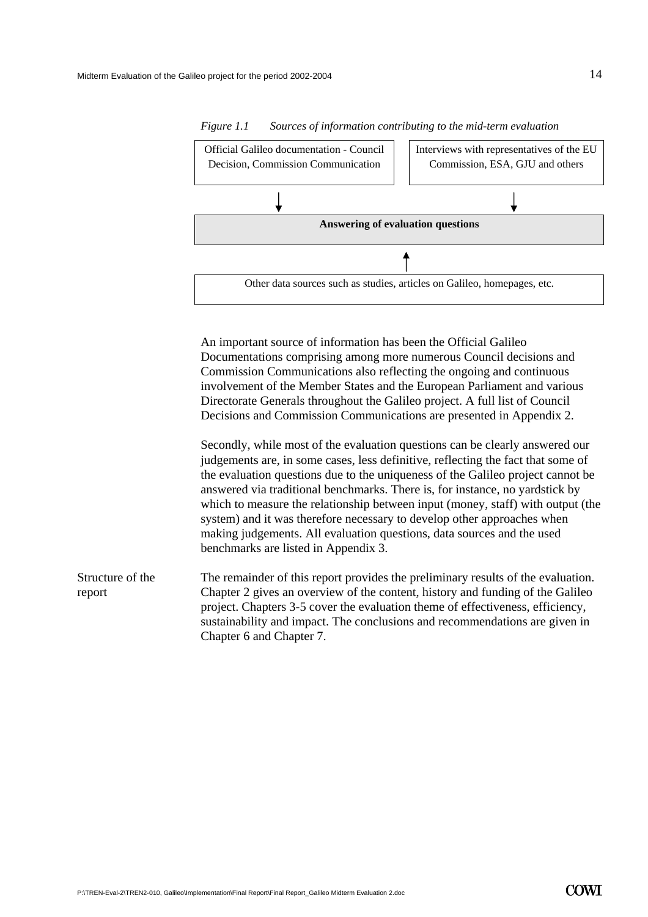*Figure 1.1 Sources of information contributing to the mid-term evaluation*

| Official Galileo documentation - Council Decision, Commission Communication | Interviews with representatives of the EU Commission, ESA, GJU and others |
| --- | --- |
| ↓ | ↓ |
| **Answering of evaluation questions** | |
| ↑ | |
| Other data sources such as studies, articles on Galileo, homepages, etc. | |

An important source of information has been the Official Galileo Documentations comprising among more numerous Council decisions and Commission Communications also reflecting the ongoing and continuous involvement of the Member States and the European Parliament and various Directorate Generals throughout the Galileo project. A full list of Council Decisions and Commission Communications are presented in Appendix 2.

Secondly, while most of the evaluation questions can be clearly answered our judgements are, in some cases, less definitive, reflecting the fact that some of the evaluation questions due to the uniqueness of the Galileo project cannot be answered via traditional benchmarks. There is, for instance, no yardstick by which to measure the relationship between input (money, staff) with output (the system) and it was therefore necessary to develop other approaches when making judgements. All evaluation questions, data sources and the used benchmarks are listed in Appendix 3.

Structure of the report

The remainder of this report provides the preliminary results of the evaluation. Chapter 2 gives an overview of the content, history and funding of the Galileo project. Chapters 3-5 cover the evaluation theme of effectiveness, efficiency, sustainability and impact. The conclusions and recommendations are given in Chapter 6 and Chapter 7.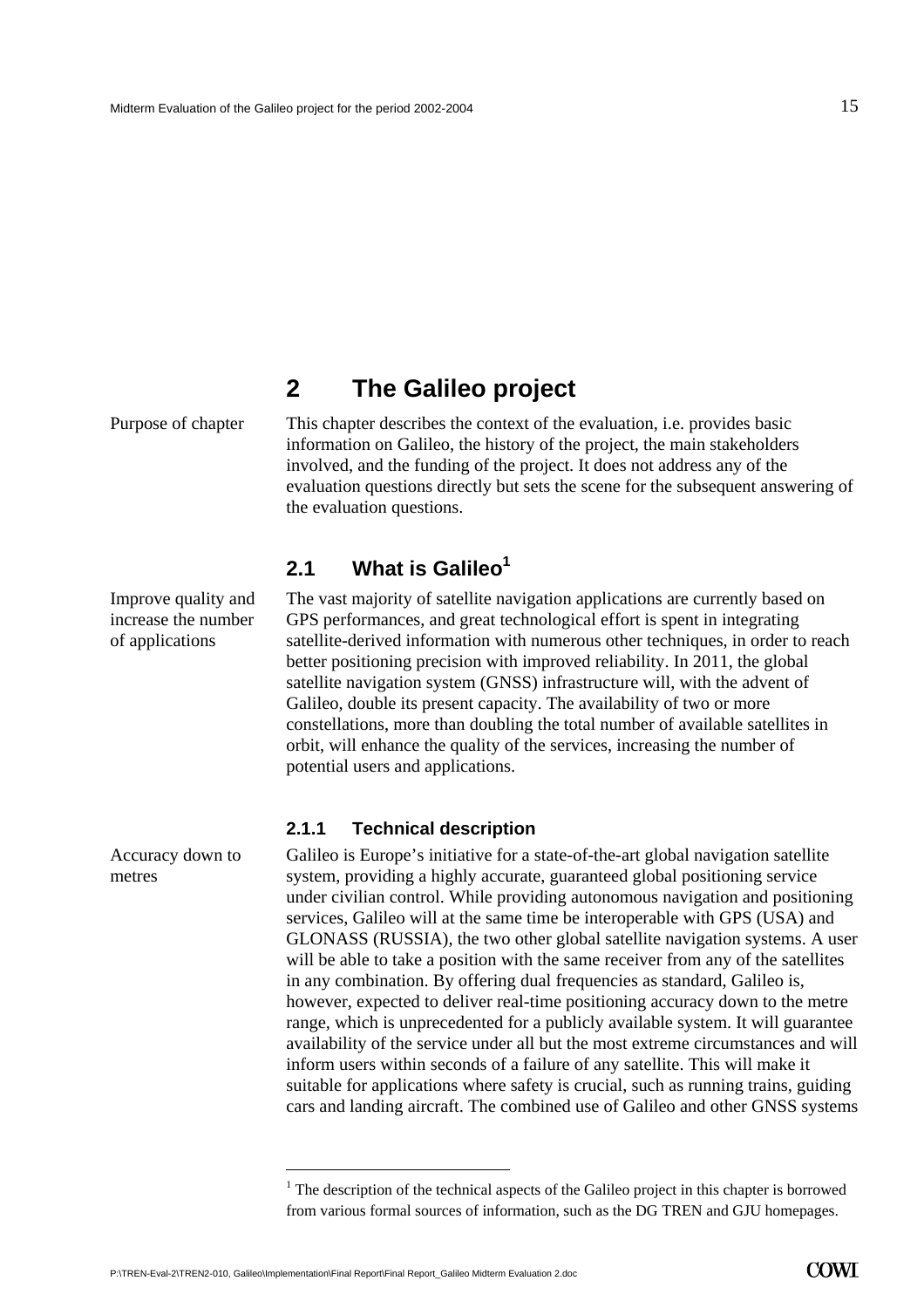# 2 The Galileo project

Purpose of chapter

This chapter describes the context of the evaluation, i.e. provides basic information on Galileo, the history of the project, the main stakeholders involved, and the funding of the project. It does not address any of the evaluation questions directly but sets the scene for the subsequent answering of the evaluation questions.

## 2.1 What is Galileo[1]

Improve quality and increase the number of applications

The vast majority of satellite navigation applications are currently based on GPS performances, and great technological effort is spent in integrating satellite-derived information with numerous other techniques, in order to reach better positioning precision with improved reliability. In 2011, the global satellite navigation system (GNSS) infrastructure will, with the advent of Galileo, double its present capacity. The availability of two or more constellations, more than doubling the total number of available satellites in orbit, will enhance the quality of the services, increasing the number of potential users and applications.

### 2.1.1 Technical description

Accuracy down to metres

Galileo is Europe's initiative for a state-of-the-art global navigation satellite system, providing a highly accurate, guaranteed global positioning service under civilian control. While providing autonomous navigation and positioning services, Galileo will at the same time be interoperable with GPS (USA) and GLONASS (RUSSIA), the two other global satellite navigation systems. A user will be able to take a position with the same receiver from any of the satellites in any combination. By offering dual frequencies as standard, Galileo is, however, expected to deliver real-time positioning accuracy down to the metre range, which is unprecedented for a publicly available system. It will guarantee availability of the service under all but the most extreme circumstances and will inform users within seconds of a failure of any satellite. This will make it suitable for applications where safety is crucial, such as running trains, guiding cars and landing aircraft. The combined use of Galileo and other GNSS systems

[1] The description of the technical aspects of the Galileo project in this chapter is borrowed from various formal sources of information, such as the DG TREN and GJU homepages.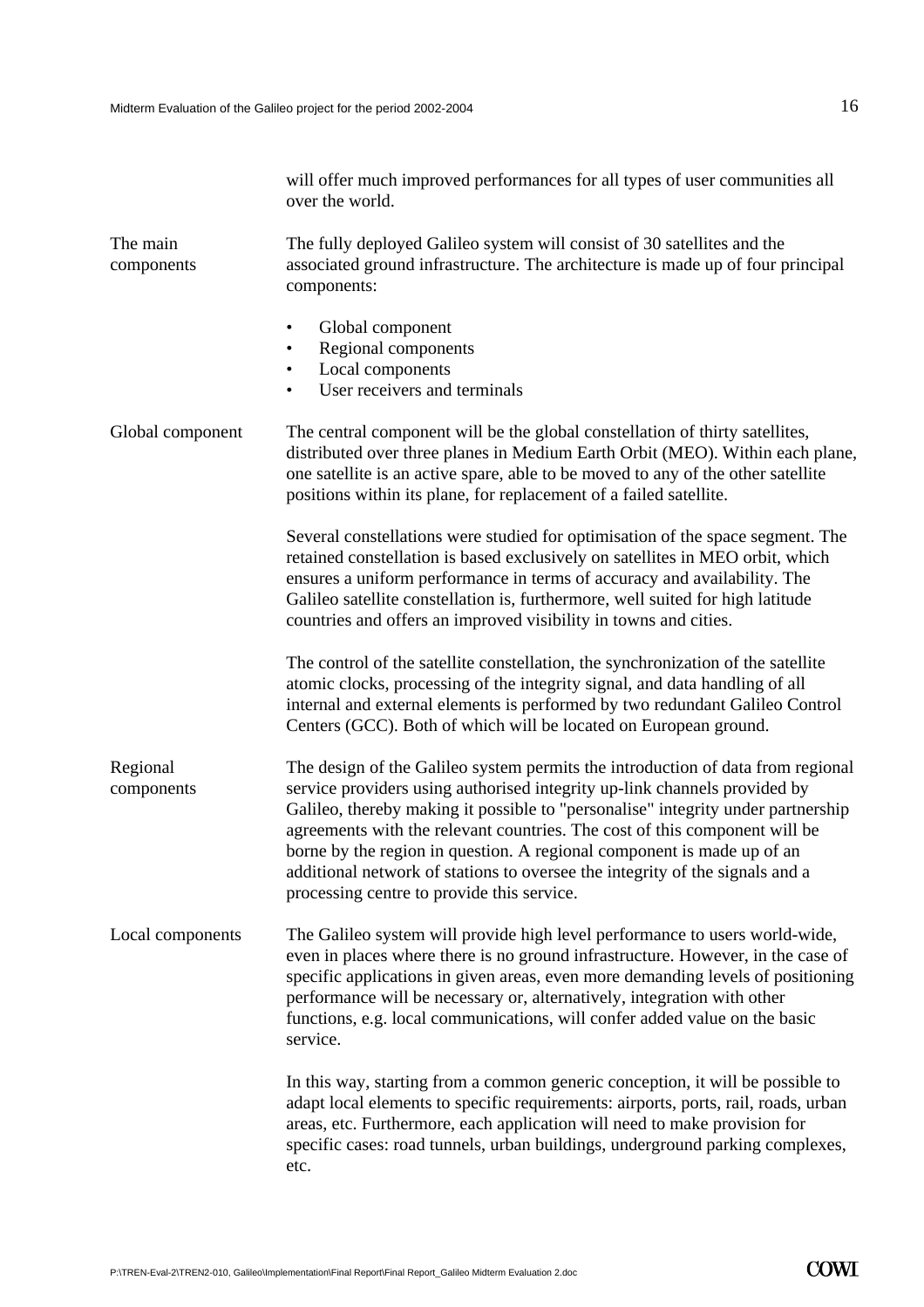will offer much improved performances for all types of user communities all over the world.

**The main components**

The fully deployed Galileo system will consist of 30 satellites and the associated ground infrastructure. The architecture is made up of four principal components:

- Global component
- Regional components
- Local components
- User receivers and terminals

**Global component**

The central component will be the global constellation of thirty satellites, distributed over three planes in Medium Earth Orbit (MEO). Within each plane, one satellite is an active spare, able to be moved to any of the other satellite positions within its plane, for replacement of a failed satellite.

Several constellations were studied for optimisation of the space segment. The retained constellation is based exclusively on satellites in MEO orbit, which ensures a uniform performance in terms of accuracy and availability. The Galileo satellite constellation is, furthermore, well suited for high latitude countries and offers an improved visibility in towns and cities.

The control of the satellite constellation, the synchronization of the satellite atomic clocks, processing of the integrity signal, and data handling of all internal and external elements is performed by two redundant Galileo Control Centers (GCC). Both of which will be located on European ground.

**Regional components**

The design of the Galileo system permits the introduction of data from regional service providers using authorised integrity up-link channels provided by Galileo, thereby making it possible to "personalise" integrity under partnership agreements with the relevant countries. The cost of this component will be borne by the region in question. A regional component is made up of an additional network of stations to oversee the integrity of the signals and a processing centre to provide this service.

**Local components**

The Galileo system will provide high level performance to users world-wide, even in places where there is no ground infrastructure. However, in the case of specific applications in given areas, even more demanding levels of positioning performance will be necessary or, alternatively, integration with other functions, e.g. local communications, will confer added value on the basic service.

In this way, starting from a common generic conception, it will be possible to adapt local elements to specific requirements: airports, ports, rail, roads, urban areas, etc. Furthermore, each application will need to make provision for specific cases: road tunnels, urban buildings, underground parking complexes, etc.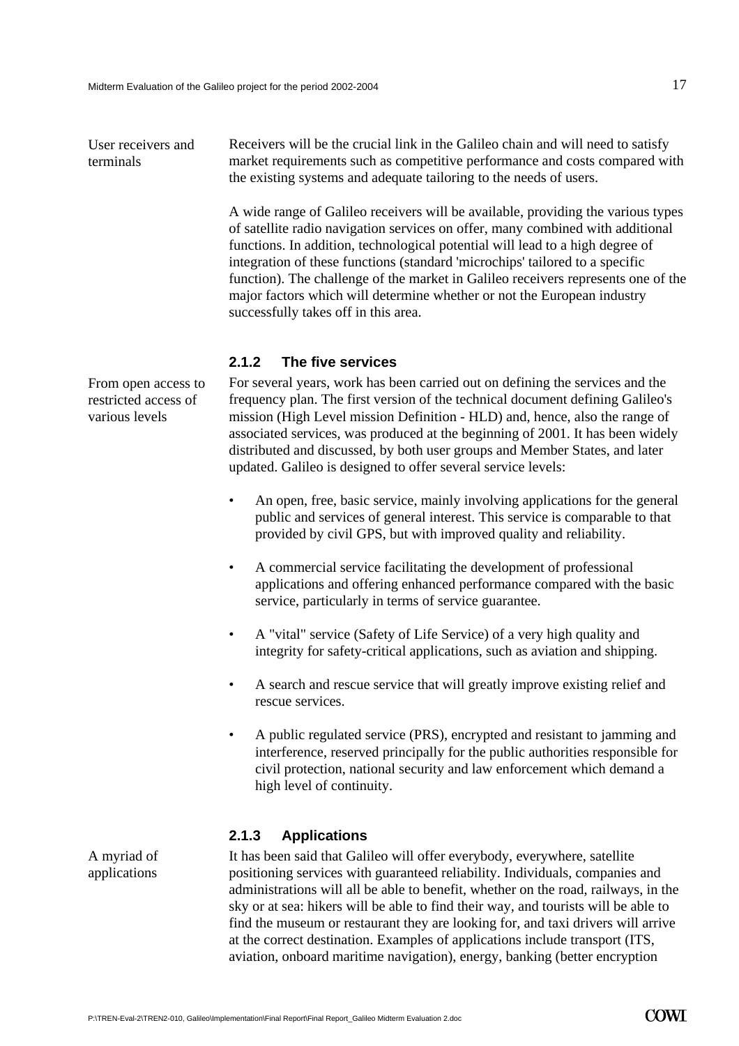User receivers and terminals

Receivers will be the crucial link in the Galileo chain and will need to satisfy market requirements such as competitive performance and costs compared with the existing systems and adequate tailoring to the needs of users.

A wide range of Galileo receivers will be available, providing the various types of satellite radio navigation services on offer, many combined with additional functions. In addition, technological potential will lead to a high degree of integration of these functions (standard 'microchips' tailored to a specific function). The challenge of the market in Galileo receivers represents one of the major factors which will determine whether or not the European industry successfully takes off in this area.

### 2.1.2 The five services

From open access to restricted access of various levels

For several years, work has been carried out on defining the services and the frequency plan. The first version of the technical document defining Galileo's mission (High Level mission Definition - HLD) and, hence, also the range of associated services, was produced at the beginning of 2001. It has been widely distributed and discussed, by both user groups and Member States, and later updated. Galileo is designed to offer several service levels:

- An open, free, basic service, mainly involving applications for the general public and services of general interest. This service is comparable to that provided by civil GPS, but with improved quality and reliability.
- A commercial service facilitating the development of professional applications and offering enhanced performance compared with the basic service, particularly in terms of service guarantee.
- A "vital" service (Safety of Life Service) of a very high quality and integrity for safety-critical applications, such as aviation and shipping.
- A search and rescue service that will greatly improve existing relief and rescue services.
- A public regulated service (PRS), encrypted and resistant to jamming and interference, reserved principally for the public authorities responsible for civil protection, national security and law enforcement which demand a high level of continuity.

### 2.1.3 Applications

A myriad of applications

It has been said that Galileo will offer everybody, everywhere, satellite positioning services with guaranteed reliability. Individuals, companies and administrations will all be able to benefit, whether on the road, railways, in the sky or at sea: hikers will be able to find their way, and tourists will be able to find the museum or restaurant they are looking for, and taxi drivers will arrive at the correct destination. Examples of applications include transport (ITS, aviation, onboard maritime navigation), energy, banking (better encryption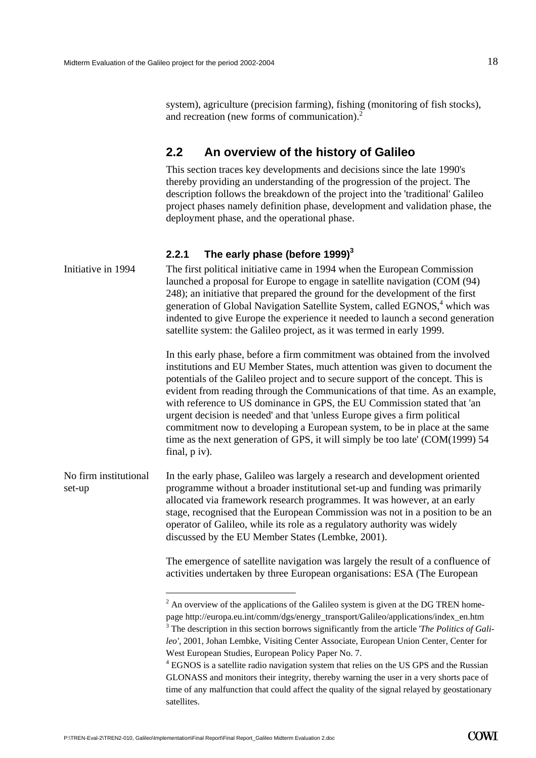system), agriculture (precision farming), fishing (monitoring of fish stocks), and recreation (new forms of communication).[2]

## 2.2 An overview of the history of Galileo

This section traces key developments and decisions since the late 1990's thereby providing an understanding of the progression of the project. The description follows the breakdown of the project into the 'traditional' Galileo project phases namely definition phase, development and validation phase, the deployment phase, and the operational phase.

### 2.2.1 The early phase (before 1999)[3]

Initiative in 1994

The first political initiative came in 1994 when the European Commission launched a proposal for Europe to engage in satellite navigation (COM (94) 248); an initiative that prepared the ground for the development of the first generation of Global Navigation Satellite System, called EGNOS,[4] which was indented to give Europe the experience it needed to launch a second generation satellite system: the Galileo project, as it was termed in early 1999.

In this early phase, before a firm commitment was obtained from the involved institutions and EU Member States, much attention was given to document the potentials of the Galileo project and to secure support of the concept. This is evident from reading through the Communications of that time. As an example, with reference to US dominance in GPS, the EU Commission stated that 'an urgent decision is needed' and that 'unless Europe gives a firm political commitment now to developing a European system, to be in place at the same time as the next generation of GPS, it will simply be too late' (COM(1999) 54 final, p iv).

No firm institutional set-up

In the early phase, Galileo was largely a research and development oriented programme without a broader institutional set-up and funding was primarily allocated via framework research programmes. It was however, at an early stage, recognised that the European Commission was not in a position to be an operator of Galileo, while its role as a regulatory authority was widely discussed by the EU Member States (Lembke, 2001).

The emergence of satellite navigation was largely the result of a confluence of activities undertaken by three European organisations: ESA (The European

---

[2] An overview of the applications of the Galileo system is given at the DG TREN homepage http://europa.eu.int/comm/dgs/energy_transport/Galileo/applications/index_en.htm

[3] The description in this section borrows significantly from the article '*The Politics of Galileo'*, 2001, Johan Lembke, Visiting Center Associate, European Union Center, Center for West European Studies, European Policy Paper No. 7.

[4] EGNOS is a satellite radio navigation system that relies on the US GPS and the Russian GLONASS and monitors their integrity, thereby warning the user in a very shorts pace of time of any malfunction that could affect the quality of the signal relayed by geostationary satellites.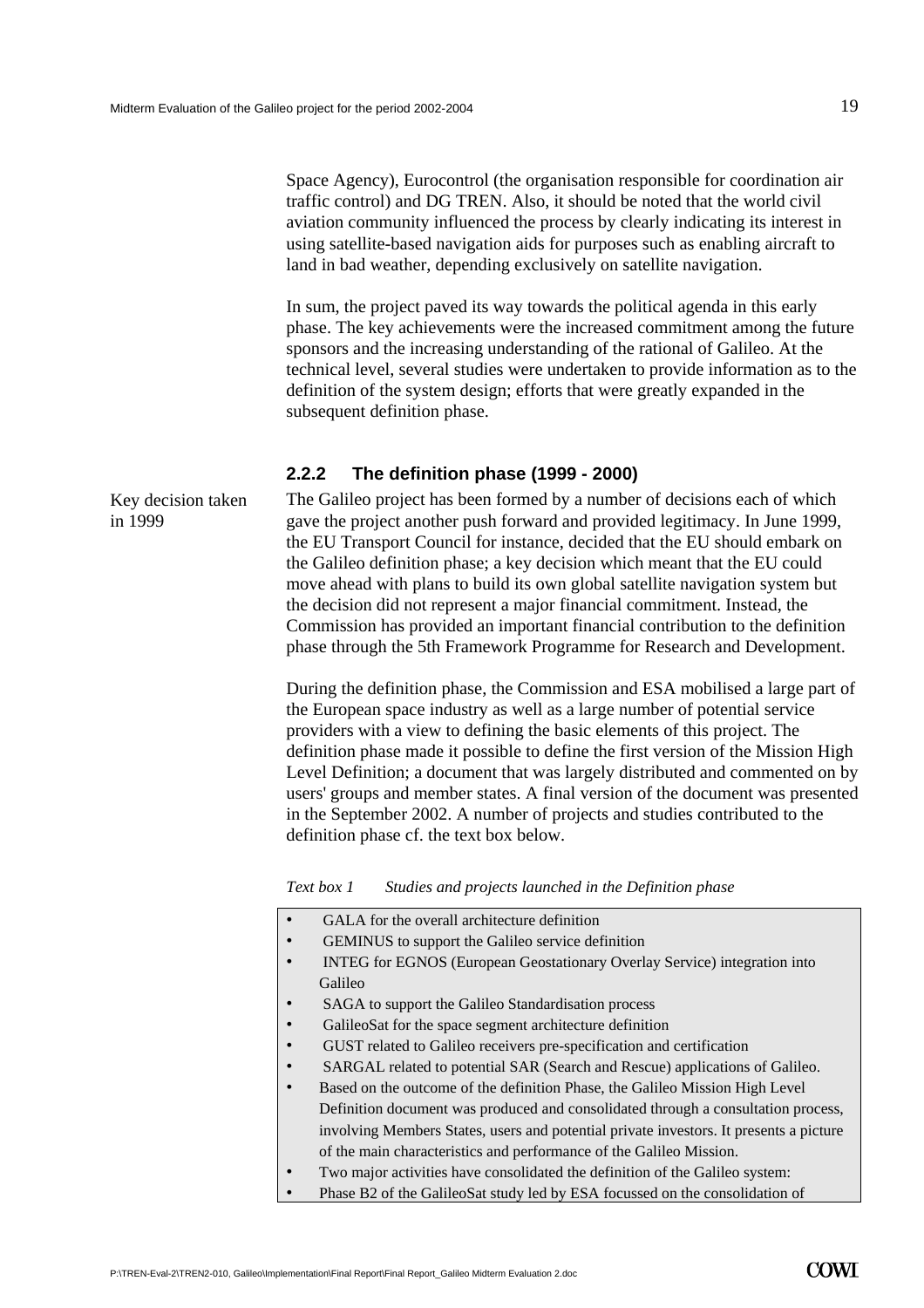Space Agency), Eurocontrol (the organisation responsible for coordination air traffic control) and DG TREN. Also, it should be noted that the world civil aviation community influenced the process by clearly indicating its interest in using satellite-based navigation aids for purposes such as enabling aircraft to land in bad weather, depending exclusively on satellite navigation.

In sum, the project paved its way towards the political agenda in this early phase. The key achievements were the increased commitment among the future sponsors and the increasing understanding of the rational of Galileo. At the technical level, several studies were undertaken to provide information as to the definition of the system design; efforts that were greatly expanded in the subsequent definition phase.

### 2.2.2 The definition phase (1999 - 2000)

Key decision taken in 1999

The Galileo project has been formed by a number of decisions each of which gave the project another push forward and provided legitimacy. In June 1999, the EU Transport Council for instance, decided that the EU should embark on the Galileo definition phase; a key decision which meant that the EU could move ahead with plans to build its own global satellite navigation system but the decision did not represent a major financial commitment. Instead, the Commission has provided an important financial contribution to the definition phase through the 5th Framework Programme for Research and Development.

During the definition phase, the Commission and ESA mobilised a large part of the European space industry as well as a large number of potential service providers with a view to defining the basic elements of this project. The definition phase made it possible to define the first version of the Mission High Level Definition; a document that was largely distributed and commented on by users' groups and member states. A final version of the document was presented in the September 2002. A number of projects and studies contributed to the definition phase cf. the text box below.

*Text box 1 Studies and projects launched in the Definition phase*

- GALA for the overall architecture definition
- GEMINUS to support the Galileo service definition
- INTEG for EGNOS (European Geostationary Overlay Service) integration into Galileo
- SAGA to support the Galileo Standardisation process
- GalileoSat for the space segment architecture definition
- GUST related to Galileo receivers pre-specification and certification
- SARGAL related to potential SAR (Search and Rescue) applications of Galileo.
- Based on the outcome of the definition Phase, the Galileo Mission High Level Definition document was produced and consolidated through a consultation process, involving Members States, users and potential private investors. It presents a picture of the main characteristics and performance of the Galileo Mission.
- Two major activities have consolidated the definition of the Galileo system:
- Phase B2 of the GalileoSat study led by ESA focussed on the consolidation of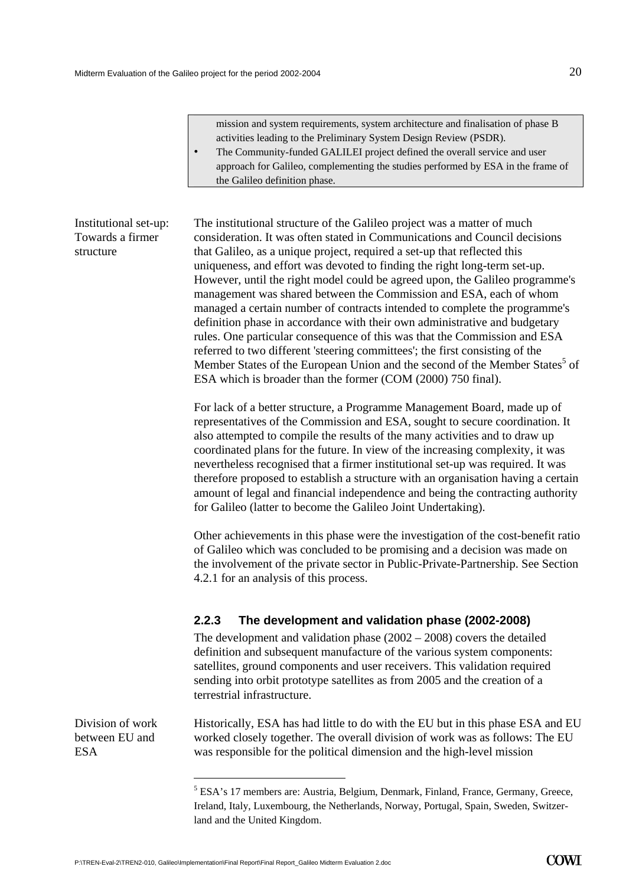mission and system requirements, system architecture and finalisation of phase B activities leading to the Preliminary System Design Review (PSDR).

- The Community-funded GALILEI project defined the overall service and user approach for Galileo, complementing the studies performed by ESA in the frame of the Galileo definition phase.

Institutional set-up: Towards a firmer structure

The institutional structure of the Galileo project was a matter of much consideration. It was often stated in Communications and Council decisions that Galileo, as a unique project, required a set-up that reflected this uniqueness, and effort was devoted to finding the right long-term set-up. However, until the right model could be agreed upon, the Galileo programme's management was shared between the Commission and ESA, each of whom managed a certain number of contracts intended to complete the programme's definition phase in accordance with their own administrative and budgetary rules. One particular consequence of this was that the Commission and ESA referred to two different 'steering committees'; the first consisting of the Member States of the European Union and the second of the Member States[5] of ESA which is broader than the former (COM (2000) 750 final).

For lack of a better structure, a Programme Management Board, made up of representatives of the Commission and ESA, sought to secure coordination. It also attempted to compile the results of the many activities and to draw up coordinated plans for the future. In view of the increasing complexity, it was nevertheless recognised that a firmer institutional set-up was required. It was therefore proposed to establish a structure with an organisation having a certain amount of legal and financial independence and being the contracting authority for Galileo (latter to become the Galileo Joint Undertaking).

Other achievements in this phase were the investigation of the cost-benefit ratio of Galileo which was concluded to be promising and a decision was made on the involvement of the private sector in Public-Private-Partnership. See Section 4.2.1 for an analysis of this process.

### 2.2.3 The development and validation phase (2002-2008)

The development and validation phase (2002 – 2008) covers the detailed definition and subsequent manufacture of the various system components: satellites, ground components and user receivers. This validation required sending into orbit prototype satellites as from 2005 and the creation of a terrestrial infrastructure.

Division of work between EU and ESA

Historically, ESA has had little to do with the EU but in this phase ESA and EU worked closely together. The overall division of work was as follows: The EU was responsible for the political dimension and the high-level mission

[5] ESA's 17 members are: Austria, Belgium, Denmark, Finland, France, Germany, Greece, Ireland, Italy, Luxembourg, the Netherlands, Norway, Portugal, Spain, Sweden, Switzerland and the United Kingdom.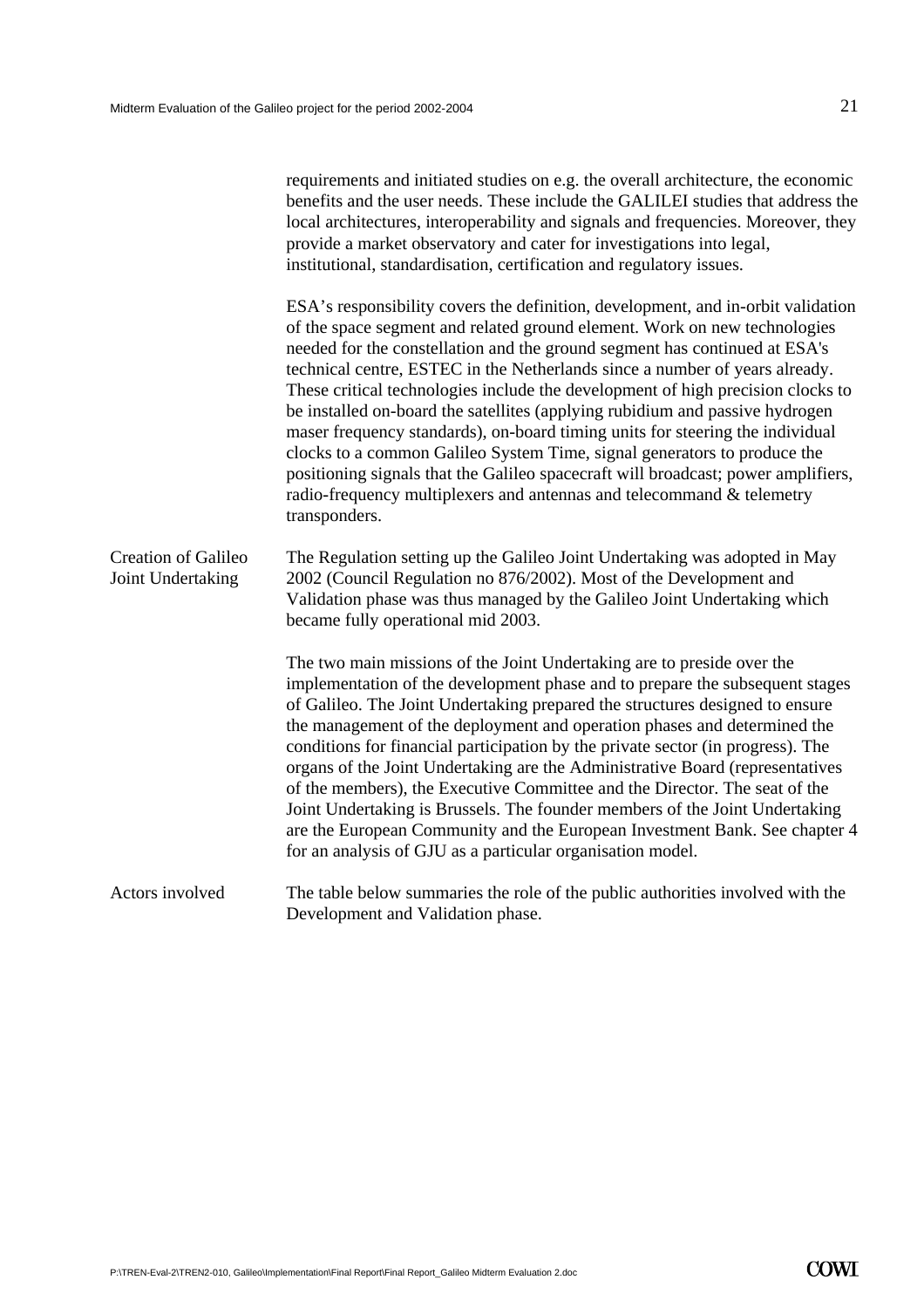requirements and initiated studies on e.g. the overall architecture, the economic benefits and the user needs. These include the GALILEI studies that address the local architectures, interoperability and signals and frequencies. Moreover, they provide a market observatory and cater for investigations into legal, institutional, standardisation, certification and regulatory issues.

ESA's responsibility covers the definition, development, and in-orbit validation of the space segment and related ground element. Work on new technologies needed for the constellation and the ground segment has continued at ESA's technical centre, ESTEC in the Netherlands since a number of years already. These critical technologies include the development of high precision clocks to be installed on-board the satellites (applying rubidium and passive hydrogen maser frequency standards), on-board timing units for steering the individual clocks to a common Galileo System Time, signal generators to produce the positioning signals that the Galileo spacecraft will broadcast; power amplifiers, radio-frequency multiplexers and antennas and telecommand & telemetry transponders.

**Creation of Galileo Joint Undertaking**

The Regulation setting up the Galileo Joint Undertaking was adopted in May 2002 (Council Regulation no 876/2002). Most of the Development and Validation phase was thus managed by the Galileo Joint Undertaking which became fully operational mid 2003.

The two main missions of the Joint Undertaking are to preside over the implementation of the development phase and to prepare the subsequent stages of Galileo. The Joint Undertaking prepared the structures designed to ensure the management of the deployment and operation phases and determined the conditions for financial participation by the private sector (in progress). The organs of the Joint Undertaking are the Administrative Board (representatives of the members), the Executive Committee and the Director. The seat of the Joint Undertaking is Brussels. The founder members of the Joint Undertaking are the European Community and the European Investment Bank. See chapter 4 for an analysis of GJU as a particular organisation model.

**Actors involved**

The table below summaries the role of the public authorities involved with the Development and Validation phase.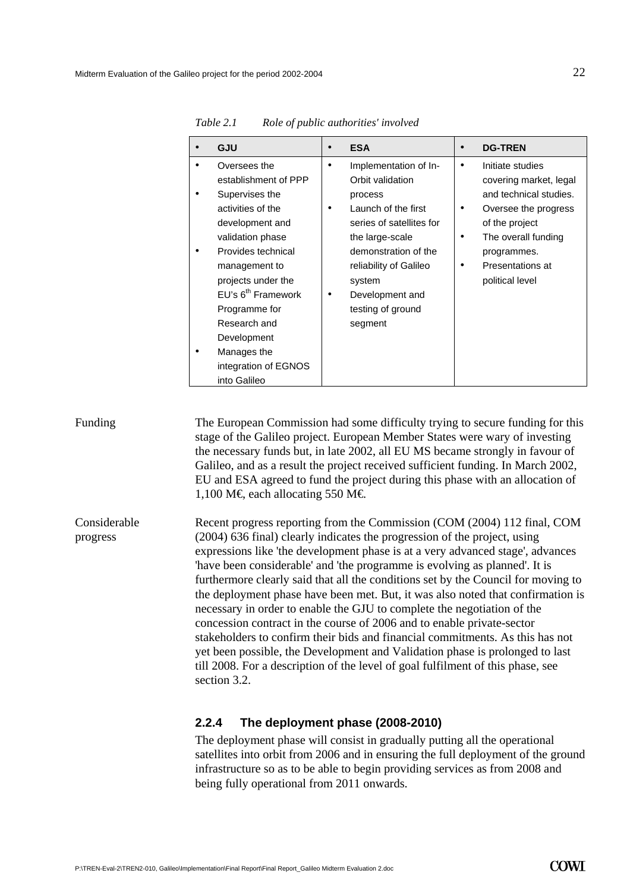*Table 2.1 Role of public authorities' involved*

| • GJU | • ESA | • DG-TREN |
|---|---|---|
| • Oversees the establishment of PPP<br>• Supervises the activities of the development and validation phase<br>• Provides technical management to projects under the EU's 6th Framework Programme for Research and Development<br>• Manages the integration of EGNOS into Galileo | • Implementation of In-Orbit validation process<br>• Launch of the first series of satellites for the large-scale demonstration of the reliability of Galileo system<br>• Development and testing of ground segment | • Initiate studies covering market, legal and technical studies.<br>• Oversee the progress of the project<br>• The overall funding programmes.<br>• Presentations at political level |

Funding

The European Commission had some difficulty trying to secure funding for this stage of the Galileo project. European Member States were wary of investing the necessary funds but, in late 2002, all EU MS became strongly in favour of Galileo, and as a result the project received sufficient funding. In March 2002, EU and ESA agreed to fund the project during this phase with an allocation of 1,100 M€, each allocating 550 M€.

Considerable progress

Recent progress reporting from the Commission (COM (2004) 112 final, COM (2004) 636 final) clearly indicates the progression of the project, using expressions like 'the development phase is at a very advanced stage', advances 'have been considerable' and 'the programme is evolving as planned'. It is furthermore clearly said that all the conditions set by the Council for moving to the deployment phase have been met. But, it was also noted that confirmation is necessary in order to enable the GJU to complete the negotiation of the concession contract in the course of 2006 and to enable private-sector stakeholders to confirm their bids and financial commitments. As this has not yet been possible, the Development and Validation phase is prolonged to last till 2008. For a description of the level of goal fulfilment of this phase, see section 3.2.

### 2.2.4 The deployment phase (2008-2010)

The deployment phase will consist in gradually putting all the operational satellites into orbit from 2006 and in ensuring the full deployment of the ground infrastructure so as to be able to begin providing services as from 2008 and being fully operational from 2011 onwards.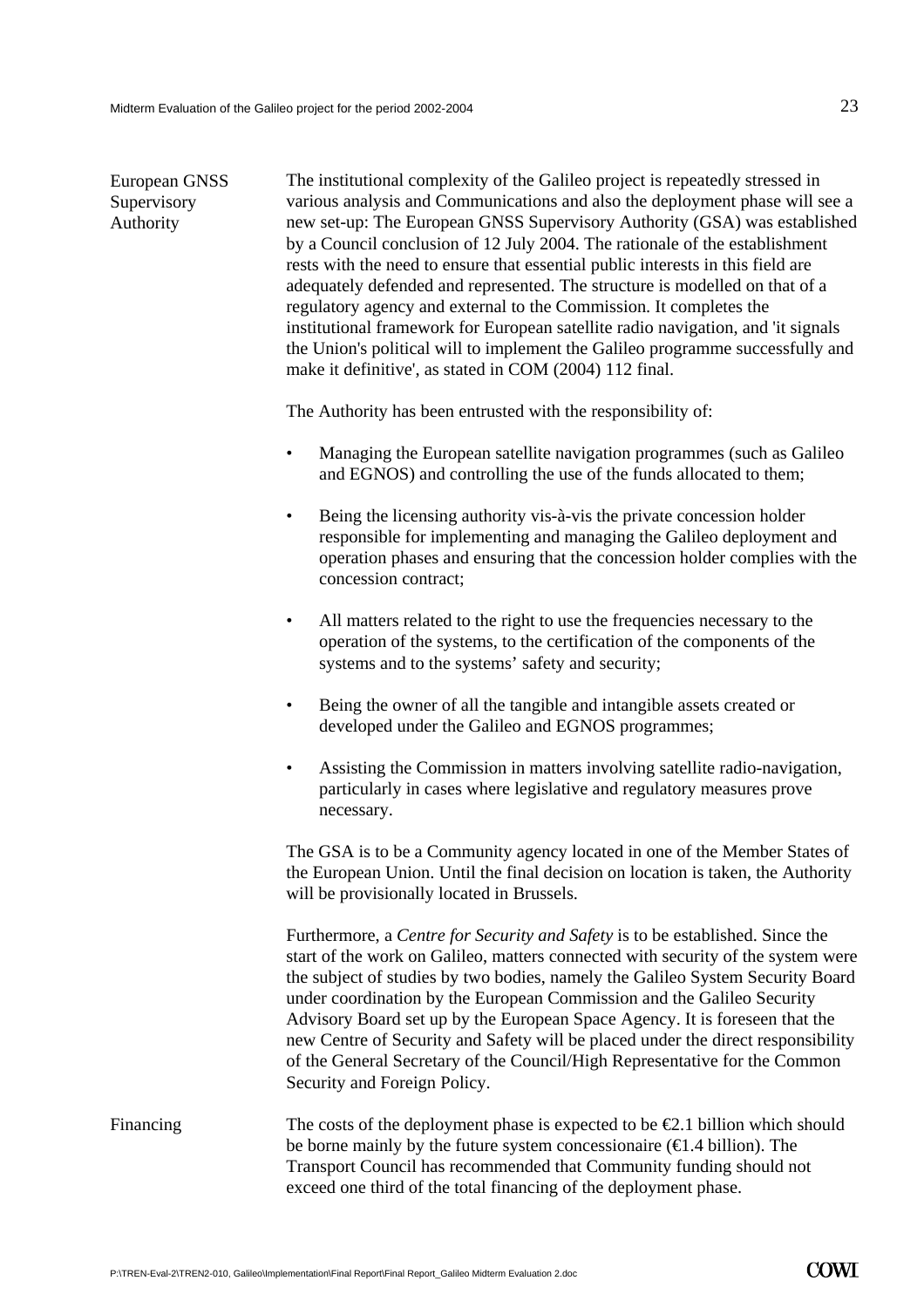## European GNSS Supervisory Authority

The institutional complexity of the Galileo project is repeatedly stressed in various analysis and Communications and also the deployment phase will see a new set-up: The European GNSS Supervisory Authority (GSA) was established by a Council conclusion of 12 July 2004. The rationale of the establishment rests with the need to ensure that essential public interests in this field are adequately defended and represented. The structure is modelled on that of a regulatory agency and external to the Commission. It completes the institutional framework for European satellite radio navigation, and 'it signals the Union's political will to implement the Galileo programme successfully and make it definitive', as stated in COM (2004) 112 final.

The Authority has been entrusted with the responsibility of:

- Managing the European satellite navigation programmes (such as Galileo and EGNOS) and controlling the use of the funds allocated to them;
- Being the licensing authority vis-à-vis the private concession holder responsible for implementing and managing the Galileo deployment and operation phases and ensuring that the concession holder complies with the concession contract;
- All matters related to the right to use the frequencies necessary to the operation of the systems, to the certification of the components of the systems and to the systems' safety and security;
- Being the owner of all the tangible and intangible assets created or developed under the Galileo and EGNOS programmes;
- Assisting the Commission in matters involving satellite radio-navigation, particularly in cases where legislative and regulatory measures prove necessary.

The GSA is to be a Community agency located in one of the Member States of the European Union. Until the final decision on location is taken, the Authority will be provisionally located in Brussels.

Furthermore, a *Centre for Security and Safety* is to be established. Since the start of the work on Galileo, matters connected with security of the system were the subject of studies by two bodies, namely the Galileo System Security Board under coordination by the European Commission and the Galileo Security Advisory Board set up by the European Space Agency. It is foreseen that the new Centre of Security and Safety will be placed under the direct responsibility of the General Secretary of the Council/High Representative for the Common Security and Foreign Policy.

## Financing

The costs of the deployment phase is expected to be €2.1 billion which should be borne mainly by the future system concessionaire (€1.4 billion). The Transport Council has recommended that Community funding should not exceed one third of the total financing of the deployment phase.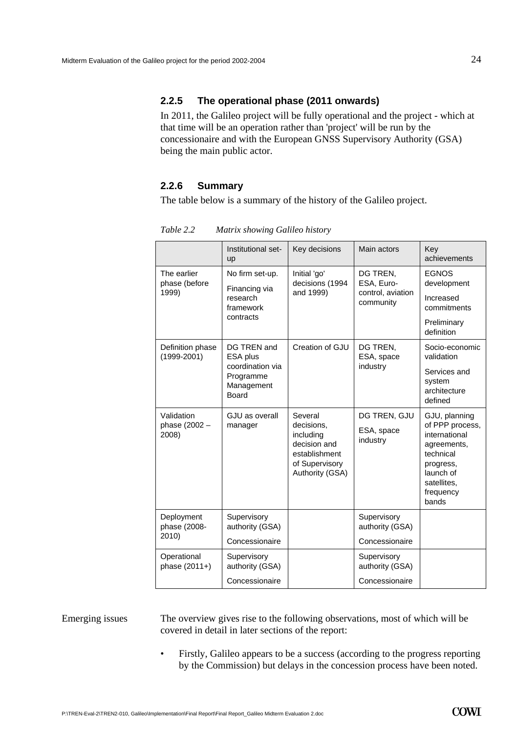### 2.2.5 The operational phase (2011 onwards)

In 2011, the Galileo project will be fully operational and the project - which at that time will be an operation rather than 'project' will be run by the concessionaire and with the European GNSS Supervisory Authority (GSA) being the main public actor.

### 2.2.6 Summary

The table below is a summary of the history of the Galileo project.

*Table 2.2 Matrix showing Galileo history*

| | Institutional set-up | Key decisions | Main actors | Key achievements |
|---|---|---|---|---|
| The earlier phase (before 1999) | No firm set-up. Financing via research framework contracts | Initial 'go' decisions (1994 and 1999) | DG TREN, ESA, Euro-control, aviation community | EGNOS development Increased commitments Preliminary definition |
| Definition phase (1999-2001) | DG TREN and ESA plus coordination via Programme Management Board | Creation of GJU | DG TREN, ESA, space industry | Socio-economic validation Services and system architecture defined |
| Validation phase (2002 – 2008) | GJU as overall manager | Several decisions, including decision and establishment of Supervisory Authority (GSA) | DG TREN, GJU ESA, space industry | GJU, planning of PPP process, international agreements, technical progress, launch of satellites, frequency bands |
| Deployment phase (2008-2010) | Supervisory authority (GSA) Concessionaire | | Supervisory authority (GSA) Concessionaire | |
| Operational phase (2011+) | Supervisory authority (GSA) Concessionaire | | Supervisory authority (GSA) Concessionaire | |

Emerging issues

The overview gives rise to the following observations, most of which will be covered in detail in later sections of the report:

- Firstly, Galileo appears to be a success (according to the progress reporting by the Commission) but delays in the concession process have been noted.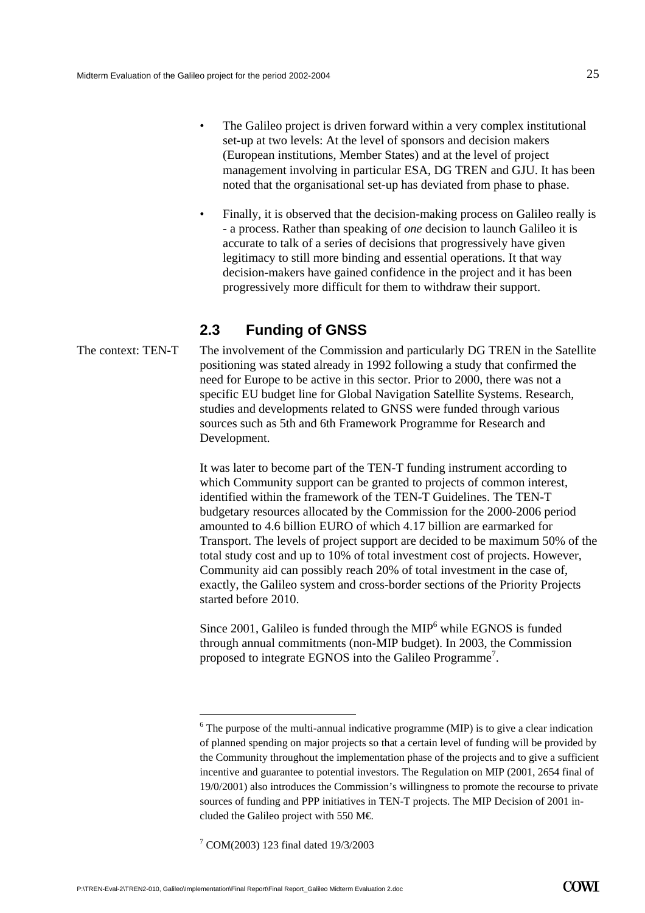- The Galileo project is driven forward within a very complex institutional set-up at two levels: At the level of sponsors and decision makers (European institutions, Member States) and at the level of project management involving in particular ESA, DG TREN and GJU. It has been noted that the organisational set-up has deviated from phase to phase.

- Finally, it is observed that the decision-making process on Galileo really is - a process. Rather than speaking of *one* decision to launch Galileo it is accurate to talk of a series of decisions that progressively have given legitimacy to still more binding and essential operations. It that way decision-makers have gained confidence in the project and it has been progressively more difficult for them to withdraw their support.

## 2.3 Funding of GNSS

The context: TEN-T

The involvement of the Commission and particularly DG TREN in the Satellite positioning was stated already in 1992 following a study that confirmed the need for Europe to be active in this sector. Prior to 2000, there was not a specific EU budget line for Global Navigation Satellite Systems. Research, studies and developments related to GNSS were funded through various sources such as 5th and 6th Framework Programme for Research and Development.

It was later to become part of the TEN-T funding instrument according to which Community support can be granted to projects of common interest, identified within the framework of the TEN-T Guidelines. The TEN-T budgetary resources allocated by the Commission for the 2000-2006 period amounted to 4.6 billion EURO of which 4.17 billion are earmarked for Transport. The levels of project support are decided to be maximum 50% of the total study cost and up to 10% of total investment cost of projects. However, Community aid can possibly reach 20% of total investment in the case of, exactly, the Galileo system and cross-border sections of the Priority Projects started before 2010.

Since 2001, Galileo is funded through the MIP[6] while EGNOS is funded through annual commitments (non-MIP budget). In 2003, the Commission proposed to integrate EGNOS into the Galileo Programme[7].

---

[6] The purpose of the multi-annual indicative programme (MIP) is to give a clear indication of planned spending on major projects so that a certain level of funding will be provided by the Community throughout the implementation phase of the projects and to give a sufficient incentive and guarantee to potential investors. The Regulation on MIP (2001, 2654 final of 19/0/2001) also introduces the Commission's willingness to promote the recourse to private sources of funding and PPP initiatives in TEN-T projects. The MIP Decision of 2001 included the Galileo project with 550 M€.

[7] COM(2003) 123 final dated 19/3/2003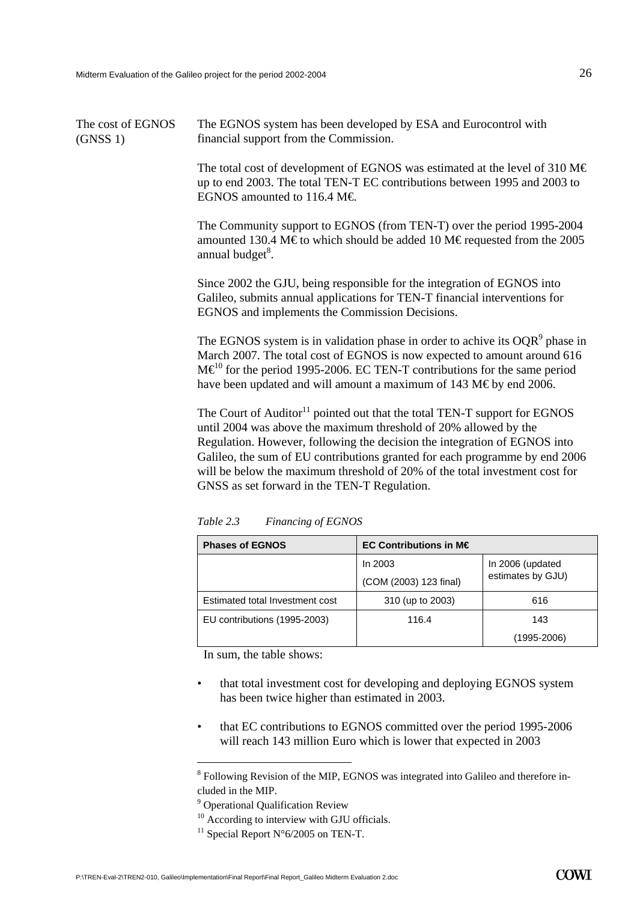**The cost of EGNOS (GNSS 1)**

The EGNOS system has been developed by ESA and Eurocontrol with financial support from the Commission.

The total cost of development of EGNOS was estimated at the level of 310 M€ up to end 2003. The total TEN-T EC contributions between 1995 and 2003 to EGNOS amounted to 116.4 M€.

The Community support to EGNOS (from TEN-T) over the period 1995-2004 amounted 130.4 M€ to which should be added 10 M€ requested from the 2005 annual budget[8].

Since 2002 the GJU, being responsible for the integration of EGNOS into Galileo, submits annual applications for TEN-T financial interventions for EGNOS and implements the Commission Decisions.

The EGNOS system is in validation phase in order to achive its OQR[9] phase in March 2007. The total cost of EGNOS is now expected to amount around 616 M€[10] for the period 1995-2006. EC TEN-T contributions for the same period have been updated and will amount a maximum of 143 M€ by end 2006.

The Court of Auditor[11] pointed out that the total TEN-T support for EGNOS until 2004 was above the maximum threshold of 20% allowed by the Regulation. However, following the decision the integration of EGNOS into Galileo, the sum of EU contributions granted for each programme by end 2006 will be below the maximum threshold of 20% of the total investment cost for GNSS as set forward in the TEN-T Regulation.

*Table 2.3 Financing of EGNOS*

| Phases of EGNOS | EC Contributions in M€ | |
|---|---|---|
| | In 2003 (COM (2003) 123 final) | In 2006 (updated estimates by GJU) |
| Estimated total Investment cost | 310 (up to 2003) | 616 |
| EU contributions (1995-2003) | 116.4 | 143 (1995-2006) |

In sum, the table shows:

- that total investment cost for developing and deploying EGNOS system has been twice higher than estimated in 2003.
- that EC contributions to EGNOS committed over the period 1995-2006 will reach 143 million Euro which is lower that expected in 2003

---

[8] Following Revision of the MIP, EGNOS was integrated into Galileo and therefore included in the MIP.

[9] Operational Qualification Review

[10] According to interview with GJU officials.

[11] Special Report N°6/2005 on TEN-T.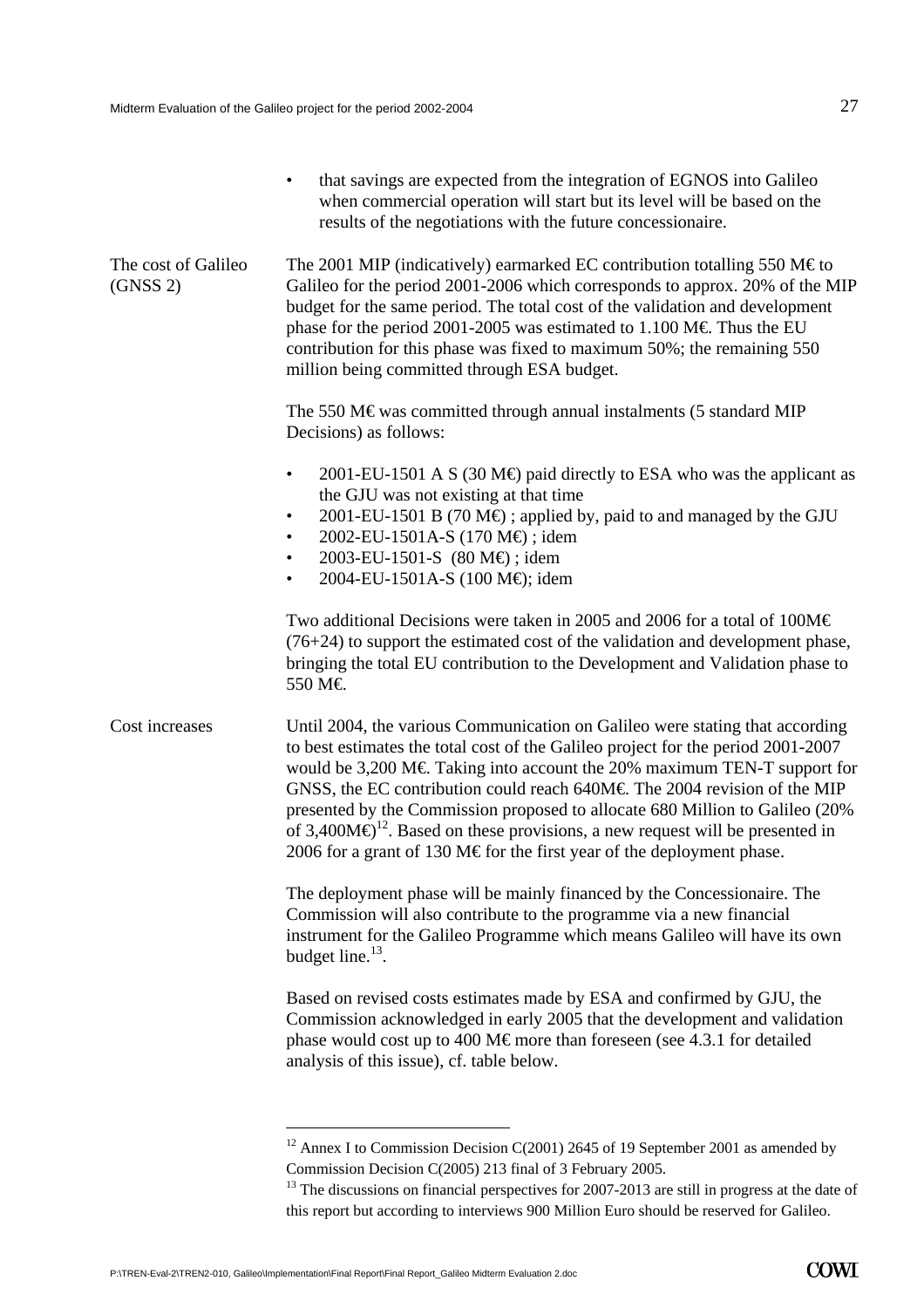- that savings are expected from the integration of EGNOS into Galileo when commercial operation will start but its level will be based on the results of the negotiations with the future concessionaire.

**The cost of Galileo (GNSS 2)**

The 2001 MIP (indicatively) earmarked EC contribution totalling 550 M€ to Galileo for the period 2001-2006 which corresponds to approx. 20% of the MIP budget for the same period. The total cost of the validation and development phase for the period 2001-2005 was estimated to 1.100 M€. Thus the EU contribution for this phase was fixed to maximum 50%; the remaining 550 million being committed through ESA budget.

The 550 M€ was committed through annual instalments (5 standard MIP Decisions) as follows:

- 2001-EU-1501 A S (30 M€) paid directly to ESA who was the applicant as the GJU was not existing at that time
- 2001-EU-1501 B (70 M€) ; applied by, paid to and managed by the GJU
- 2002-EU-1501A-S (170 M€) ; idem
- 2003-EU-1501-S (80 M€) ; idem
- 2004-EU-1501A-S (100 M€); idem

Two additional Decisions were taken in 2005 and 2006 for a total of 100M€ (76+24) to support the estimated cost of the validation and development phase, bringing the total EU contribution to the Development and Validation phase to 550 M€.

**Cost increases**

Until 2004, the various Communication on Galileo were stating that according to best estimates the total cost of the Galileo project for the period 2001-2007 would be 3,200 M€. Taking into account the 20% maximum TEN-T support for GNSS, the EC contribution could reach 640M€. The 2004 revision of the MIP presented by the Commission proposed to allocate 680 Million to Galileo (20% of 3,400M€)[12]. Based on these provisions, a new request will be presented in 2006 for a grant of 130 M€ for the first year of the deployment phase.

The deployment phase will be mainly financed by the Concessionaire. The Commission will also contribute to the programme via a new financial instrument for the Galileo Programme which means Galileo will have its own budget line.[13].

Based on revised costs estimates made by ESA and confirmed by GJU, the Commission acknowledged in early 2005 that the development and validation phase would cost up to 400 M€ more than foreseen (see 4.3.1 for detailed analysis of this issue), cf. table below.

---

[12] Annex I to Commission Decision C(2001) 2645 of 19 September 2001 as amended by Commission Decision C(2005) 213 final of 3 February 2005.

[13] The discussions on financial perspectives for 2007-2013 are still in progress at the date of this report but according to interviews 900 Million Euro should be reserved for Galileo.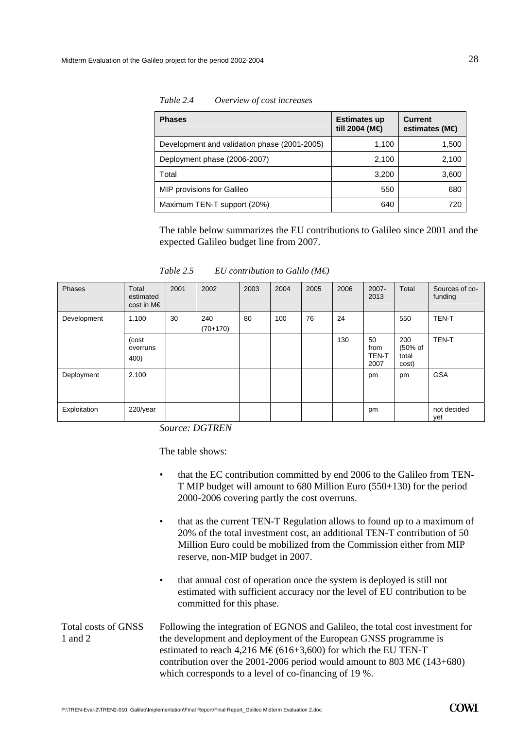*Table 2.4 Overview of cost increases*

| Phases | Estimates up till 2004 (M€) | Current estimates (M€) |
|---|---|---|
| Development and validation phase (2001-2005) | 1,100 | 1,500 |
| Deployment phase (2006-2007) | 2,100 | 2,100 |
| Total | 3,200 | 3,600 |
| MIP provisions for Galileo | 550 | 680 |
| Maximum TEN-T support (20%) | 640 | 720 |

The table below summarizes the EU contributions to Galileo since 2001 and the expected Galileo budget line from 2007.

*Table 2.5 EU contribution to Galilo (M€)*

| Phases | Total estimated cost in M€ | 2001 | 2002 | 2003 | 2004 | 2005 | 2006 | 2007-2013 | Total | Sources of co-funding |
|---|---|---|---|---|---|---|---|---|---|---|
| Development | 1.100 | 30 | 240 (70+170) | 80 | 100 | 76 | 24 | | 550 | TEN-T |
| | (cost overruns 400) | | | | | | 130 | 50 from TEN-T 2007 | 200 (50% of total cost) | TEN-T |
| Deployment | 2.100 | | | | | | | pm | pm | GSA |
| Exploitation | 220/year | | | | | | | pm | | not decided yet |

*Source: DGTREN*

The table shows:

- that the EC contribution committed by end 2006 to the Galileo from TEN-T MIP budget will amount to 680 Million Euro (550+130) for the period 2000-2006 covering partly the cost overruns.
- that as the current TEN-T Regulation allows to found up to a maximum of 20% of the total investment cost, an additional TEN-T contribution of 50 Million Euro could be mobilized from the Commission either from MIP reserve, non-MIP budget in 2007.
- that annual cost of operation once the system is deployed is still not estimated with sufficient accuracy nor the level of EU contribution to be committed for this phase.

Total costs of GNSS 1 and 2

Following the integration of EGNOS and Galileo, the total cost investment for the development and deployment of the European GNSS programme is estimated to reach 4,216 M€ (616+3,600) for which the EU TEN-T contribution over the 2001-2006 period would amount to 803 M€ (143+680) which corresponds to a level of co-financing of 19 %.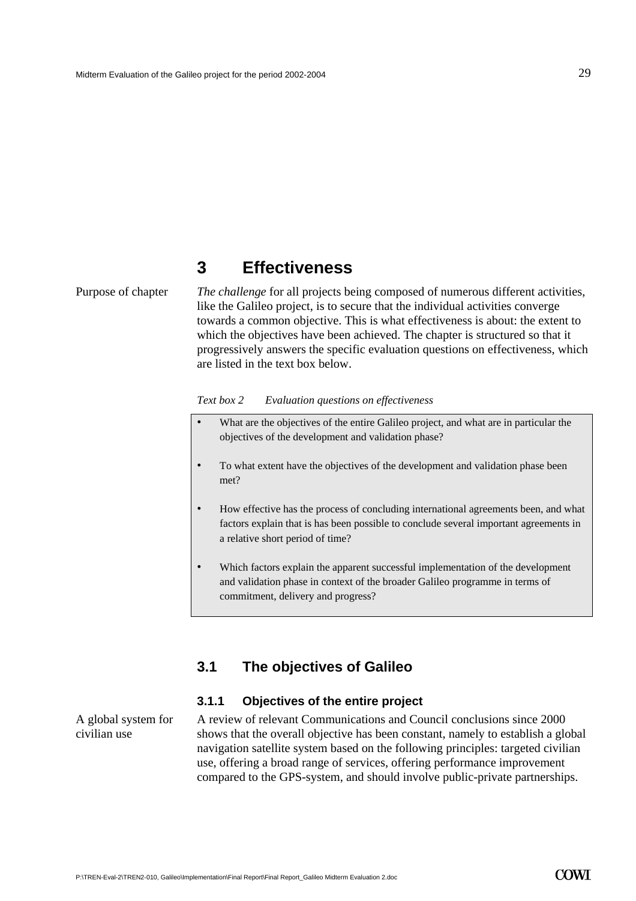# 3 Effectiveness

Purpose of chapter

*The challenge* for all projects being composed of numerous different activities, like the Galileo project, is to secure that the individual activities converge towards a common objective. This is what effectiveness is about: the extent to which the objectives have been achieved. The chapter is structured so that it progressively answers the specific evaluation questions on effectiveness, which are listed in the text box below.

*Text box 2 Evaluation questions on effectiveness*

- What are the objectives of the entire Galileo project, and what are in particular the objectives of the development and validation phase?
- To what extent have the objectives of the development and validation phase been met?
- How effective has the process of concluding international agreements been, and what factors explain that is has been possible to conclude several important agreements in a relative short period of time?
- Which factors explain the apparent successful implementation of the development and validation phase in context of the broader Galileo programme in terms of commitment, delivery and progress?

## 3.1 The objectives of Galileo

### 3.1.1 Objectives of the entire project

A global system for civilian use

A review of relevant Communications and Council conclusions since 2000 shows that the overall objective has been constant, namely to establish a global navigation satellite system based on the following principles: targeted civilian use, offering a broad range of services, offering performance improvement compared to the GPS-system, and should involve public-private partnerships.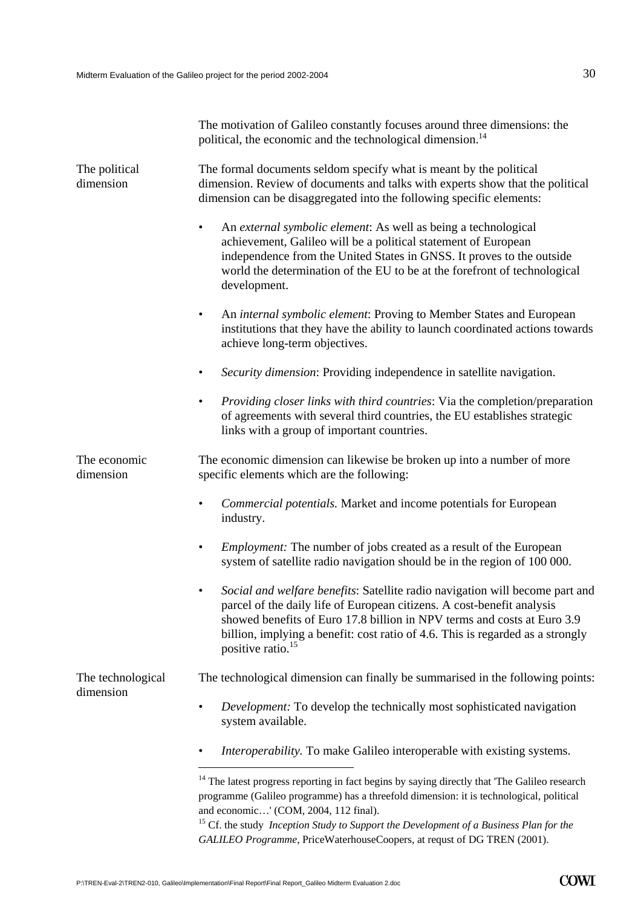The motivation of Galileo constantly focuses around three dimensions: the political, the economic and the technological dimension.[14]

**The political dimension**

The formal documents seldom specify what is meant by the political dimension. Review of documents and talks with experts show that the political dimension can be disaggregated into the following specific elements:

- An *external symbolic element*: As well as being a technological achievement, Galileo will be a political statement of European independence from the United States in GNSS. It proves to the outside world the determination of the EU to be at the forefront of technological development.
- An *internal symbolic element*: Proving to Member States and European institutions that they have the ability to launch coordinated actions towards achieve long-term objectives.
- *Security dimension*: Providing independence in satellite navigation.
- *Providing closer links with third countries*: Via the completion/preparation of agreements with several third countries, the EU establishes strategic links with a group of important countries.

**The economic dimension**

The economic dimension can likewise be broken up into a number of more specific elements which are the following:

- *Commercial potentials.* Market and income potentials for European industry.
- *Employment:* The number of jobs created as a result of the European system of satellite radio navigation should be in the region of 100 000.
- *Social and welfare benefits*: Satellite radio navigation will become part and parcel of the daily life of European citizens. A cost-benefit analysis showed benefits of Euro 17.8 billion in NPV terms and costs at Euro 3.9 billion, implying a benefit: cost ratio of 4.6. This is regarded as a strongly positive ratio.[15]

**The technological dimension**

The technological dimension can finally be summarised in the following points:

- *Development:* To develop the technically most sophisticated navigation system available.
- *Interoperability.* To make Galileo interoperable with existing systems.

---

[14] The latest progress reporting in fact begins by saying directly that 'The Galileo research programme (Galileo programme) has a threefold dimension: it is technological, political and economic…' (COM, 2004, 112 final).

[15] Cf. the study *Inception Study to Support the Development of a Business Plan for the GALILEO Programme*, PriceWaterhouseCoopers, at requst of DG TREN (2001).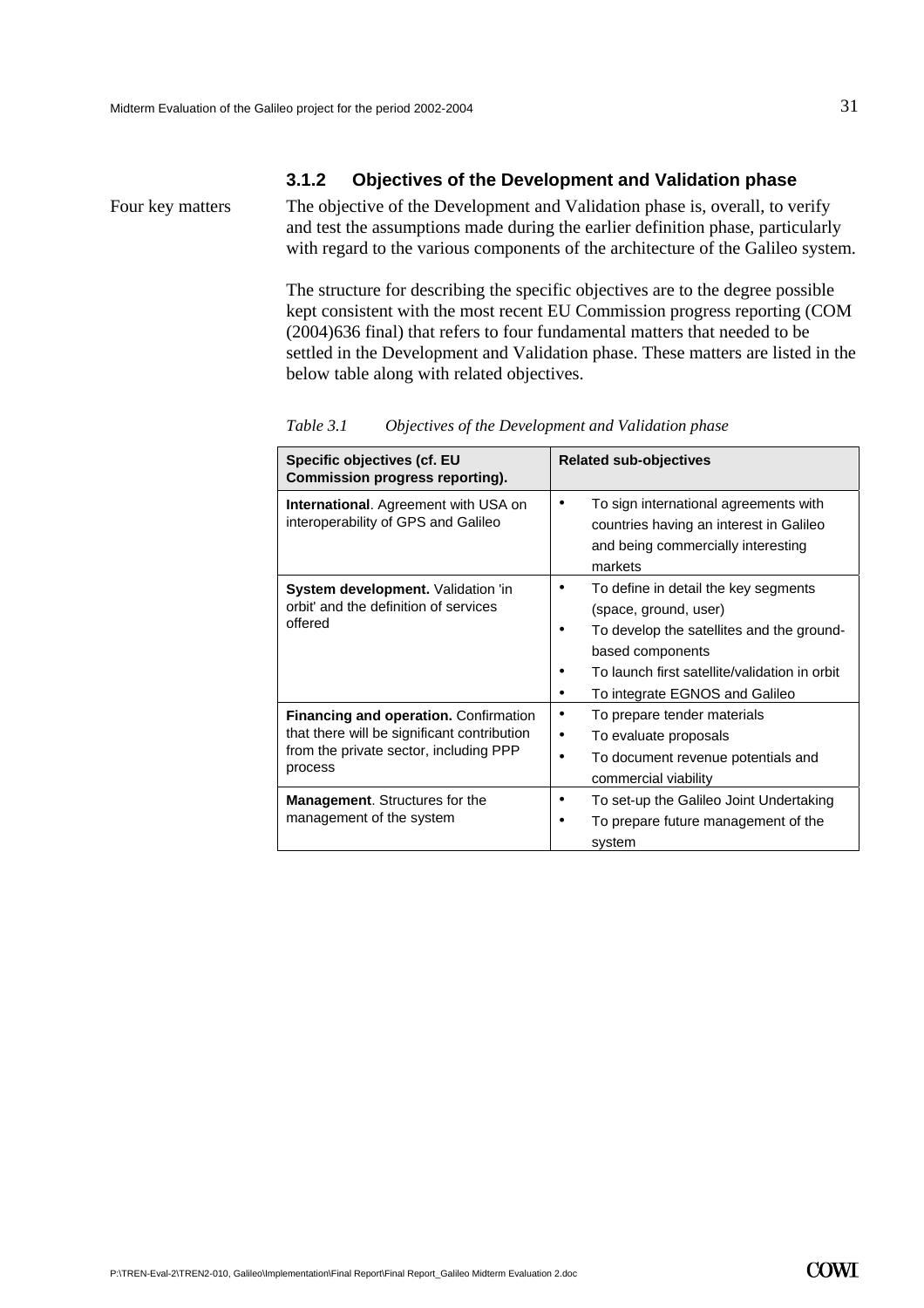### 3.1.2 Objectives of the Development and Validation phase

Four key matters

The objective of the Development and Validation phase is, overall, to verify and test the assumptions made during the earlier definition phase, particularly with regard to the various components of the architecture of the Galileo system.

The structure for describing the specific objectives are to the degree possible kept consistent with the most recent EU Commission progress reporting (COM (2004)636 final) that refers to four fundamental matters that needed to be settled in the Development and Validation phase. These matters are listed in the below table along with related objectives.

*Table 3.1 Objectives of the Development and Validation phase*

| Specific objectives (cf. EU Commission progress reporting). | Related sub-objectives |
|---|---|
| **International**. Agreement with USA on interoperability of GPS and Galileo | • To sign international agreements with countries having an interest in Galileo and being commercially interesting markets |
| **System development.** Validation 'in orbit' and the definition of services offered | • To define in detail the key segments (space, ground, user)<br>• To develop the satellites and the ground-based components<br>• To launch first satellite/validation in orbit<br>• To integrate EGNOS and Galileo |
| **Financing and operation.** Confirmation that there will be significant contribution from the private sector, including PPP process | • To prepare tender materials<br>• To evaluate proposals<br>• To document revenue potentials and commercial viability |
| **Management**. Structures for the management of the system | • To set-up the Galileo Joint Undertaking<br>• To prepare future management of the system |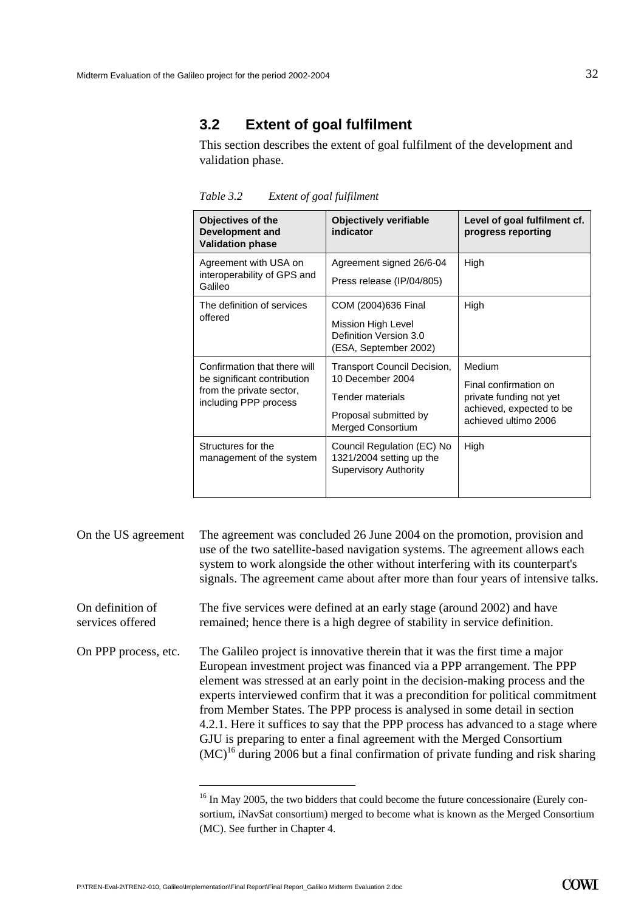## 3.2 Extent of goal fulfilment

This section describes the extent of goal fulfilment of the development and validation phase.

*Table 3.2 Extent of goal fulfilment*

| Objectives of the Development and Validation phase | Objectively verifiable indicator | Level of goal fulfilment cf. progress reporting |
|---|---|---|
| Agreement with USA on interoperability of GPS and Galileo | Agreement signed 26/6-04<br>Press release (IP/04/805) | High |
| The definition of services offered | COM (2004)636 Final<br>Mission High Level Definition Version 3.0 (ESA, September 2002) | High |
| Confirmation that there will be significant contribution from the private sector, including PPP process | Transport Council Decision, 10 December 2004<br>Tender materials<br>Proposal submitted by Merged Consortium | Medium<br>Final confirmation on private funding not yet achieved, expected to be achieved ultimo 2006 |
| Structures for the management of the system | Council Regulation (EC) No 1321/2004 setting up the Supervisory Authority | High |

**On the US agreement**

The agreement was concluded 26 June 2004 on the promotion, provision and use of the two satellite-based navigation systems. The agreement allows each system to work alongside the other without interfering with its counterpart's signals. The agreement came about after more than four years of intensive talks.

**On definition of services offered**

The five services were defined at an early stage (around 2002) and have remained; hence there is a high degree of stability in service definition.

**On PPP process, etc.**

The Galileo project is innovative therein that it was the first time a major European investment project was financed via a PPP arrangement. The PPP element was stressed at an early point in the decision-making process and the experts interviewed confirm that it was a precondition for political commitment from Member States. The PPP process is analysed in some detail in section 4.2.1. Here it suffices to say that the PPP process has advanced to a stage where GJU is preparing to enter a final agreement with the Merged Consortium (MC)[16] during 2006 but a final confirmation of private funding and risk sharing

[16] In May 2005, the two bidders that could become the future concessionaire (Eurely consortium, iNavSat consortium) merged to become what is known as the Merged Consortium (MC). See further in Chapter 4.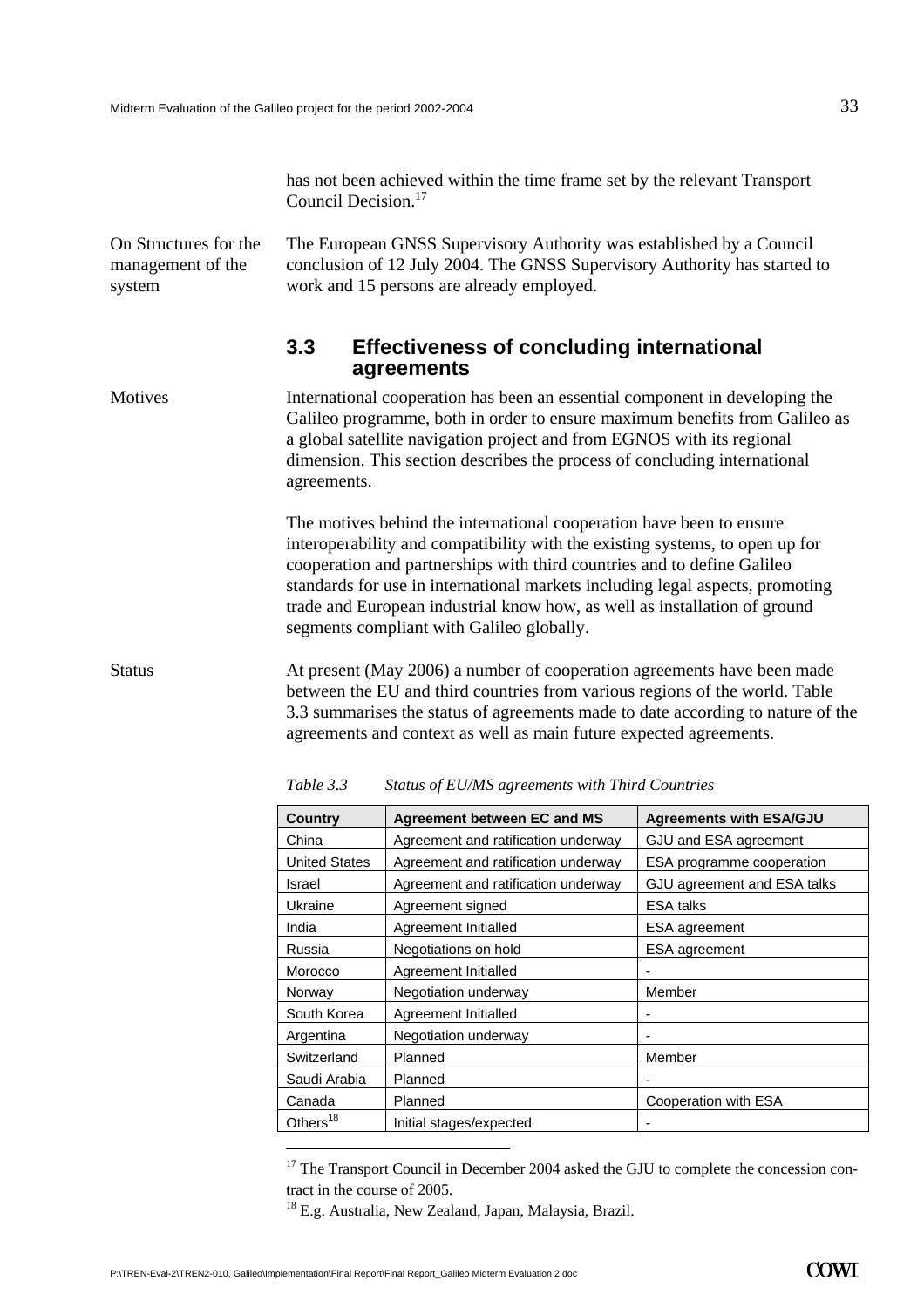has not been achieved within the time frame set by the relevant Transport Council Decision.[17]

On Structures for the management of the system

The European GNSS Supervisory Authority was established by a Council conclusion of 12 July 2004. The GNSS Supervisory Authority has started to work and 15 persons are already employed.

## 3.3 Effectiveness of concluding international agreements

Motives

International cooperation has been an essential component in developing the Galileo programme, both in order to ensure maximum benefits from Galileo as a global satellite navigation project and from EGNOS with its regional dimension. This section describes the process of concluding international agreements.

The motives behind the international cooperation have been to ensure interoperability and compatibility with the existing systems, to open up for cooperation and partnerships with third countries and to define Galileo standards for use in international markets including legal aspects, promoting trade and European industrial know how, as well as installation of ground segments compliant with Galileo globally.

Status

At present (May 2006) a number of cooperation agreements have been made between the EU and third countries from various regions of the world. Table 3.3 summarises the status of agreements made to date according to nature of the agreements and context as well as main future expected agreements.

*Table 3.3 Status of EU/MS agreements with Third Countries*

| Country | Agreement between EC and MS | Agreements with ESA/GJU |
|---|---|---|
| China | Agreement and ratification underway | GJU and ESA agreement |
| United States | Agreement and ratification underway | ESA programme cooperation |
| Israel | Agreement and ratification underway | GJU agreement and ESA talks |
| Ukraine | Agreement signed | ESA talks |
| India | Agreement Initialled | ESA agreement |
| Russia | Negotiations on hold | ESA agreement |
| Morocco | Agreement Initialled | - |
| Norway | Negotiation underway | Member |
| South Korea | Agreement Initialled | - |
| Argentina | Negotiation underway | - |
| Switzerland | Planned | Member |
| Saudi Arabia | Planned | - |
| Canada | Planned | Cooperation with ESA |
| Others[18] | Initial stages/expected | - |

[17] The Transport Council in December 2004 asked the GJU to complete the concession contract in the course of 2005.

[18] E.g. Australia, New Zealand, Japan, Malaysia, Brazil.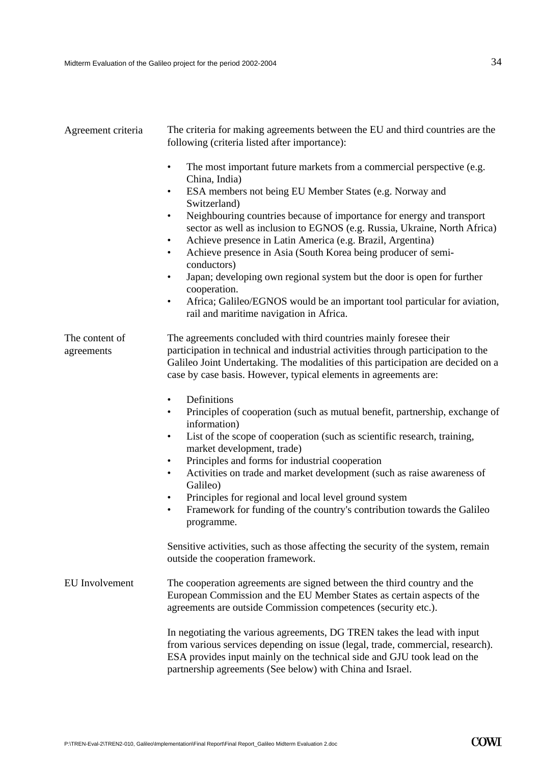**Agreement criteria**

The criteria for making agreements between the EU and third countries are the following (criteria listed after importance):

- The most important future markets from a commercial perspective (e.g. China, India)
- ESA members not being EU Member States (e.g. Norway and Switzerland)
- Neighbouring countries because of importance for energy and transport sector as well as inclusion to EGNOS (e.g. Russia, Ukraine, North Africa)
- Achieve presence in Latin America (e.g. Brazil, Argentina)
- Achieve presence in Asia (South Korea being producer of semi-conductors)
- Japan; developing own regional system but the door is open for further cooperation.
- Africa; Galileo/EGNOS would be an important tool particular for aviation, rail and maritime navigation in Africa.

**The content of agreements**

The agreements concluded with third countries mainly foresee their participation in technical and industrial activities through participation to the Galileo Joint Undertaking. The modalities of this participation are decided on a case by case basis. However, typical elements in agreements are:

- Definitions
- Principles of cooperation (such as mutual benefit, partnership, exchange of information)
- List of the scope of cooperation (such as scientific research, training, market development, trade)
- Principles and forms for industrial cooperation
- Activities on trade and market development (such as raise awareness of Galileo)
- Principles for regional and local level ground system
- Framework for funding of the country's contribution towards the Galileo programme.

Sensitive activities, such as those affecting the security of the system, remain outside the cooperation framework.

**EU Involvement**

The cooperation agreements are signed between the third country and the European Commission and the EU Member States as certain aspects of the agreements are outside Commission competences (security etc.).

In negotiating the various agreements, DG TREN takes the lead with input from various services depending on issue (legal, trade, commercial, research). ESA provides input mainly on the technical side and GJU took lead on the partnership agreements (See below) with China and Israel.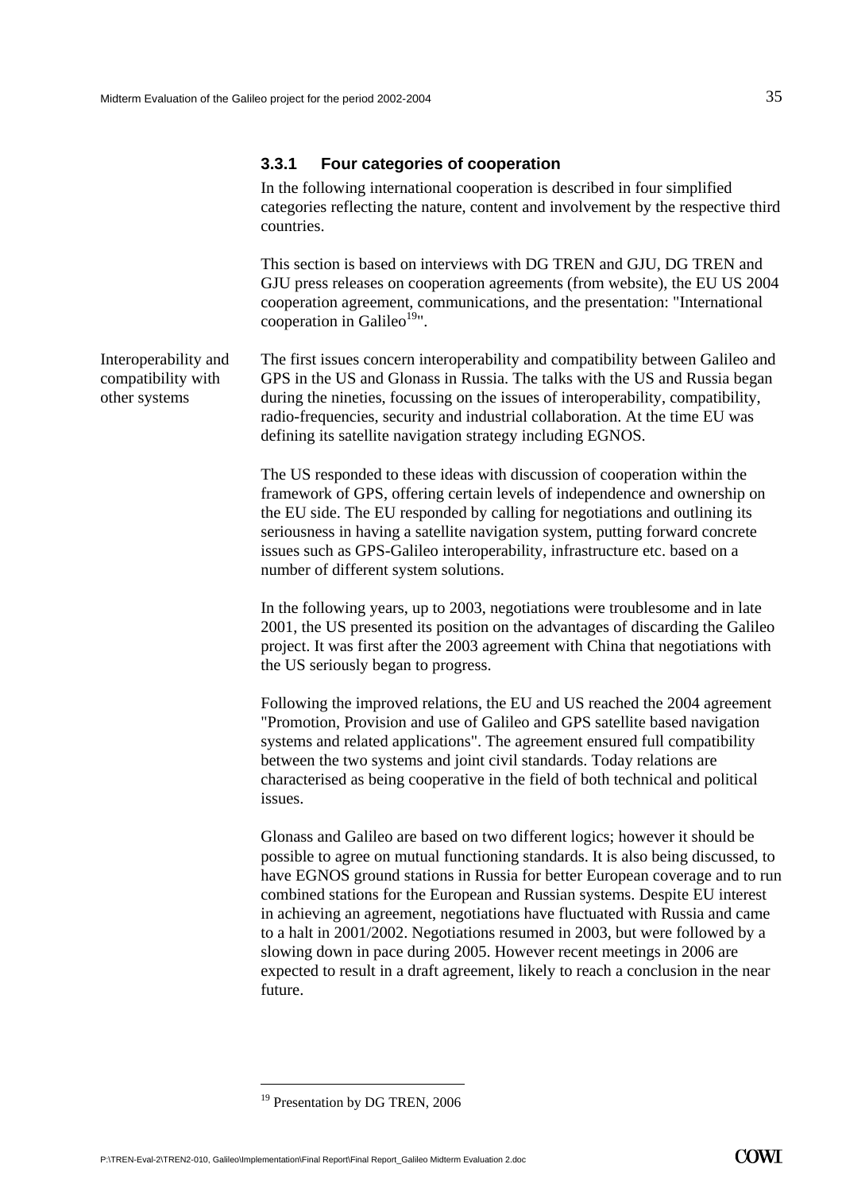### 3.3.1 Four categories of cooperation

In the following international cooperation is described in four simplified categories reflecting the nature, content and involvement by the respective third countries.

This section is based on interviews with DG TREN and GJU, DG TREN and GJU press releases on cooperation agreements (from website), the EU US 2004 cooperation agreement, communications, and the presentation: "International cooperation in Galileo[19]".

Interoperability and compatibility with other systems

The first issues concern interoperability and compatibility between Galileo and GPS in the US and Glonass in Russia. The talks with the US and Russia began during the nineties, focussing on the issues of interoperability, compatibility, radio-frequencies, security and industrial collaboration. At the time EU was defining its satellite navigation strategy including EGNOS.

The US responded to these ideas with discussion of cooperation within the framework of GPS, offering certain levels of independence and ownership on the EU side. The EU responded by calling for negotiations and outlining its seriousness in having a satellite navigation system, putting forward concrete issues such as GPS-Galileo interoperability, infrastructure etc. based on a number of different system solutions.

In the following years, up to 2003, negotiations were troublesome and in late 2001, the US presented its position on the advantages of discarding the Galileo project. It was first after the 2003 agreement with China that negotiations with the US seriously began to progress.

Following the improved relations, the EU and US reached the 2004 agreement "Promotion, Provision and use of Galileo and GPS satellite based navigation systems and related applications". The agreement ensured full compatibility between the two systems and joint civil standards. Today relations are characterised as being cooperative in the field of both technical and political issues.

Glonass and Galileo are based on two different logics; however it should be possible to agree on mutual functioning standards. It is also being discussed, to have EGNOS ground stations in Russia for better European coverage and to run combined stations for the European and Russian systems. Despite EU interest in achieving an agreement, negotiations have fluctuated with Russia and came to a halt in 2001/2002. Negotiations resumed in 2003, but were followed by a slowing down in pace during 2005. However recent meetings in 2006 are expected to result in a draft agreement, likely to reach a conclusion in the near future.

[19] Presentation by DG TREN, 2006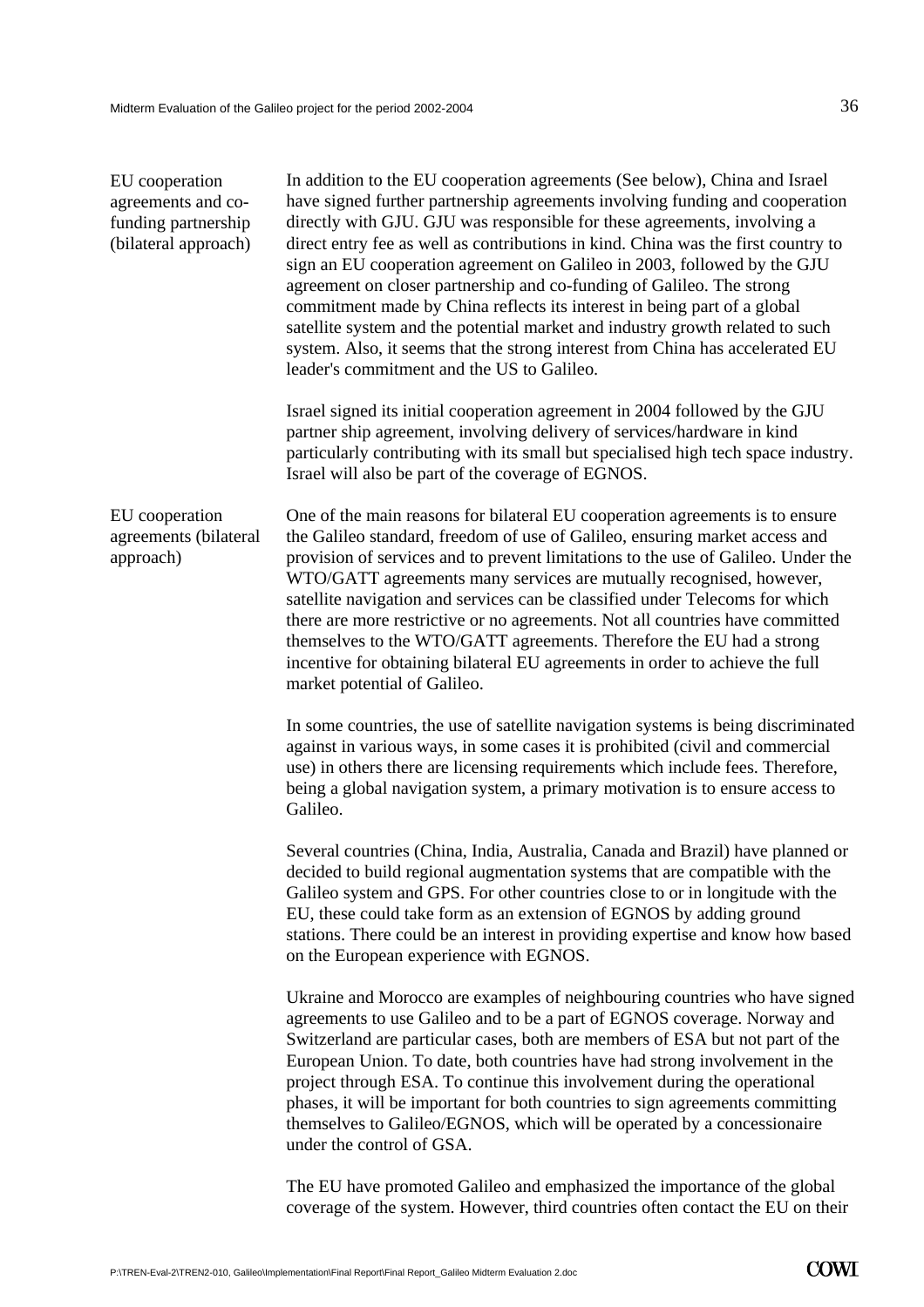**EU cooperation agreements and co-funding partnership (bilateral approach)**

In addition to the EU cooperation agreements (See below), China and Israel have signed further partnership agreements involving funding and cooperation directly with GJU. GJU was responsible for these agreements, involving a direct entry fee as well as contributions in kind. China was the first country to sign an EU cooperation agreement on Galileo in 2003, followed by the GJU agreement on closer partnership and co-funding of Galileo. The strong commitment made by China reflects its interest in being part of a global satellite system and the potential market and industry growth related to such system. Also, it seems that the strong interest from China has accelerated EU leader's commitment and the US to Galileo.

Israel signed its initial cooperation agreement in 2004 followed by the GJU partner ship agreement, involving delivery of services/hardware in kind particularly contributing with its small but specialised high tech space industry. Israel will also be part of the coverage of EGNOS.

**EU cooperation agreements (bilateral approach)**

One of the main reasons for bilateral EU cooperation agreements is to ensure the Galileo standard, freedom of use of Galileo, ensuring market access and provision of services and to prevent limitations to the use of Galileo. Under the WTO/GATT agreements many services are mutually recognised, however, satellite navigation and services can be classified under Telecoms for which there are more restrictive or no agreements. Not all countries have committed themselves to the WTO/GATT agreements. Therefore the EU had a strong incentive for obtaining bilateral EU agreements in order to achieve the full market potential of Galileo.

In some countries, the use of satellite navigation systems is being discriminated against in various ways, in some cases it is prohibited (civil and commercial use) in others there are licensing requirements which include fees. Therefore, being a global navigation system, a primary motivation is to ensure access to Galileo.

Several countries (China, India, Australia, Canada and Brazil) have planned or decided to build regional augmentation systems that are compatible with the Galileo system and GPS. For other countries close to or in longitude with the EU, these could take form as an extension of EGNOS by adding ground stations. There could be an interest in providing expertise and know how based on the European experience with EGNOS.

Ukraine and Morocco are examples of neighbouring countries who have signed agreements to use Galileo and to be a part of EGNOS coverage. Norway and Switzerland are particular cases, both are members of ESA but not part of the European Union. To date, both countries have had strong involvement in the project through ESA. To continue this involvement during the operational phases, it will be important for both countries to sign agreements committing themselves to Galileo/EGNOS, which will be operated by a concessionaire under the control of GSA.

The EU have promoted Galileo and emphasized the importance of the global coverage of the system. However, third countries often contact the EU on their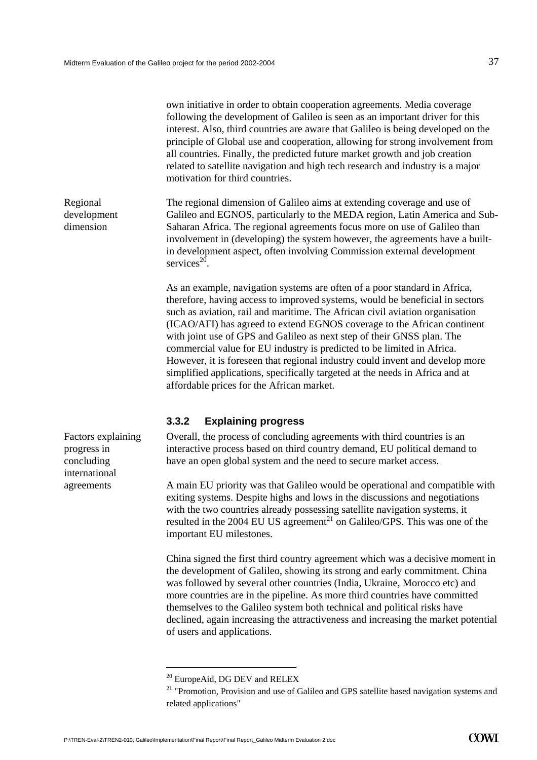own initiative in order to obtain cooperation agreements. Media coverage following the development of Galileo is seen as an important driver for this interest. Also, third countries are aware that Galileo is being developed on the principle of Global use and cooperation, allowing for strong involvement from all countries. Finally, the predicted future market growth and job creation related to satellite navigation and high tech research and industry is a major motivation for third countries.

*Regional development dimension*

The regional dimension of Galileo aims at extending coverage and use of Galileo and EGNOS, particularly to the MEDA region, Latin America and Sub-Saharan Africa. The regional agreements focus more on use of Galileo than involvement in (developing) the system however, the agreements have a built-in development aspect, often involving Commission external development services[20].

As an example, navigation systems are often of a poor standard in Africa, therefore, having access to improved systems, would be beneficial in sectors such as aviation, rail and maritime. The African civil aviation organisation (ICAO/AFI) has agreed to extend EGNOS coverage to the African continent with joint use of GPS and Galileo as next step of their GNSS plan. The commercial value for EU industry is predicted to be limited in Africa. However, it is foreseen that regional industry could invent and develop more simplified applications, specifically targeted at the needs in Africa and at affordable prices for the African market.

### 3.3.2 Explaining progress

*Factors explaining progress in concluding international agreements*

Overall, the process of concluding agreements with third countries is an interactive process based on third country demand, EU political demand to have an open global system and the need to secure market access.

A main EU priority was that Galileo would be operational and compatible with exiting systems. Despite highs and lows in the discussions and negotiations with the two countries already possessing satellite navigation systems, it resulted in the 2004 EU US agreement[21] on Galileo/GPS. This was one of the important EU milestones.

China signed the first third country agreement which was a decisive moment in the development of Galileo, showing its strong and early commitment. China was followed by several other countries (India, Ukraine, Morocco etc) and more countries are in the pipeline. As more third countries have committed themselves to the Galileo system both technical and political risks have declined, again increasing the attractiveness and increasing the market potential of users and applications.

---

[20] EuropeAid, DG DEV and RELEX

[21] "Promotion, Provision and use of Galileo and GPS satellite based navigation systems and related applications"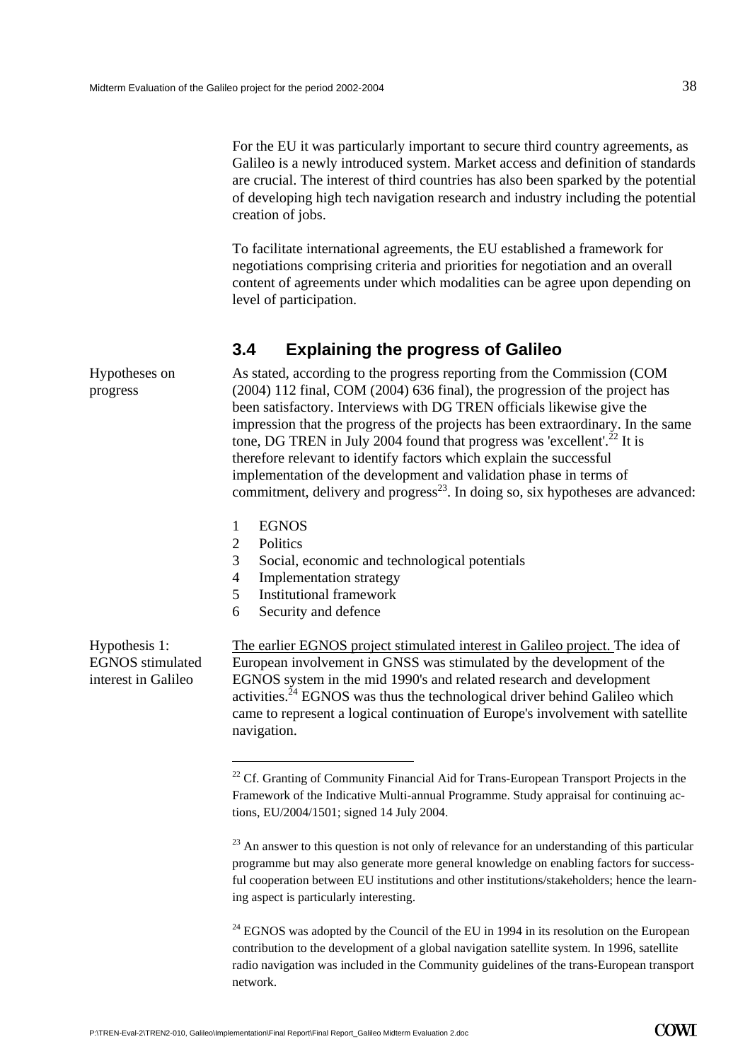For the EU it was particularly important to secure third country agreements, as Galileo is a newly introduced system. Market access and definition of standards are crucial. The interest of third countries has also been sparked by the potential of developing high tech navigation research and industry including the potential creation of jobs.

To facilitate international agreements, the EU established a framework for negotiations comprising criteria and priorities for negotiation and an overall content of agreements under which modalities can be agree upon depending on level of participation.

## 3.4 Explaining the progress of Galileo

*Hypotheses on progress*

As stated, according to the progress reporting from the Commission (COM (2004) 112 final, COM (2004) 636 final), the progression of the project has been satisfactory. Interviews with DG TREN officials likewise give the impression that the progress of the projects has been extraordinary. In the same tone, DG TREN in July 2004 found that progress was 'excellent'.[22] It is therefore relevant to identify factors which explain the successful implementation of the development and validation phase in terms of commitment, delivery and progress[23]. In doing so, six hypotheses are advanced:

1. EGNOS
2. Politics
3. Social, economic and technological potentials
4. Implementation strategy
5. Institutional framework
6. Security and defence

*Hypothesis 1: EGNOS stimulated interest in Galileo*

<u>The earlier EGNOS project stimulated interest in Galileo project.</u> The idea of European involvement in GNSS was stimulated by the development of the EGNOS system in the mid 1990's and related research and development activities.[24] EGNOS was thus the technological driver behind Galileo which came to represent a logical continuation of Europe's involvement with satellite navigation.

---

[22] Cf. Granting of Community Financial Aid for Trans-European Transport Projects in the Framework of the Indicative Multi-annual Programme. Study appraisal for continuing actions, EU/2004/1501; signed 14 July 2004.

[23] An answer to this question is not only of relevance for an understanding of this particular programme but may also generate more general knowledge on enabling factors for successful cooperation between EU institutions and other institutions/stakeholders; hence the learning aspect is particularly interesting.

[24] EGNOS was adopted by the Council of the EU in 1994 in its resolution on the European contribution to the development of a global navigation satellite system. In 1996, satellite radio navigation was included in the Community guidelines of the trans-European transport network.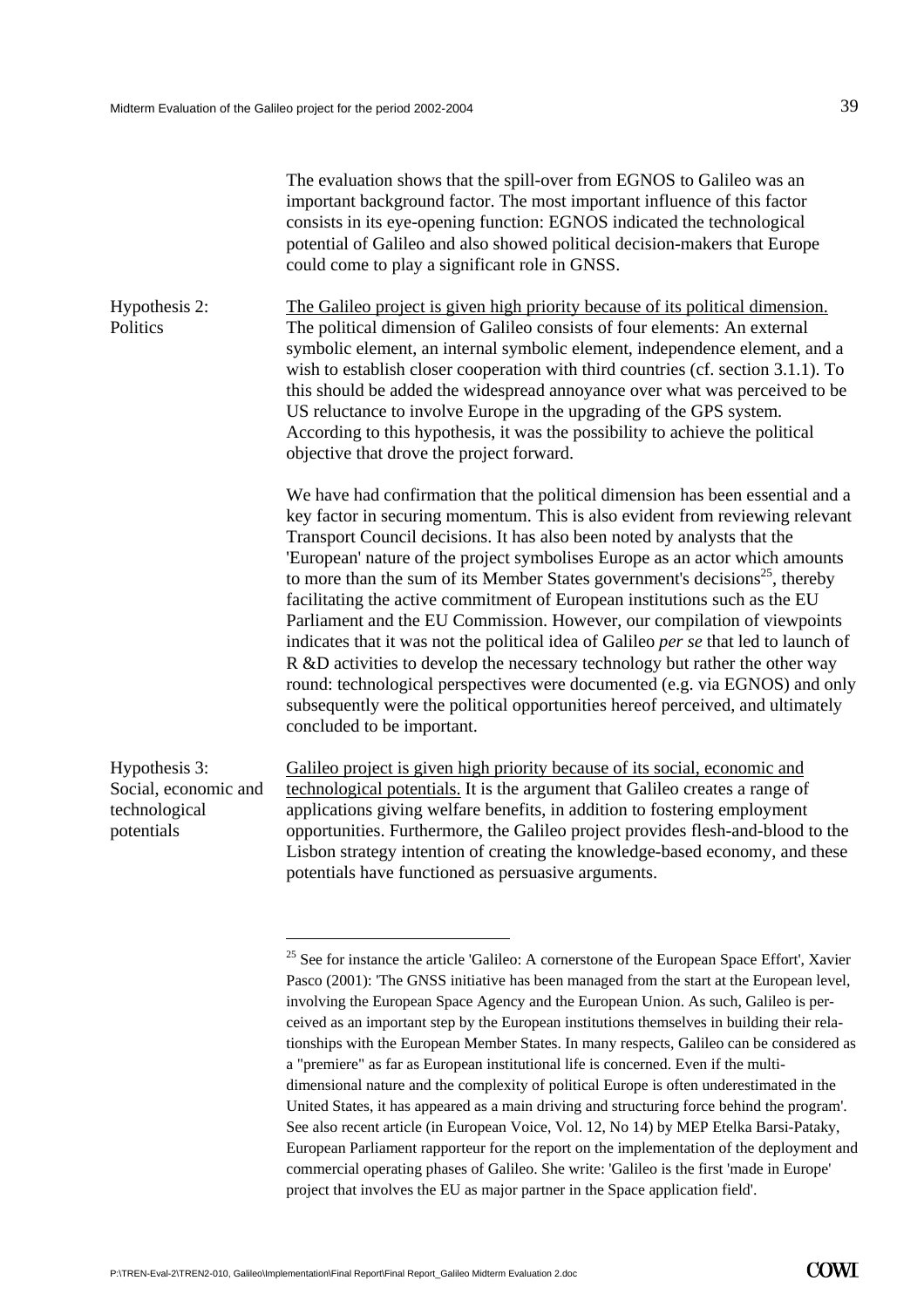The evaluation shows that the spill-over from EGNOS to Galileo was an important background factor. The most important influence of this factor consists in its eye-opening function: EGNOS indicated the technological potential of Galileo and also showed political decision-makers that Europe could come to play a significant role in GNSS.

**Hypothesis 2: Politics**

The Galileo project is given high priority because of its political dimension. The political dimension of Galileo consists of four elements: An external symbolic element, an internal symbolic element, independence element, and a wish to establish closer cooperation with third countries (cf. section 3.1.1). To this should be added the widespread annoyance over what was perceived to be US reluctance to involve Europe in the upgrading of the GPS system. According to this hypothesis, it was the possibility to achieve the political objective that drove the project forward.

We have had confirmation that the political dimension has been essential and a key factor in securing momentum. This is also evident from reviewing relevant Transport Council decisions. It has also been noted by analysts that the 'European' nature of the project symbolises Europe as an actor which amounts to more than the sum of its Member States government's decisions[25], thereby facilitating the active commitment of European institutions such as the EU Parliament and the EU Commission. However, our compilation of viewpoints indicates that it was not the political idea of Galileo *per se* that led to launch of R &D activities to develop the necessary technology but rather the other way round: technological perspectives were documented (e.g. via EGNOS) and only subsequently were the political opportunities hereof perceived, and ultimately concluded to be important.

**Hypothesis 3: Social, economic and technological potentials**

Galileo project is given high priority because of its social, economic and technological potentials. It is the argument that Galileo creates a range of applications giving welfare benefits, in addition to fostering employment opportunities. Furthermore, the Galileo project provides flesh-and-blood to the Lisbon strategy intention of creating the knowledge-based economy, and these potentials have functioned as persuasive arguments.

---

[25] See for instance the article 'Galileo: A cornerstone of the European Space Effort', Xavier Pasco (2001): 'The GNSS initiative has been managed from the start at the European level, involving the European Space Agency and the European Union. As such, Galileo is perceived as an important step by the European institutions themselves in building their relationships with the European Member States. In many respects, Galileo can be considered as a "premiere" as far as European institutional life is concerned. Even if the multi-dimensional nature and the complexity of political Europe is often underestimated in the United States, it has appeared as a main driving and structuring force behind the program'. See also recent article (in European Voice, Vol. 12, No 14) by MEP Etelka Barsi-Pataky, European Parliament rapporteur for the report on the implementation of the deployment and commercial operating phases of Galileo. She write: 'Galileo is the first 'made in Europe' project that involves the EU as major partner in the Space application field'.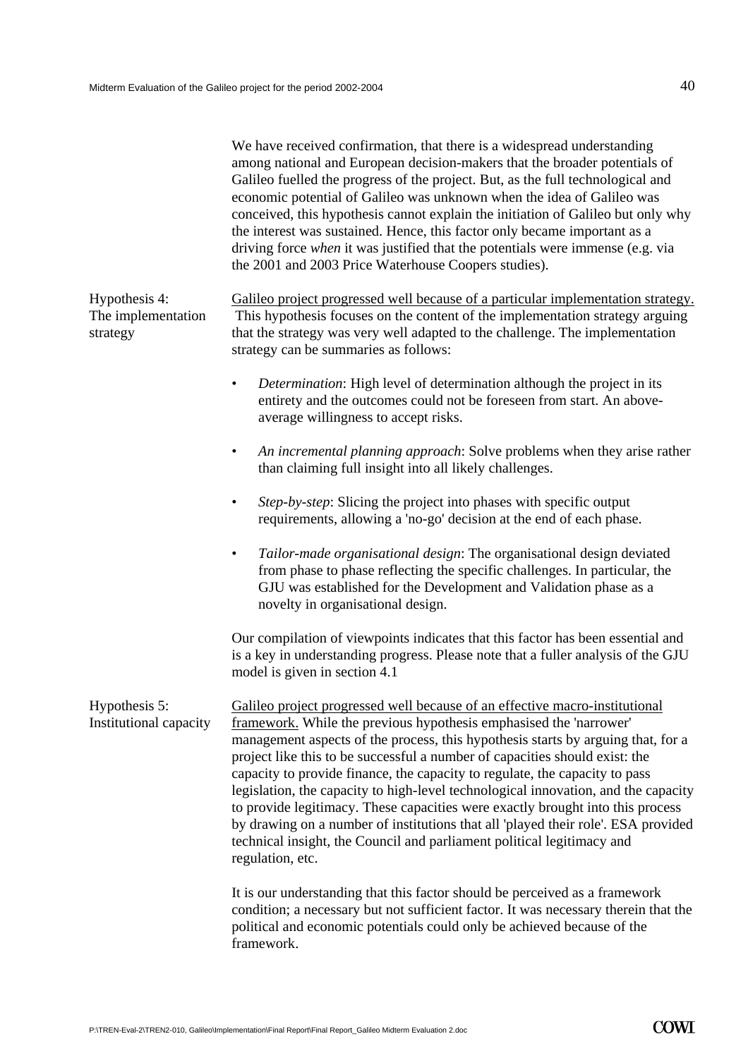We have received confirmation, that there is a widespread understanding among national and European decision-makers that the broader potentials of Galileo fuelled the progress of the project. But, as the full technological and economic potential of Galileo was unknown when the idea of Galileo was conceived, this hypothesis cannot explain the initiation of Galileo but only why the interest was sustained. Hence, this factor only became important as a driving force *when* it was justified that the potentials were immense (e.g. via the 2001 and 2003 Price Waterhouse Coopers studies).

**Hypothesis 4: The implementation strategy**

Galileo project progressed well because of a particular implementation strategy. This hypothesis focuses on the content of the implementation strategy arguing that the strategy was very well adapted to the challenge. The implementation strategy can be summaries as follows:

- *Determination*: High level of determination although the project in its entirety and the outcomes could not be foreseen from start. An above-average willingness to accept risks.
- *An incremental planning approach*: Solve problems when they arise rather than claiming full insight into all likely challenges.
- *Step-by-step*: Slicing the project into phases with specific output requirements, allowing a 'no-go' decision at the end of each phase.
- *Tailor-made organisational design*: The organisational design deviated from phase to phase reflecting the specific challenges. In particular, the GJU was established for the Development and Validation phase as a novelty in organisational design.

Our compilation of viewpoints indicates that this factor has been essential and is a key in understanding progress. Please note that a fuller analysis of the GJU model is given in section 4.1

**Hypothesis 5: Institutional capacity**

Galileo project progressed well because of an effective macro-institutional framework. While the previous hypothesis emphasised the 'narrower' management aspects of the process, this hypothesis starts by arguing that, for a project like this to be successful a number of capacities should exist: the capacity to provide finance, the capacity to regulate, the capacity to pass legislation, the capacity to high-level technological innovation, and the capacity to provide legitimacy. These capacities were exactly brought into this process by drawing on a number of institutions that all 'played their role'. ESA provided technical insight, the Council and parliament political legitimacy and regulation, etc.

It is our understanding that this factor should be perceived as a framework condition; a necessary but not sufficient factor. It was necessary therein that the political and economic potentials could only be achieved because of the framework.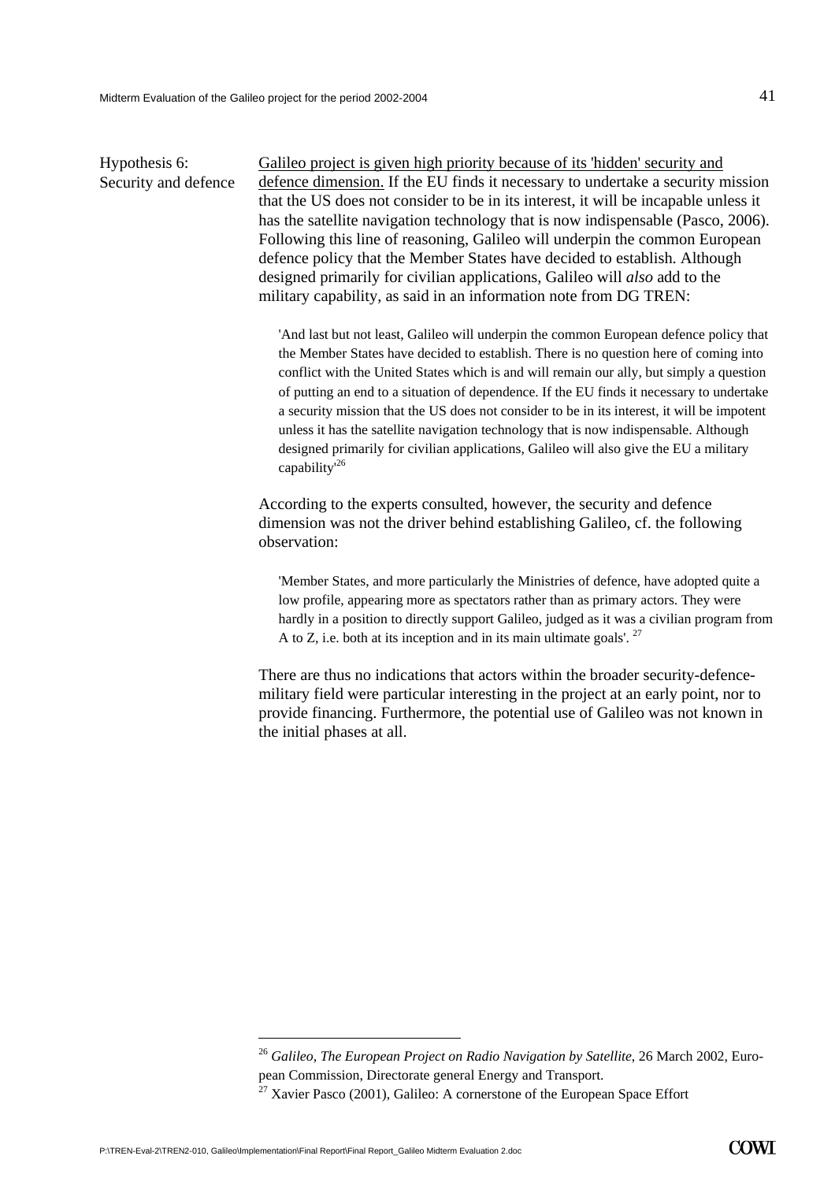Hypothesis 6: Security and defence

Galileo project is given high priority because of its 'hidden' security and defence dimension. If the EU finds it necessary to undertake a security mission that the US does not consider to be in its interest, it will be incapable unless it has the satellite navigation technology that is now indispensable (Pasco, 2006). Following this line of reasoning, Galileo will underpin the common European defence policy that the Member States have decided to establish. Although designed primarily for civilian applications, Galileo will *also* add to the military capability, as said in an information note from DG TREN:

> 'And last but not least, Galileo will underpin the common European defence policy that the Member States have decided to establish. There is no question here of coming into conflict with the United States which is and will remain our ally, but simply a question of putting an end to a situation of dependence. If the EU finds it necessary to undertake a security mission that the US does not consider to be in its interest, it will be impotent unless it has the satellite navigation technology that is now indispensable. Although designed primarily for civilian applications, Galileo will also give the EU a military capability'[26]

According to the experts consulted, however, the security and defence dimension was not the driver behind establishing Galileo, cf. the following observation:

> 'Member States, and more particularly the Ministries of defence, have adopted quite a low profile, appearing more as spectators rather than as primary actors. They were hardly in a position to directly support Galileo, judged as it was a civilian program from A to Z, i.e. both at its inception and in its main ultimate goals'. [27]

There are thus no indications that actors within the broader security-defence-military field were particular interesting in the project at an early point, nor to provide financing. Furthermore, the potential use of Galileo was not known in the initial phases at all.

---

[26] *Galileo, The European Project on Radio Navigation by Satellite*, 26 March 2002, European Commission, Directorate general Energy and Transport.

[27] Xavier Pasco (2001), Galileo: A cornerstone of the European Space Effort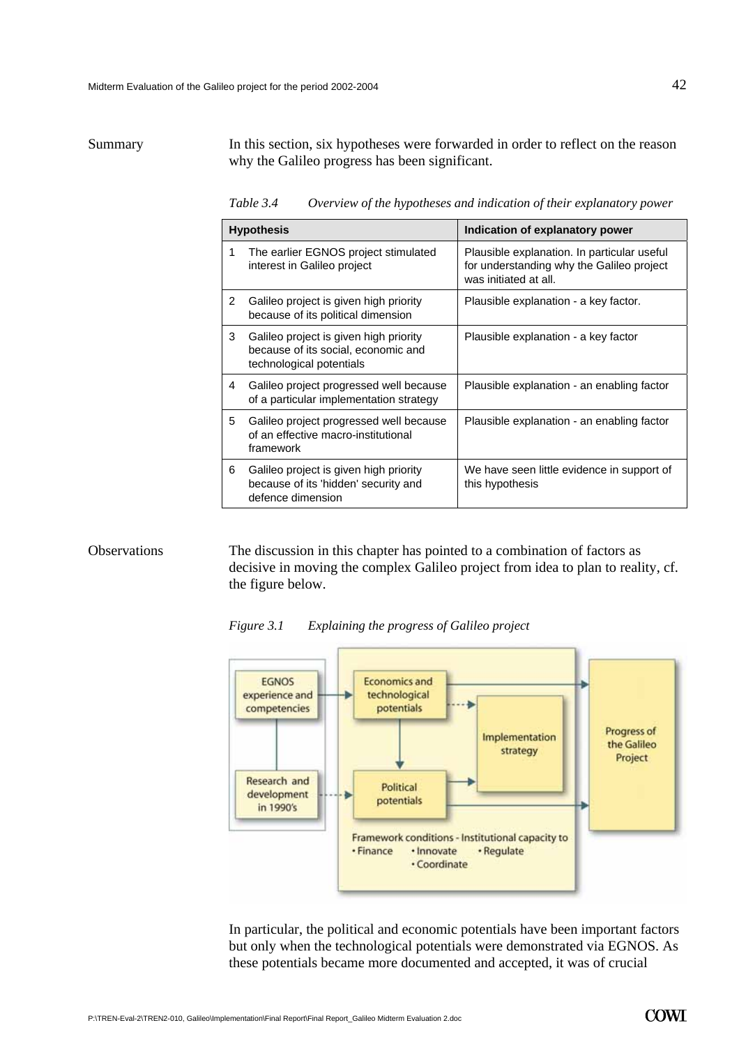Summary

In this section, six hypotheses were forwarded in order to reflect on the reason why the Galileo progress has been significant.

*Table 3.4 Overview of the hypotheses and indication of their explanatory power*

| Hypothesis | | Indication of explanatory power |
|---|---|---|
| 1 | The earlier EGNOS project stimulated interest in Galileo project | Plausible explanation. In particular useful for understanding why the Galileo project was initiated at all. |
| 2 | Galileo project is given high priority because of its political dimension | Plausible explanation - a key factor. |
| 3 | Galileo project is given high priority because of its social, economic and technological potentials | Plausible explanation - a key factor |
| 4 | Galileo project progressed well because of a particular implementation strategy | Plausible explanation - an enabling factor |
| 5 | Galileo project progressed well because of an effective macro-institutional framework | Plausible explanation - an enabling factor |
| 6 | Galileo project is given high priority because of its 'hidden' security and defence dimension | We have seen little evidence in support of this hypothesis |

Observations

The discussion in this chapter has pointed to a combination of factors as decisive in moving the complex Galileo project from idea to plan to reality, cf. the figure below.

*Figure 3.1 Explaining the progress of Galileo project*

EGNOS experience and competencies

Research and development in 1990's

Economics and technological potentials

Political potentials

Implementation strategy

Progress of the Galileo Project

Framework conditions - Institutional capacity to
• Finance • Innovate • Regulate
• Coordinate

In particular, the political and economic potentials have been important factors but only when the technological potentials were demonstrated via EGNOS. As these potentials became more documented and accepted, it was of crucial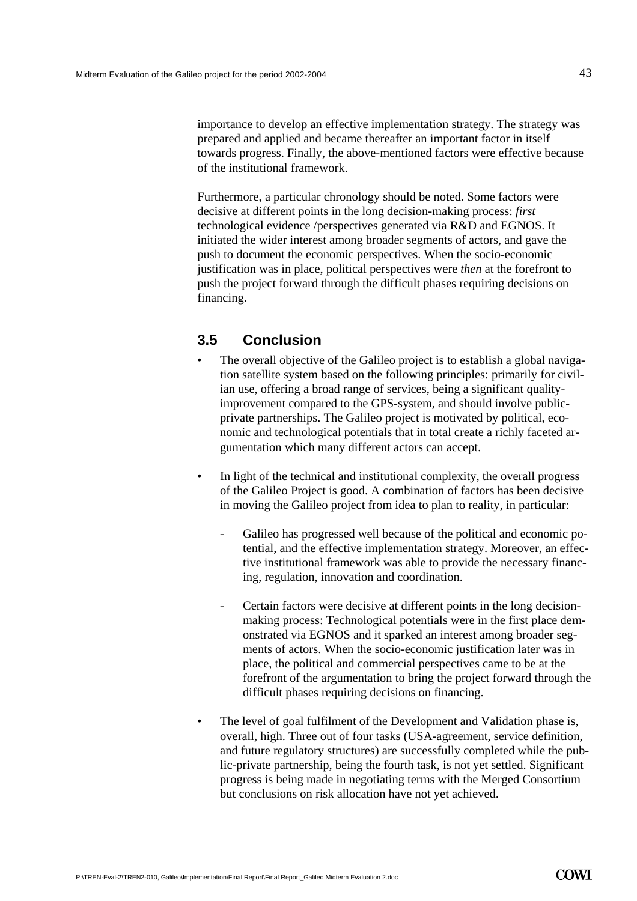importance to develop an effective implementation strategy. The strategy was prepared and applied and became thereafter an important factor in itself towards progress. Finally, the above-mentioned factors were effective because of the institutional framework.

Furthermore, a particular chronology should be noted. Some factors were decisive at different points in the long decision-making process: *first* technological evidence /perspectives generated via R&D and EGNOS. It initiated the wider interest among broader segments of actors, and gave the push to document the economic perspectives. When the socio-economic justification was in place, political perspectives were *then* at the forefront to push the project forward through the difficult phases requiring decisions on financing.

## 3.5 Conclusion

- The overall objective of the Galileo project is to establish a global navigation satellite system based on the following principles: primarily for civilian use, offering a broad range of services, being a significant quality-improvement compared to the GPS-system, and should involve public-private partnerships. The Galileo project is motivated by political, economic and technological potentials that in total create a richly faceted argumentation which many different actors can accept.

- In light of the technical and institutional complexity, the overall progress of the Galileo Project is good. A combination of factors has been decisive in moving the Galileo project from idea to plan to reality, in particular:

  - Galileo has progressed well because of the political and economic potential, and the effective implementation strategy. Moreover, an effective institutional framework was able to provide the necessary financing, regulation, innovation and coordination.

  - Certain factors were decisive at different points in the long decision-making process: Technological potentials were in the first place demonstrated via EGNOS and it sparked an interest among broader segments of actors. When the socio-economic justification later was in place, the political and commercial perspectives came to be at the forefront of the argumentation to bring the project forward through the difficult phases requiring decisions on financing.

- The level of goal fulfilment of the Development and Validation phase is, overall, high. Three out of four tasks (USA-agreement, service definition, and future regulatory structures) are successfully completed while the public-private partnership, being the fourth task, is not yet settled. Significant progress is being made in negotiating terms with the Merged Consortium but conclusions on risk allocation have not yet achieved.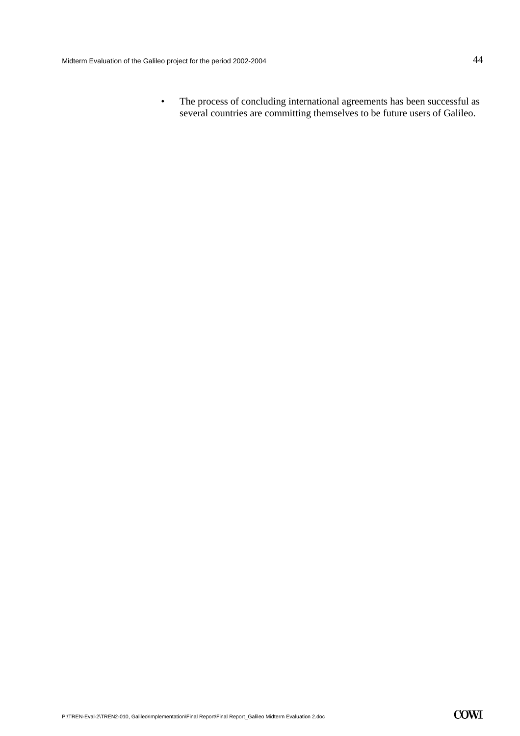- The process of concluding international agreements has been successful as several countries are committing themselves to be future users of Galileo.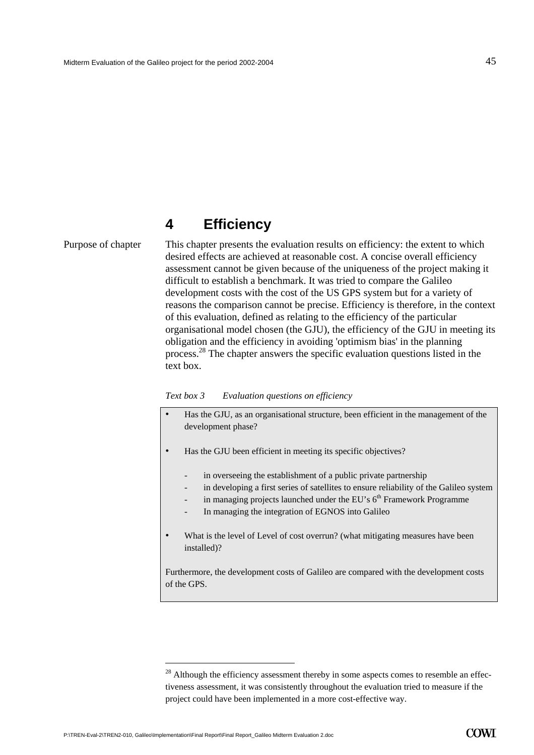# 4 Efficiency

Purpose of chapter

This chapter presents the evaluation results on efficiency: the extent to which desired effects are achieved at reasonable cost. A concise overall efficiency assessment cannot be given because of the uniqueness of the project making it difficult to establish a benchmark. It was tried to compare the Galileo development costs with the cost of the US GPS system but for a variety of reasons the comparison cannot be precise. Efficiency is therefore, in the context of this evaluation, defined as relating to the efficiency of the particular organisational model chosen (the GJU), the efficiency of the GJU in meeting its obligation and the efficiency in avoiding 'optimism bias' in the planning process.[28] The chapter answers the specific evaluation questions listed in the text box.

*Text box 3 Evaluation questions on efficiency*

- Has the GJU, as an organisational structure, been efficient in the management of the development phase?
- Has the GJU been efficient in meeting its specific objectives?
  - in overseeing the establishment of a public private partnership
  - in developing a first series of satellites to ensure reliability of the Galileo system
  - in managing projects launched under the EU's 6th Framework Programme
  - In managing the integration of EGNOS into Galileo
- What is the level of Level of cost overrun? (what mitigating measures have been installed)?

Furthermore, the development costs of Galileo are compared with the development costs of the GPS.

[28] Although the efficiency assessment thereby in some aspects comes to resemble an effectiveness assessment, it was consistently throughout the evaluation tried to measure if the project could have been implemented in a more cost-effective way.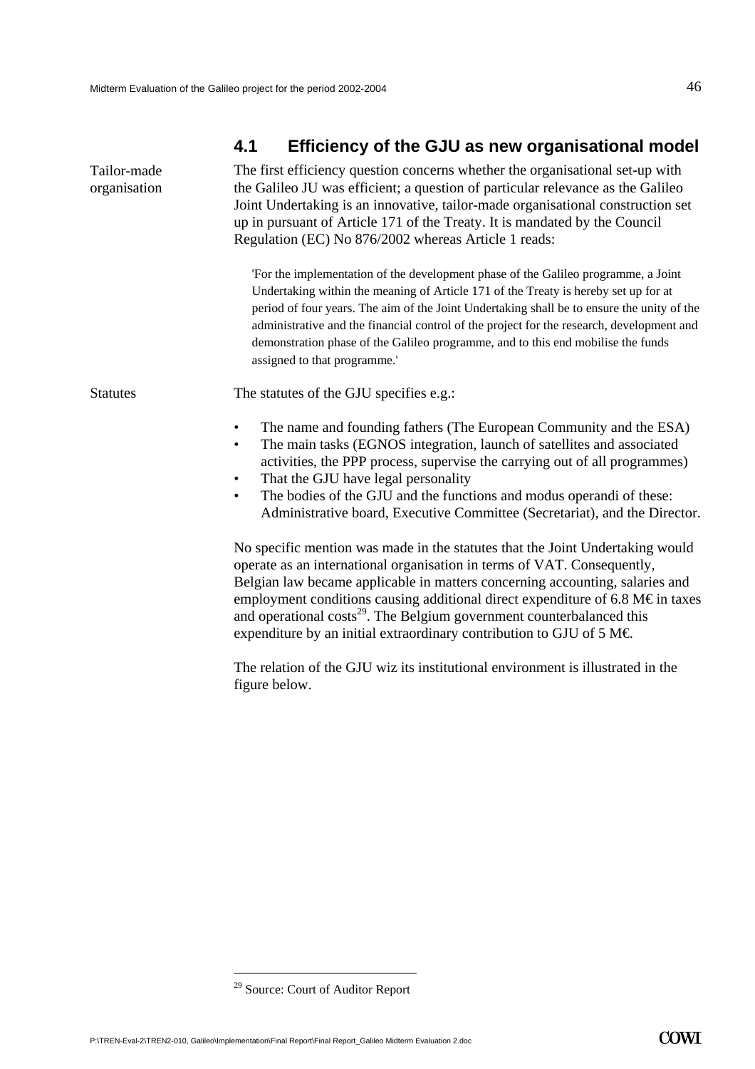## 4.1 Efficiency of the GJU as new organisational model

Tailor-made organisation

The first efficiency question concerns whether the organisational set-up with the Galileo JU was efficient; a question of particular relevance as the Galileo Joint Undertaking is an innovative, tailor-made organisational construction set up in pursuant of Article 171 of the Treaty. It is mandated by the Council Regulation (EC) No 876/2002 whereas Article 1 reads:

> 'For the implementation of the development phase of the Galileo programme, a Joint Undertaking within the meaning of Article 171 of the Treaty is hereby set up for at period of four years. The aim of the Joint Undertaking shall be to ensure the unity of the administrative and the financial control of the project for the research, development and demonstration phase of the Galileo programme, and to this end mobilise the funds assigned to that programme.'

Statutes

The statutes of the GJU specifies e.g.:

- The name and founding fathers (The European Community and the ESA)
- The main tasks (EGNOS integration, launch of satellites and associated activities, the PPP process, supervise the carrying out of all programmes)
- That the GJU have legal personality
- The bodies of the GJU and the functions and modus operandi of these: Administrative board, Executive Committee (Secretariat), and the Director.

No specific mention was made in the statutes that the Joint Undertaking would operate as an international organisation in terms of VAT. Consequently, Belgian law became applicable in matters concerning accounting, salaries and employment conditions causing additional direct expenditure of 6.8 M€ in taxes and operational costs[29]. The Belgium government counterbalanced this expenditure by an initial extraordinary contribution to GJU of 5 M€.

The relation of the GJU wiz its institutional environment is illustrated in the figure below.

[29] Source: Court of Auditor Report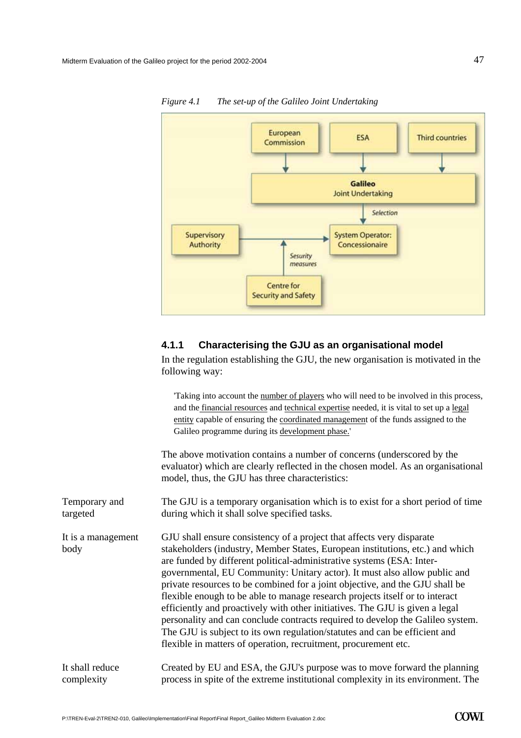*Figure 4.1 The set-up of the Galileo Joint Undertaking*

#### 4.1.1 Characterising the GJU as an organisational model

In the regulation establishing the GJU, the new organisation is motivated in the following way:

> 'Taking into account the number of players who will need to be involved in this process, and the financial resources and technical expertise needed, it is vital to set up a legal entity capable of ensuring the coordinated management of the funds assigned to the Galileo programme during its development phase.'

The above motivation contains a number of concerns (underscored by the evaluator) which are clearly reflected in the chosen model. As an organisational model, thus, the GJU has three characteristics:

**Temporary and targeted**

The GJU is a temporary organisation which is to exist for a short period of time during which it shall solve specified tasks.

**It is a management body**

GJU shall ensure consistency of a project that affects very disparate stakeholders (industry, Member States, European institutions, etc.) and which are funded by different political-administrative systems (ESA: Inter-governmental, EU Community: Unitary actor). It must also allow public and private resources to be combined for a joint objective, and the GJU shall be flexible enough to be able to manage research projects itself or to interact efficiently and proactively with other initiatives. The GJU is given a legal personality and can conclude contracts required to develop the Galileo system. The GJU is subject to its own regulation/statutes and can be efficient and flexible in matters of operation, recruitment, procurement etc.

**It shall reduce complexity**

Created by EU and ESA, the GJU's purpose was to move forward the planning process in spite of the extreme institutional complexity in its environment. The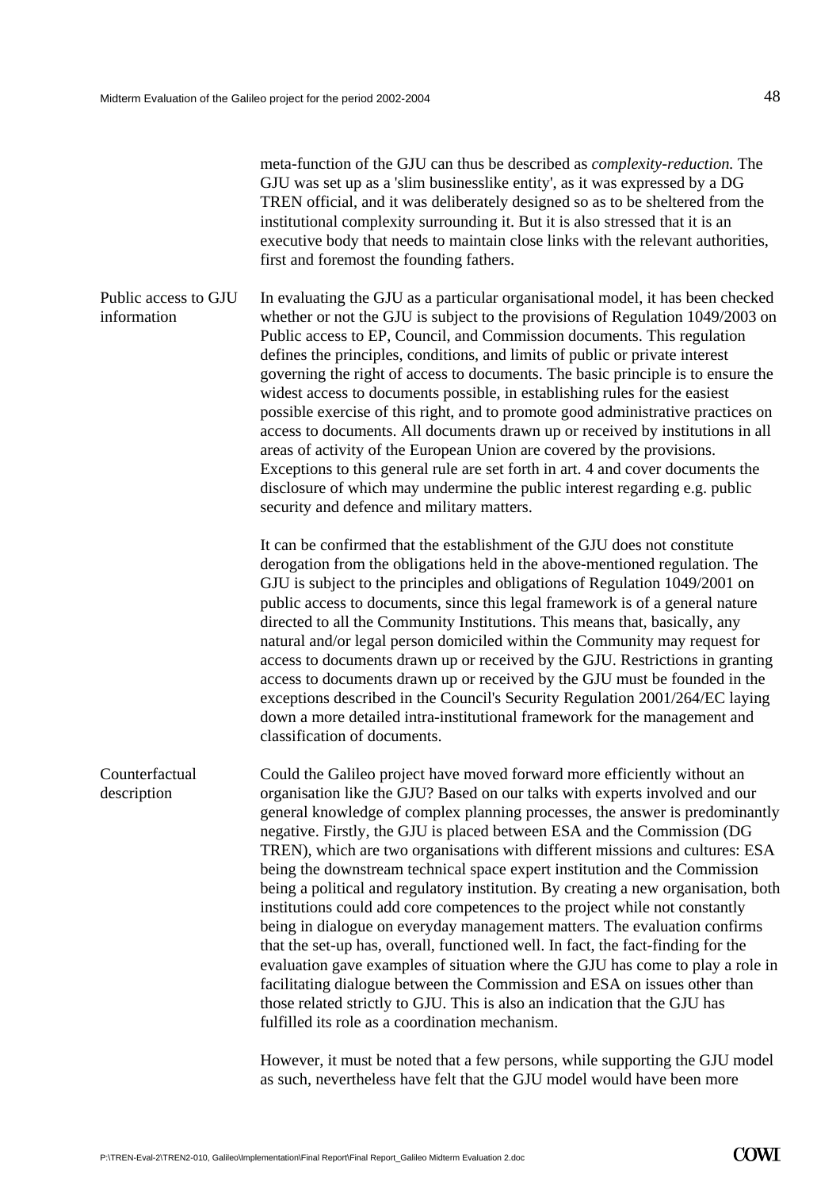meta-function of the GJU can thus be described as *complexity-reduction.* The GJU was set up as a 'slim businesslike entity', as it was expressed by a DG TREN official, and it was deliberately designed so as to be sheltered from the institutional complexity surrounding it. But it is also stressed that it is an executive body that needs to maintain close links with the relevant authorities, first and foremost the founding fathers.

**Public access to GJU information**

In evaluating the GJU as a particular organisational model, it has been checked whether or not the GJU is subject to the provisions of Regulation 1049/2003 on Public access to EP, Council, and Commission documents. This regulation defines the principles, conditions, and limits of public or private interest governing the right of access to documents. The basic principle is to ensure the widest access to documents possible, in establishing rules for the easiest possible exercise of this right, and to promote good administrative practices on access to documents. All documents drawn up or received by institutions in all areas of activity of the European Union are covered by the provisions. Exceptions to this general rule are set forth in art. 4 and cover documents the disclosure of which may undermine the public interest regarding e.g. public security and defence and military matters.

It can be confirmed that the establishment of the GJU does not constitute derogation from the obligations held in the above-mentioned regulation. The GJU is subject to the principles and obligations of Regulation 1049/2001 on public access to documents, since this legal framework is of a general nature directed to all the Community Institutions. This means that, basically, any natural and/or legal person domiciled within the Community may request for access to documents drawn up or received by the GJU. Restrictions in granting access to documents drawn up or received by the GJU must be founded in the exceptions described in the Council's Security Regulation 2001/264/EC laying down a more detailed intra-institutional framework for the management and classification of documents.

**Counterfactual description**

Could the Galileo project have moved forward more efficiently without an organisation like the GJU? Based on our talks with experts involved and our general knowledge of complex planning processes, the answer is predominantly negative. Firstly, the GJU is placed between ESA and the Commission (DG TREN), which are two organisations with different missions and cultures: ESA being the downstream technical space expert institution and the Commission being a political and regulatory institution. By creating a new organisation, both institutions could add core competences to the project while not constantly being in dialogue on everyday management matters. The evaluation confirms that the set-up has, overall, functioned well. In fact, the fact-finding for the evaluation gave examples of situation where the GJU has come to play a role in facilitating dialogue between the Commission and ESA on issues other than those related strictly to GJU. This is also an indication that the GJU has fulfilled its role as a coordination mechanism.

However, it must be noted that a few persons, while supporting the GJU model as such, nevertheless have felt that the GJU model would have been more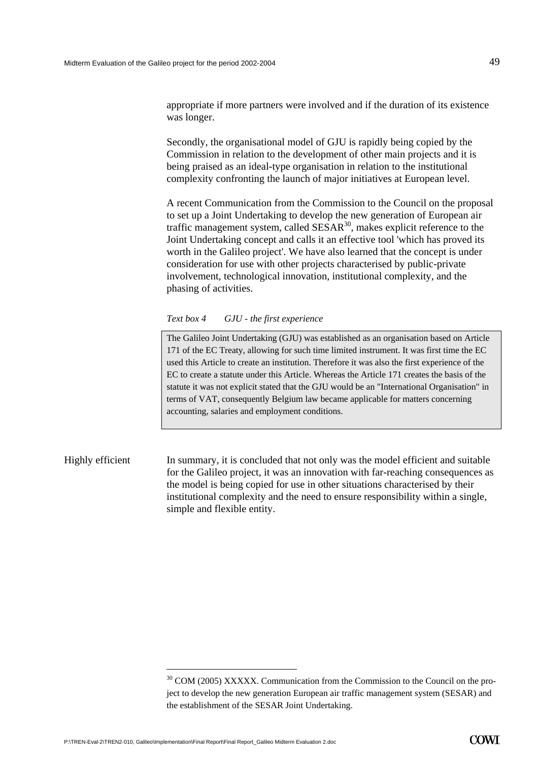appropriate if more partners were involved and if the duration of its existence was longer.

Secondly, the organisational model of GJU is rapidly being copied by the Commission in relation to the development of other main projects and it is being praised as an ideal-type organisation in relation to the institutional complexity confronting the launch of major initiatives at European level.

A recent Communication from the Commission to the Council on the proposal to set up a Joint Undertaking to develop the new generation of European air traffic management system, called SESAR[30], makes explicit reference to the Joint Undertaking concept and calls it an effective tool 'which has proved its worth in the Galileo project'. We have also learned that the concept is under consideration for use with other projects characterised by public-private involvement, technological innovation, institutional complexity, and the phasing of activities.

*Text box 4 GJU - the first experience*

> The Galileo Joint Undertaking (GJU) was established as an organisation based on Article 171 of the EC Treaty, allowing for such time limited instrument. It was first time the EC used this Article to create an institution. Therefore it was also the first experience of the EC to create a statute under this Article. Whereas the Article 171 creates the basis of the statute it was not explicit stated that the GJU would be an "International Organisation" in terms of VAT, consequently Belgium law became applicable for matters concerning accounting, salaries and employment conditions.

Highly efficient

In summary, it is concluded that not only was the model efficient and suitable for the Galileo project, it was an innovation with far-reaching consequences as the model is being copied for use in other situations characterised by their institutional complexity and the need to ensure responsibility within a single, simple and flexible entity.

[30] COM (2005) XXXXX. Communication from the Commission to the Council on the project to develop the new generation European air traffic management system (SESAR) and the establishment of the SESAR Joint Undertaking.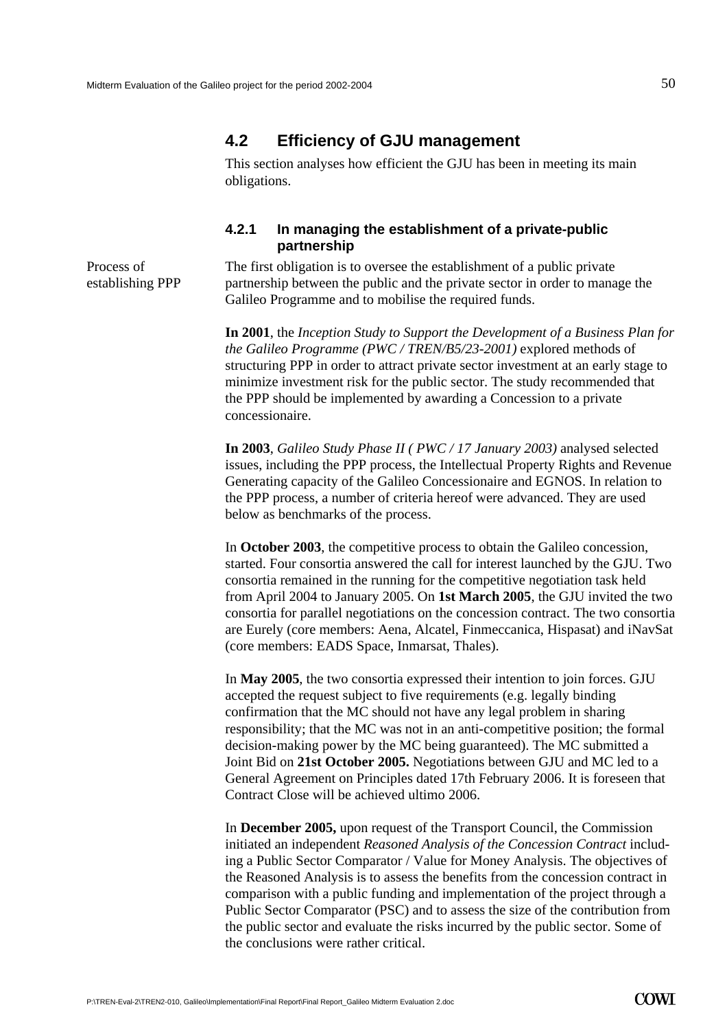## 4.2 Efficiency of GJU management

This section analyses how efficient the GJU has been in meeting its main obligations.

### 4.2.1 In managing the establishment of a private-public partnership

Process of establishing PPP

The first obligation is to oversee the establishment of a public private partnership between the public and the private sector in order to manage the Galileo Programme and to mobilise the required funds.

**In 2001**, the *Inception Study to Support the Development of a Business Plan for the Galileo Programme (PWC / TREN/B5/23-2001)* explored methods of structuring PPP in order to attract private sector investment at an early stage to minimize investment risk for the public sector. The study recommended that the PPP should be implemented by awarding a Concession to a private concessionaire.

**In 2003**, *Galileo Study Phase II ( PWC / 17 January 2003)* analysed selected issues, including the PPP process, the Intellectual Property Rights and Revenue Generating capacity of the Galileo Concessionaire and EGNOS. In relation to the PPP process, a number of criteria hereof were advanced. They are used below as benchmarks of the process.

In **October 2003**, the competitive process to obtain the Galileo concession, started. Four consortia answered the call for interest launched by the GJU. Two consortia remained in the running for the competitive negotiation task held from April 2004 to January 2005. On **1st March 2005**, the GJU invited the two consortia for parallel negotiations on the concession contract. The two consortia are Eurely (core members: Aena, Alcatel, Finmeccanica, Hispasat) and iNavSat (core members: EADS Space, Inmarsat, Thales).

In **May 2005**, the two consortia expressed their intention to join forces. GJU accepted the request subject to five requirements (e.g. legally binding confirmation that the MC should not have any legal problem in sharing responsibility; that the MC was not in an anti-competitive position; the formal decision-making power by the MC being guaranteed). The MC submitted a Joint Bid on **21st October 2005.** Negotiations between GJU and MC led to a General Agreement on Principles dated 17th February 2006. It is foreseen that Contract Close will be achieved ultimo 2006.

In **December 2005,** upon request of the Transport Council, the Commission initiated an independent *Reasoned Analysis of the Concession Contract* including a Public Sector Comparator / Value for Money Analysis. The objectives of the Reasoned Analysis is to assess the benefits from the concession contract in comparison with a public funding and implementation of the project through a Public Sector Comparator (PSC) and to assess the size of the contribution from the public sector and evaluate the risks incurred by the public sector. Some of the conclusions were rather critical.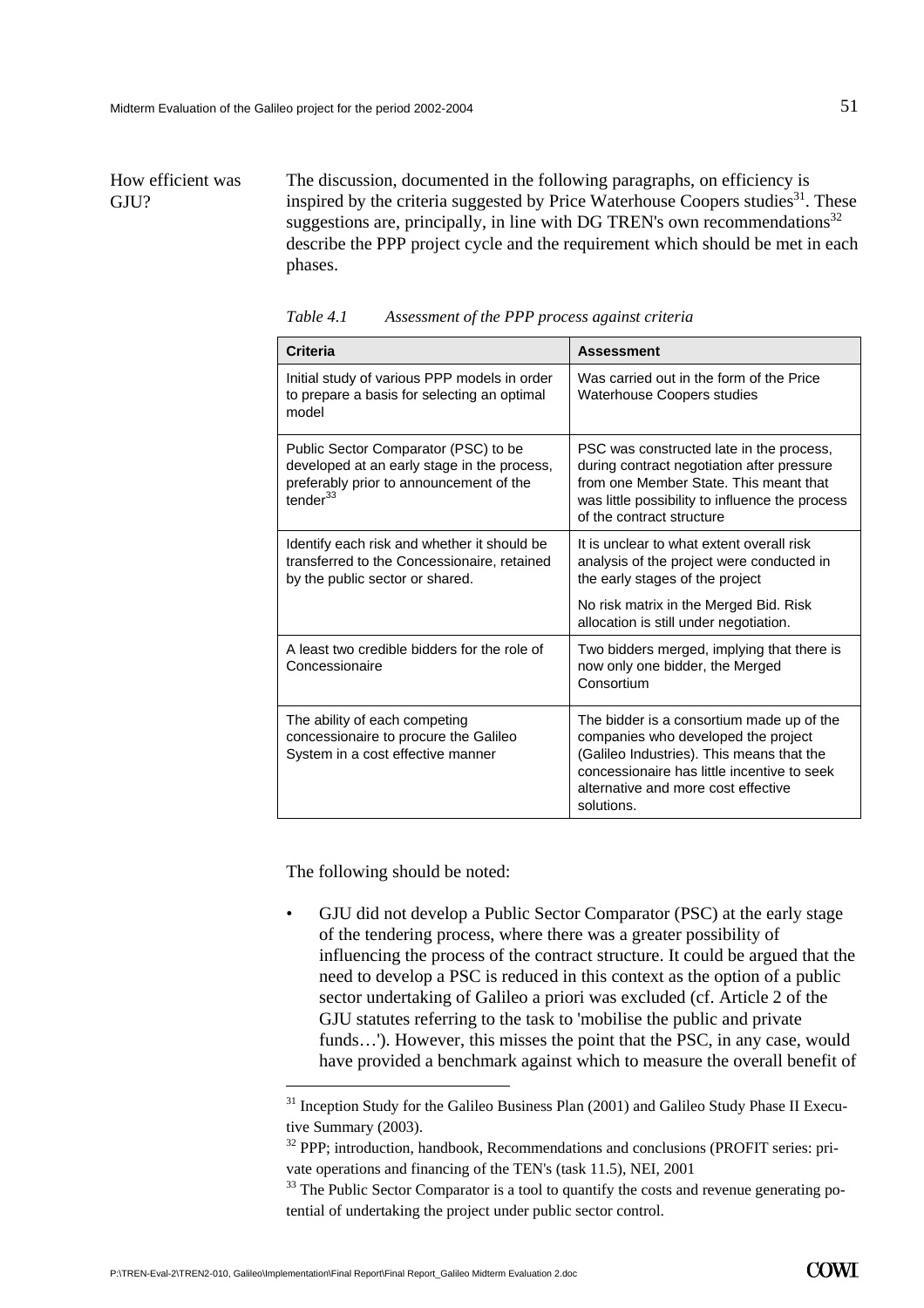How efficient was GJU?

The discussion, documented in the following paragraphs, on efficiency is inspired by the criteria suggested by Price Waterhouse Coopers studies[31]. These suggestions are, principally, in line with DG TREN's own recommendations[32] describe the PPP project cycle and the requirement which should be met in each phases.

*Table 4.1 Assessment of the PPP process against criteria*

| Criteria | Assessment |
|---|---|
| Initial study of various PPP models in order to prepare a basis for selecting an optimal model | Was carried out in the form of the Price Waterhouse Coopers studies |
| Public Sector Comparator (PSC) to be developed at an early stage in the process, preferably prior to announcement of the tender[33] | PSC was constructed late in the process, during contract negotiation after pressure from one Member State. This meant that was little possibility to influence the process of the contract structure |
| Identify each risk and whether it should be transferred to the Concessionaire, retained by the public sector or shared. | It is unclear to what extent overall risk analysis of the project were conducted in the early stages of the project<br><br>No risk matrix in the Merged Bid. Risk allocation is still under negotiation. |
| A least two credible bidders for the role of Concessionaire | Two bidders merged, implying that there is now only one bidder, the Merged Consortium |
| The ability of each competing concessionaire to procure the Galileo System in a cost effective manner | The bidder is a consortium made up of the companies who developed the project (Galileo Industries). This means that the concessionaire has little incentive to seek alternative and more cost effective solutions. |

The following should be noted:

- GJU did not develop a Public Sector Comparator (PSC) at the early stage of the tendering process, where there was a greater possibility of influencing the process of the contract structure. It could be argued that the need to develop a PSC is reduced in this context as the option of a public sector undertaking of Galileo a priori was excluded (cf. Article 2 of the GJU statutes referring to the task to 'mobilise the public and private funds…'). However, this misses the point that the PSC, in any case, would have provided a benchmark against which to measure the overall benefit of

[31] Inception Study for the Galileo Business Plan (2001) and Galileo Study Phase II Executive Summary (2003).

[32] PPP; introduction, handbook, Recommendations and conclusions (PROFIT series: private operations and financing of the TEN's (task 11.5), NEI, 2001

[33] The Public Sector Comparator is a tool to quantify the costs and revenue generating potential of undertaking the project under public sector control.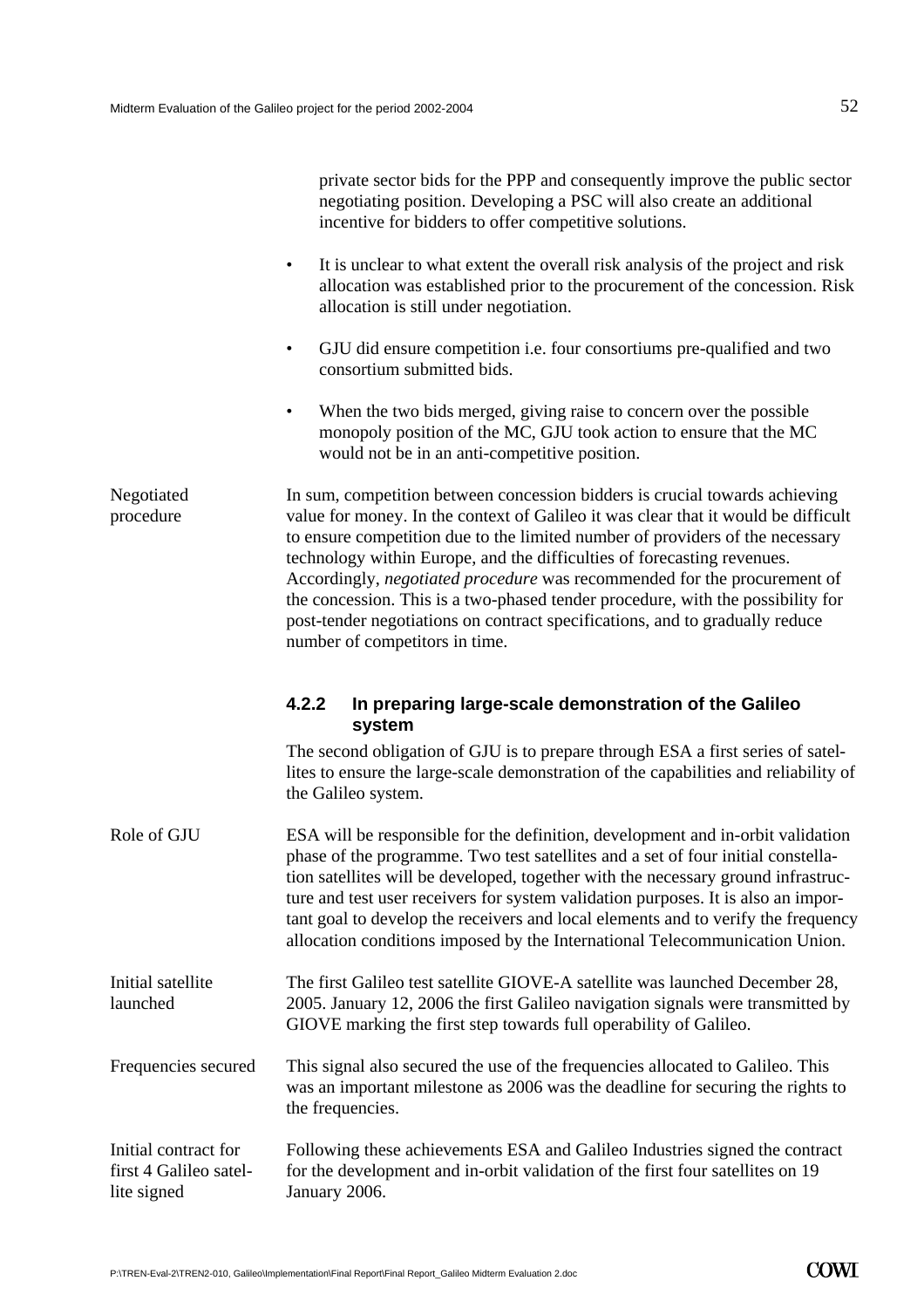private sector bids for the PPP and consequently improve the public sector negotiating position. Developing a PSC will also create an additional incentive for bidders to offer competitive solutions.

- It is unclear to what extent the overall risk analysis of the project and risk allocation was established prior to the procurement of the concession. Risk allocation is still under negotiation.
- GJU did ensure competition i.e. four consortiums pre-qualified and two consortium submitted bids.
- When the two bids merged, giving raise to concern over the possible monopoly position of the MC, GJU took action to ensure that the MC would not be in an anti-competitive position.

Negotiated procedure

In sum, competition between concession bidders is crucial towards achieving value for money. In the context of Galileo it was clear that it would be difficult to ensure competition due to the limited number of providers of the necessary technology within Europe, and the difficulties of forecasting revenues. Accordingly, *negotiated procedure* was recommended for the procurement of the concession. This is a two-phased tender procedure, with the possibility for post-tender negotiations on contract specifications, and to gradually reduce number of competitors in time.

### 4.2.2 In preparing large-scale demonstration of the Galileo system

The second obligation of GJU is to prepare through ESA a first series of satellites to ensure the large-scale demonstration of the capabilities and reliability of the Galileo system.

Role of GJU

ESA will be responsible for the definition, development and in-orbit validation phase of the programme. Two test satellites and a set of four initial constellation satellites will be developed, together with the necessary ground infrastructure and test user receivers for system validation purposes. It is also an important goal to develop the receivers and local elements and to verify the frequency allocation conditions imposed by the International Telecommunication Union.

Initial satellite launched

The first Galileo test satellite GIOVE-A satellite was launched December 28, 2005. January 12, 2006 the first Galileo navigation signals were transmitted by GIOVE marking the first step towards full operability of Galileo.

Frequencies secured

This signal also secured the use of the frequencies allocated to Galileo. This was an important milestone as 2006 was the deadline for securing the rights to the frequencies.

Initial contract for first 4 Galileo satellite signed

Following these achievements ESA and Galileo Industries signed the contract for the development and in-orbit validation of the first four satellites on 19 January 2006.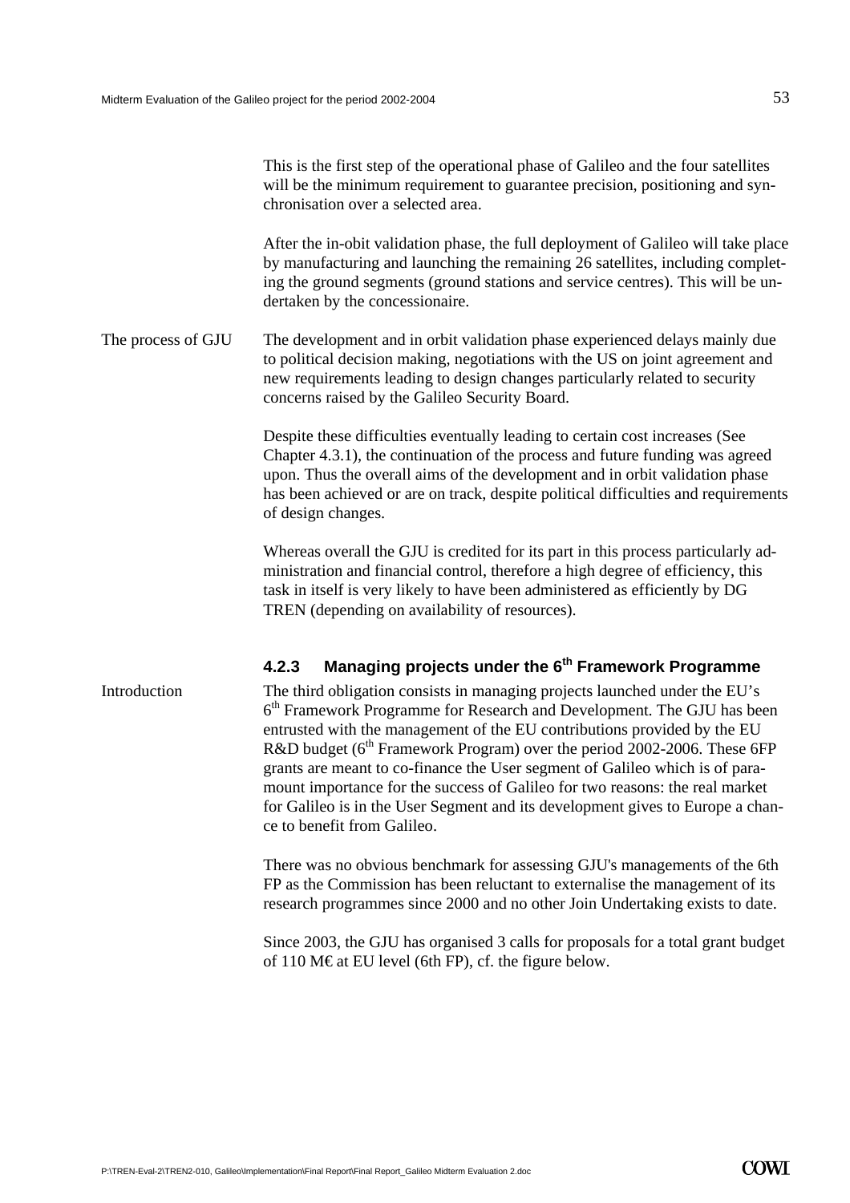This is the first step of the operational phase of Galileo and the four satellites will be the minimum requirement to guarantee precision, positioning and synchronisation over a selected area.

After the in-obit validation phase, the full deployment of Galileo will take place by manufacturing and launching the remaining 26 satellites, including completing the ground segments (ground stations and service centres). This will be undertaken by the concessionaire.

**The process of GJU**

The development and in orbit validation phase experienced delays mainly due to political decision making, negotiations with the US on joint agreement and new requirements leading to design changes particularly related to security concerns raised by the Galileo Security Board.

Despite these difficulties eventually leading to certain cost increases (See Chapter 4.3.1), the continuation of the process and future funding was agreed upon. Thus the overall aims of the development and in orbit validation phase has been achieved or are on track, despite political difficulties and requirements of design changes.

Whereas overall the GJU is credited for its part in this process particularly administration and financial control, therefore a high degree of efficiency, this task in itself is very likely to have been administered as efficiently by DG TREN (depending on availability of resources).

### 4.2.3 Managing projects under the 6th Framework Programme

**Introduction**

The third obligation consists in managing projects launched under the EU's 6th Framework Programme for Research and Development. The GJU has been entrusted with the management of the EU contributions provided by the EU R&D budget (6th Framework Program) over the period 2002-2006. These 6FP grants are meant to co-finance the User segment of Galileo which is of paramount importance for the success of Galileo for two reasons: the real market for Galileo is in the User Segment and its development gives to Europe a chance to benefit from Galileo.

There was no obvious benchmark for assessing GJU's managements of the 6th FP as the Commission has been reluctant to externalise the management of its research programmes since 2000 and no other Join Undertaking exists to date.

Since 2003, the GJU has organised 3 calls for proposals for a total grant budget of 110 M€ at EU level (6th FP), cf. the figure below.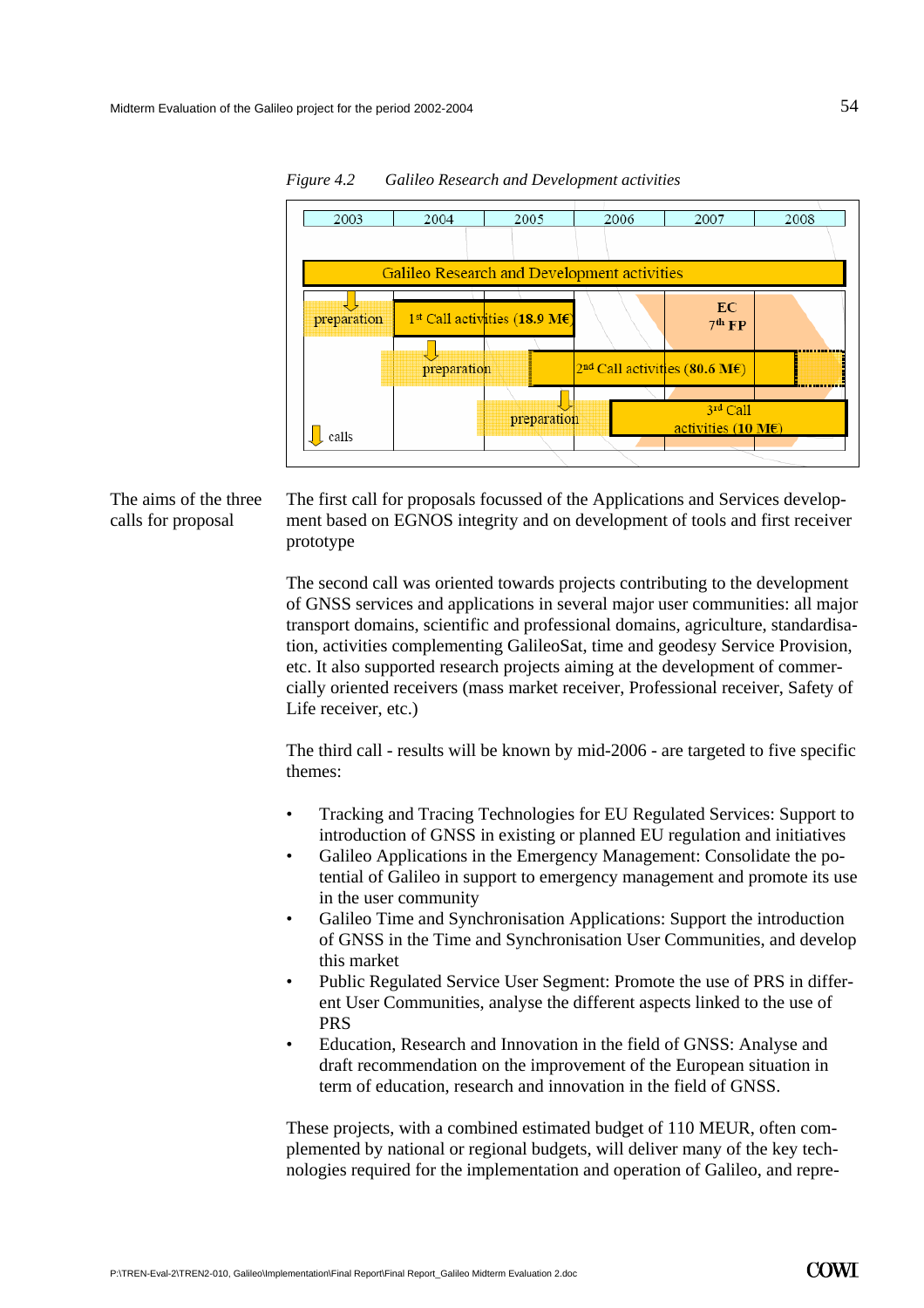*Figure 4.2 Galileo Research and Development activities*

| 2003 | 2004 | 2005 | 2006 | 2007 | 2008 |
|---|---|---|---|---|---|
| Galileo Research and Development activities | | | | | |
| preparation | 1st Call activities (**18.9 M€**) | | | EC 7th FP | |
| | preparation | | 2nd Call activities (**80.6 M€**) | | |
| calls | | preparation | 3rd Call activities (**10 M€**) | | |

The aims of the three calls for proposal

The first call for proposals focussed of the Applications and Services development based on EGNOS integrity and on development of tools and first receiver prototype

The second call was oriented towards projects contributing to the development of GNSS services and applications in several major user communities: all major transport domains, scientific and professional domains, agriculture, standardisation, activities complementing GalileoSat, time and geodesy Service Provision, etc. It also supported research projects aiming at the development of commercially oriented receivers (mass market receiver, Professional receiver, Safety of Life receiver, etc.)

The third call - results will be known by mid-2006 - are targeted to five specific themes:

- Tracking and Tracing Technologies for EU Regulated Services: Support to introduction of GNSS in existing or planned EU regulation and initiatives
- Galileo Applications in the Emergency Management: Consolidate the potential of Galileo in support to emergency management and promote its use in the user community
- Galileo Time and Synchronisation Applications: Support the introduction of GNSS in the Time and Synchronisation User Communities, and develop this market
- Public Regulated Service User Segment: Promote the use of PRS in different User Communities, analyse the different aspects linked to the use of PRS
- Education, Research and Innovation in the field of GNSS: Analyse and draft recommendation on the improvement of the European situation in term of education, research and innovation in the field of GNSS.

These projects, with a combined estimated budget of 110 MEUR, often complemented by national or regional budgets, will deliver many of the key technologies required for the implementation and operation of Galileo, and repre-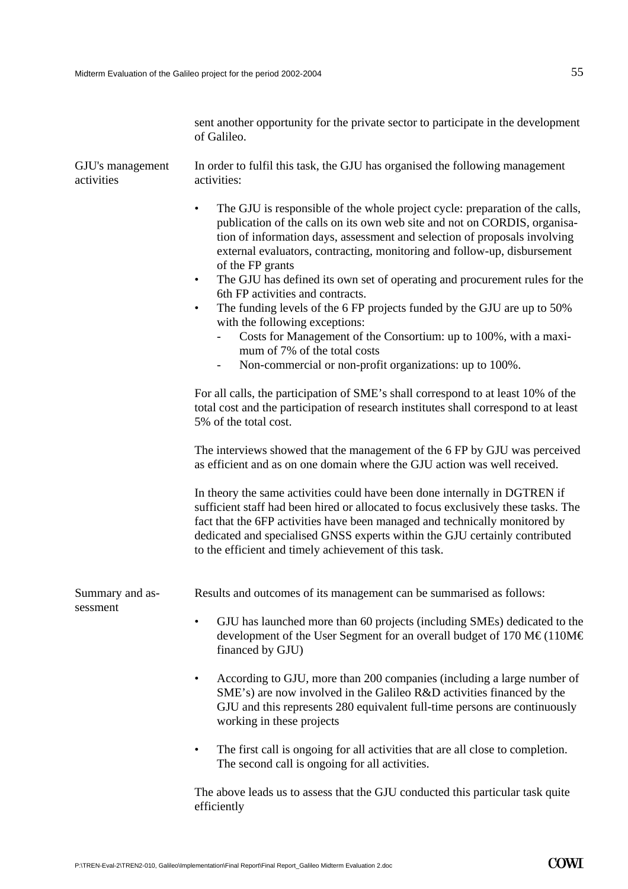sent another opportunity for the private sector to participate in the development of Galileo.

**GJU's management activities**

In order to fulfil this task, the GJU has organised the following management activities:

- The GJU is responsible of the whole project cycle: preparation of the calls, publication of the calls on its own web site and not on CORDIS, organisation of information days, assessment and selection of proposals involving external evaluators, contracting, monitoring and follow-up, disbursement of the FP grants
- The GJU has defined its own set of operating and procurement rules for the 6th FP activities and contracts.
- The funding levels of the 6 FP projects funded by the GJU are up to 50% with the following exceptions:
  - Costs for Management of the Consortium: up to 100%, with a maximum of 7% of the total costs
  - Non-commercial or non-profit organizations: up to 100%.

For all calls, the participation of SME's shall correspond to at least 10% of the total cost and the participation of research institutes shall correspond to at least 5% of the total cost.

The interviews showed that the management of the 6 FP by GJU was perceived as efficient and as on one domain where the GJU action was well received.

In theory the same activities could have been done internally in DGTREN if sufficient staff had been hired or allocated to focus exclusively these tasks. The fact that the 6FP activities have been managed and technically monitored by dedicated and specialised GNSS experts within the GJU certainly contributed to the efficient and timely achievement of this task.

**Summary and assessment**

Results and outcomes of its management can be summarised as follows:

- GJU has launched more than 60 projects (including SMEs) dedicated to the development of the User Segment for an overall budget of 170 M€ (110M€ financed by GJU)

- According to GJU, more than 200 companies (including a large number of SME's) are now involved in the Galileo R&D activities financed by the GJU and this represents 280 equivalent full-time persons are continuously working in these projects

- The first call is ongoing for all activities that are all close to completion. The second call is ongoing for all activities.

The above leads us to assess that the GJU conducted this particular task quite efficiently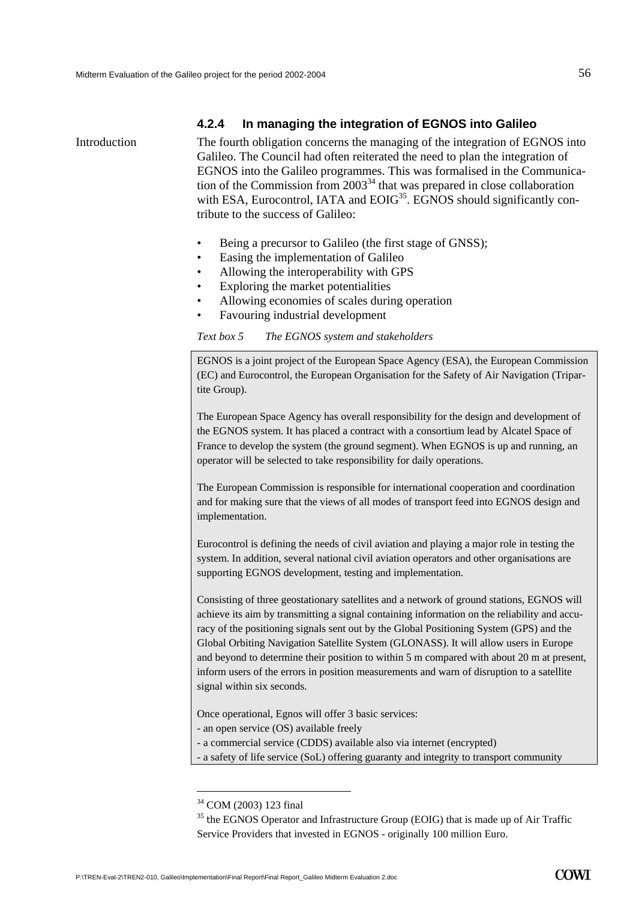### 4.2.4 In managing the integration of EGNOS into Galileo

Introduction

The fourth obligation concerns the managing of the integration of EGNOS into Galileo. The Council had often reiterated the need to plan the integration of EGNOS into the Galileo programmes. This was formalised in the Communication of the Commission from 2003[34] that was prepared in close collaboration with ESA, Eurocontrol, IATA and EOIG[35]. EGNOS should significantly contribute to the success of Galileo:

- Being a precursor to Galileo (the first stage of GNSS);
- Easing the implementation of Galileo
- Allowing the interoperability with GPS
- Exploring the market potentialities
- Allowing economies of scales during operation
- Favouring industrial development

*Text box 5 The EGNOS system and stakeholders*

> EGNOS is a joint project of the European Space Agency (ESA), the European Commission (EC) and Eurocontrol, the European Organisation for the Safety of Air Navigation (Tripartite Group).
>
> The European Space Agency has overall responsibility for the design and development of the EGNOS system. It has placed a contract with a consortium lead by Alcatel Space of France to develop the system (the ground segment). When EGNOS is up and running, an operator will be selected to take responsibility for daily operations.
>
> The European Commission is responsible for international cooperation and coordination and for making sure that the views of all modes of transport feed into EGNOS design and implementation.
>
> Eurocontrol is defining the needs of civil aviation and playing a major role in testing the system. In addition, several national civil aviation operators and other organisations are supporting EGNOS development, testing and implementation.
>
> Consisting of three geostationary satellites and a network of ground stations, EGNOS will achieve its aim by transmitting a signal containing information on the reliability and accuracy of the positioning signals sent out by the Global Positioning System (GPS) and the Global Orbiting Navigation Satellite System (GLONASS). It will allow users in Europe and beyond to determine their position to within 5 m compared with about 20 m at present, inform users of the errors in position measurements and warn of disruption to a satellite signal within six seconds.
>
> Once operational, Egnos will offer 3 basic services:
> - an open service (OS) available freely
> - a commercial service (CDDS) available also via internet (encrypted)
> - a safety of life service (SoL) offering guaranty and integrity to transport community

---

[34] COM (2003) 123 final

[35] the EGNOS Operator and Infrastructure Group (EOIG) that is made up of Air Traffic Service Providers that invested in EGNOS - originally 100 million Euro.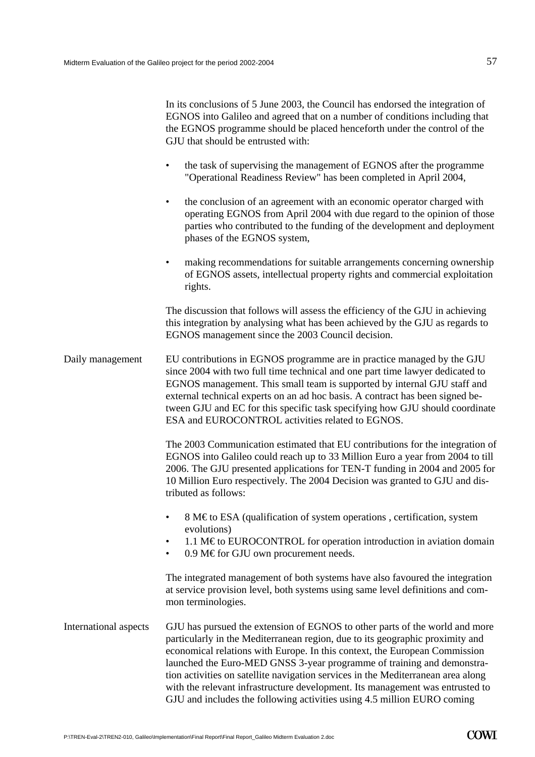In its conclusions of 5 June 2003, the Council has endorsed the integration of EGNOS into Galileo and agreed that on a number of conditions including that the EGNOS programme should be placed henceforth under the control of the GJU that should be entrusted with:

- the task of supervising the management of EGNOS after the programme "Operational Readiness Review" has been completed in April 2004,
- the conclusion of an agreement with an economic operator charged with operating EGNOS from April 2004 with due regard to the opinion of those parties who contributed to the funding of the development and deployment phases of the EGNOS system,
- making recommendations for suitable arrangements concerning ownership of EGNOS assets, intellectual property rights and commercial exploitation rights.

The discussion that follows will assess the efficiency of the GJU in achieving this integration by analysing what has been achieved by the GJU as regards to EGNOS management since the 2003 Council decision.

**Daily management**

EU contributions in EGNOS programme are in practice managed by the GJU since 2004 with two full time technical and one part time lawyer dedicated to EGNOS management. This small team is supported by internal GJU staff and external technical experts on an ad hoc basis. A contract has been signed between GJU and EC for this specific task specifying how GJU should coordinate ESA and EUROCONTROL activities related to EGNOS.

The 2003 Communication estimated that EU contributions for the integration of EGNOS into Galileo could reach up to 33 Million Euro a year from 2004 to till 2006. The GJU presented applications for TEN-T funding in 2004 and 2005 for 10 Million Euro respectively. The 2004 Decision was granted to GJU and distributed as follows:

- 8 M€ to ESA (qualification of system operations , certification, system evolutions)
- 1.1 M€ to EUROCONTROL for operation introduction in aviation domain
- 0.9 M€ for GJU own procurement needs.

The integrated management of both systems have also favoured the integration at service provision level, both systems using same level definitions and common terminologies.

**International aspects**

GJU has pursued the extension of EGNOS to other parts of the world and more particularly in the Mediterranean region, due to its geographic proximity and economical relations with Europe. In this context, the European Commission launched the Euro-MED GNSS 3-year programme of training and demonstration activities on satellite navigation services in the Mediterranean area along with the relevant infrastructure development. Its management was entrusted to GJU and includes the following activities using 4.5 million EURO coming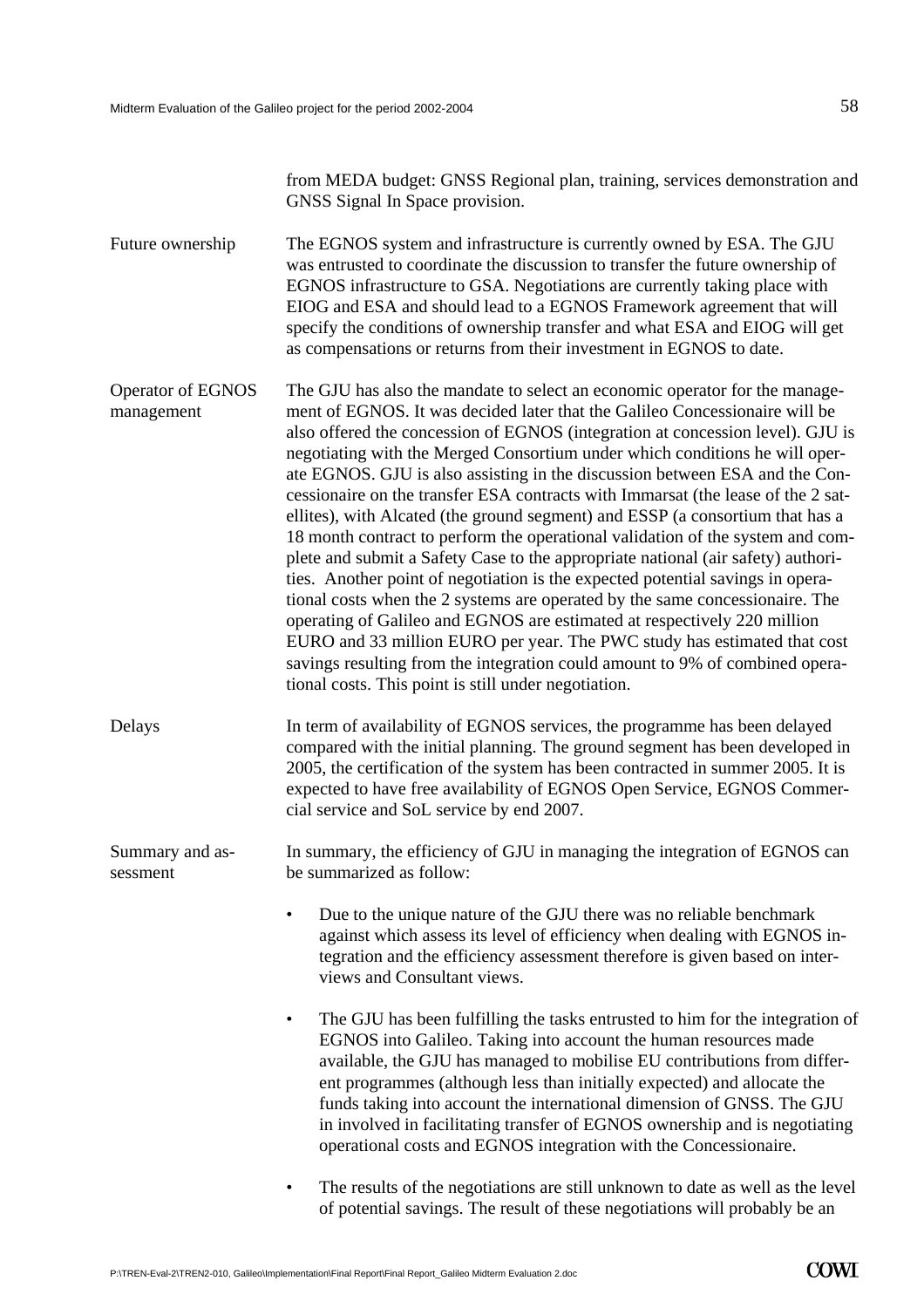from MEDA budget: GNSS Regional plan, training, services demonstration and GNSS Signal In Space provision.

**Future ownership**

The EGNOS system and infrastructure is currently owned by ESA. The GJU was entrusted to coordinate the discussion to transfer the future ownership of EGNOS infrastructure to GSA. Negotiations are currently taking place with EIOG and ESA and should lead to a EGNOS Framework agreement that will specify the conditions of ownership transfer and what ESA and EIOG will get as compensations or returns from their investment in EGNOS to date.

**Operator of EGNOS management**

The GJU has also the mandate to select an economic operator for the management of EGNOS. It was decided later that the Galileo Concessionaire will be also offered the concession of EGNOS (integration at concession level). GJU is negotiating with the Merged Consortium under which conditions he will operate EGNOS. GJU is also assisting in the discussion between ESA and the Concessionaire on the transfer ESA contracts with Immarsat (the lease of the 2 satellites), with Alcated (the ground segment) and ESSP (a consortium that has a 18 month contract to perform the operational validation of the system and complete and submit a Safety Case to the appropriate national (air safety) authorities. Another point of negotiation is the expected potential savings in operational costs when the 2 systems are operated by the same concessionaire. The operating of Galileo and EGNOS are estimated at respectively 220 million EURO and 33 million EURO per year. The PWC study has estimated that cost savings resulting from the integration could amount to 9% of combined operational costs. This point is still under negotiation.

**Delays**

In term of availability of EGNOS services, the programme has been delayed compared with the initial planning. The ground segment has been developed in 2005, the certification of the system has been contracted in summer 2005. It is expected to have free availability of EGNOS Open Service, EGNOS Commercial service and SoL service by end 2007.

**Summary and assessment**

In summary, the efficiency of GJU in managing the integration of EGNOS can be summarized as follow:

- Due to the unique nature of the GJU there was no reliable benchmark against which assess its level of efficiency when dealing with EGNOS integration and the efficiency assessment therefore is given based on interviews and Consultant views.
- The GJU has been fulfilling the tasks entrusted to him for the integration of EGNOS into Galileo. Taking into account the human resources made available, the GJU has managed to mobilise EU contributions from different programmes (although less than initially expected) and allocate the funds taking into account the international dimension of GNSS. The GJU in involved in facilitating transfer of EGNOS ownership and is negotiating operational costs and EGNOS integration with the Concessionaire.
- The results of the negotiations are still unknown to date as well as the level of potential savings. The result of these negotiations will probably be an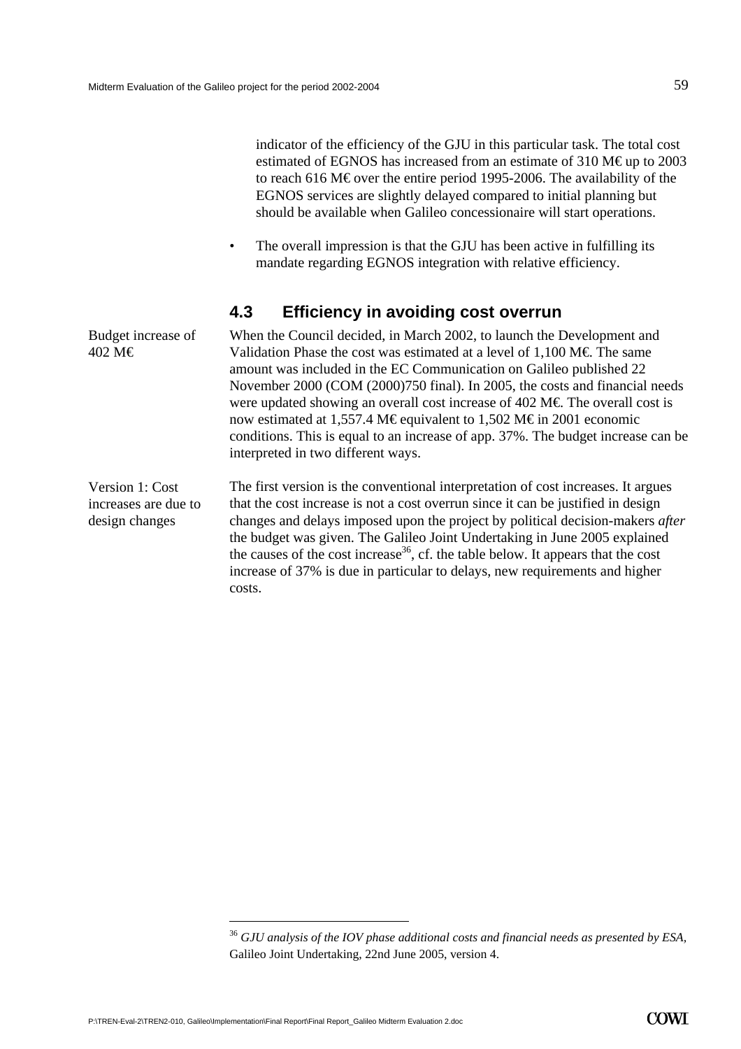indicator of the efficiency of the GJU in this particular task. The total cost estimated of EGNOS has increased from an estimate of 310 M€ up to 2003 to reach 616 M€ over the entire period 1995-2006. The availability of the EGNOS services are slightly delayed compared to initial planning but should be available when Galileo concessionaire will start operations.

- The overall impression is that the GJU has been active in fulfilling its mandate regarding EGNOS integration with relative efficiency.

## 4.3 Efficiency in avoiding cost overrun

Budget increase of 402 M€

When the Council decided, in March 2002, to launch the Development and Validation Phase the cost was estimated at a level of 1,100 M€. The same amount was included in the EC Communication on Galileo published 22 November 2000 (COM (2000)750 final). In 2005, the costs and financial needs were updated showing an overall cost increase of 402 M€. The overall cost is now estimated at 1,557.4 M€ equivalent to 1,502 M€ in 2001 economic conditions. This is equal to an increase of app. 37%. The budget increase can be interpreted in two different ways.

Version 1: Cost increases are due to design changes

The first version is the conventional interpretation of cost increases. It argues that the cost increase is not a cost overrun since it can be justified in design changes and delays imposed upon the project by political decision-makers *after* the budget was given. The Galileo Joint Undertaking in June 2005 explained the causes of the cost increase[36], cf. the table below. It appears that the cost increase of 37% is due in particular to delays, new requirements and higher costs.

[36] *GJU analysis of the IOV phase additional costs and financial needs as presented by ESA*, Galileo Joint Undertaking, 22nd June 2005, version 4.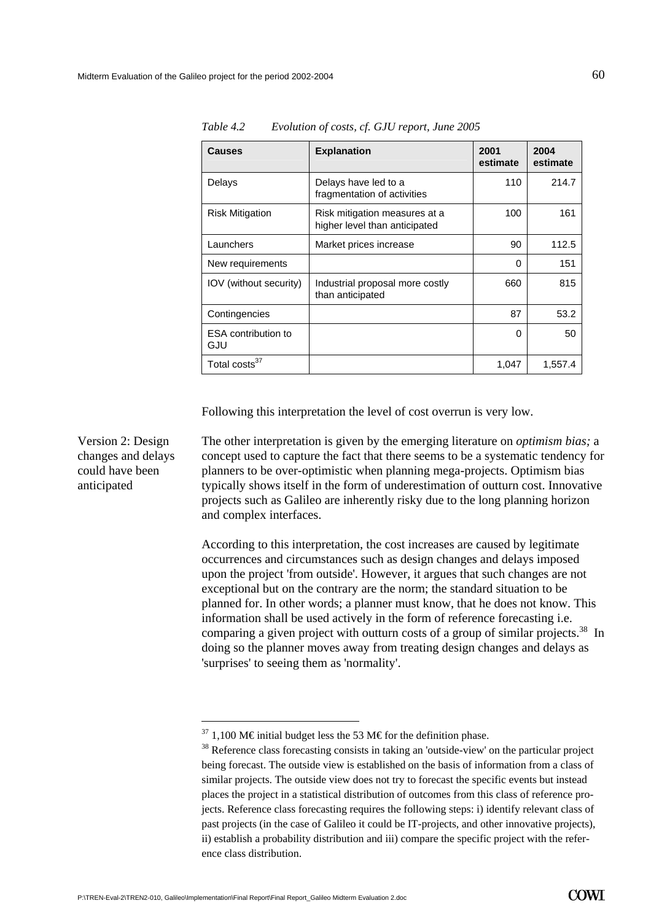*Table 4.2 Evolution of costs, cf. GJU report, June 2005*

| Causes | Explanation | 2001 estimate | 2004 estimate |
|---|---|---|---|
| Delays | Delays have led to a fragmentation of activities | 110 | 214.7 |
| Risk Mitigation | Risk mitigation measures at a higher level than anticipated | 100 | 161 |
| Launchers | Market prices increase | 90 | 112.5 |
| New requirements | | 0 | 151 |
| IOV (without security) | Industrial proposal more costly than anticipated | 660 | 815 |
| Contingencies | | 87 | 53.2 |
| ESA contribution to GJU | | 0 | 50 |
| Total costs[37] | | 1,047 | 1,557.4 |

Following this interpretation the level of cost overrun is very low.

Version 2: Design changes and delays could have been anticipated

The other interpretation is given by the emerging literature on *optimism bias;* a concept used to capture the fact that there seems to be a systematic tendency for planners to be over-optimistic when planning mega-projects. Optimism bias typically shows itself in the form of underestimation of outturn cost. Innovative projects such as Galileo are inherently risky due to the long planning horizon and complex interfaces.

According to this interpretation, the cost increases are caused by legitimate occurrences and circumstances such as design changes and delays imposed upon the project 'from outside'. However, it argues that such changes are not exceptional but on the contrary are the norm; the standard situation to be planned for. In other words; a planner must know, that he does not know. This information shall be used actively in the form of reference forecasting i.e. comparing a given project with outturn costs of a group of similar projects.[38] In doing so the planner moves away from treating design changes and delays as 'surprises' to seeing them as 'normality'.

[37] 1,100 M€ initial budget less the 53 M€ for the definition phase.

[38] Reference class forecasting consists in taking an 'outside-view' on the particular project being forecast. The outside view is established on the basis of information from a class of similar projects. The outside view does not try to forecast the specific events but instead places the project in a statistical distribution of outcomes from this class of reference projects. Reference class forecasting requires the following steps: i) identify relevant class of past projects (in the case of Galileo it could be IT-projects, and other innovative projects), ii) establish a probability distribution and iii) compare the specific project with the reference class distribution.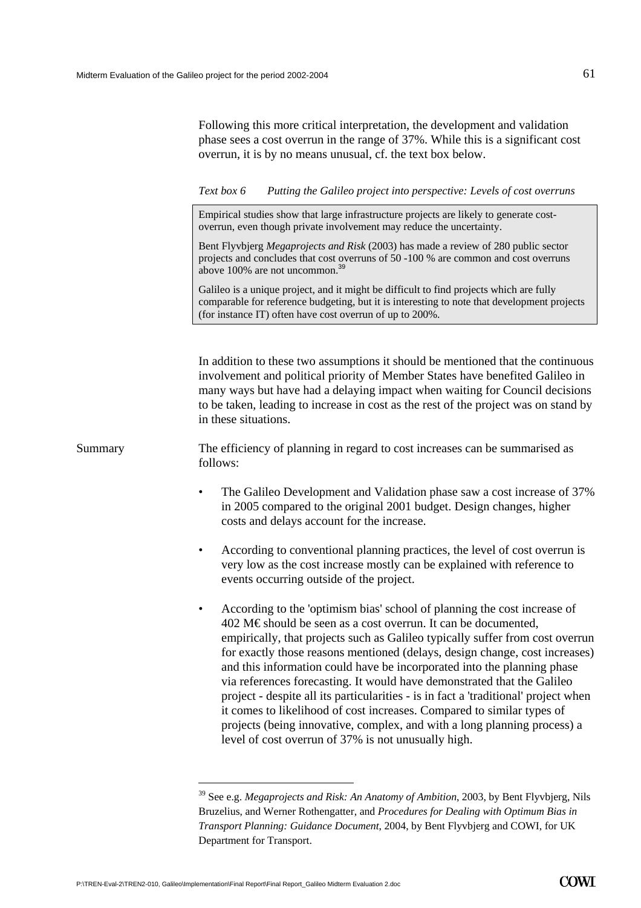Following this more critical interpretation, the development and validation phase sees a cost overrun in the range of 37%. While this is a significant cost overrun, it is by no means unusual, cf. the text box below.

*Text box 6 Putting the Galileo project into perspective: Levels of cost overruns*

> Empirical studies show that large infrastructure projects are likely to generate cost-overrun, even though private involvement may reduce the uncertainty.
>
> Bent Flyvbjerg *Megaprojects and Risk* (2003) has made a review of 280 public sector projects and concludes that cost overruns of 50 -100 % are common and cost overruns above 100% are not uncommon.[39]
>
> Galileo is a unique project, and it might be difficult to find projects which are fully comparable for reference budgeting, but it is interesting to note that development projects (for instance IT) often have cost overrun of up to 200%.

In addition to these two assumptions it should be mentioned that the continuous involvement and political priority of Member States have benefited Galileo in many ways but have had a delaying impact when waiting for Council decisions to be taken, leading to increase in cost as the rest of the project was on stand by in these situations.

**Summary**

The efficiency of planning in regard to cost increases can be summarised as follows:

- The Galileo Development and Validation phase saw a cost increase of 37% in 2005 compared to the original 2001 budget. Design changes, higher costs and delays account for the increase.
- According to conventional planning practices, the level of cost overrun is very low as the cost increase mostly can be explained with reference to events occurring outside of the project.
- According to the 'optimism bias' school of planning the cost increase of 402 M€ should be seen as a cost overrun. It can be documented, empirically, that projects such as Galileo typically suffer from cost overrun for exactly those reasons mentioned (delays, design change, cost increases) and this information could have be incorporated into the planning phase via references forecasting. It would have demonstrated that the Galileo project - despite all its particularities - is in fact a 'traditional' project when it comes to likelihood of cost increases. Compared to similar types of projects (being innovative, complex, and with a long planning process) a level of cost overrun of 37% is not unusually high.

---

[39] See e.g. *Megaprojects and Risk: An Anatomy of Ambition*, 2003, by Bent Flyvbjerg, Nils Bruzelius, and Werner Rothengatter, and *Procedures for Dealing with Optimum Bias in Transport Planning: Guidance Document*, 2004, by Bent Flyvbjerg and COWI, for UK Department for Transport.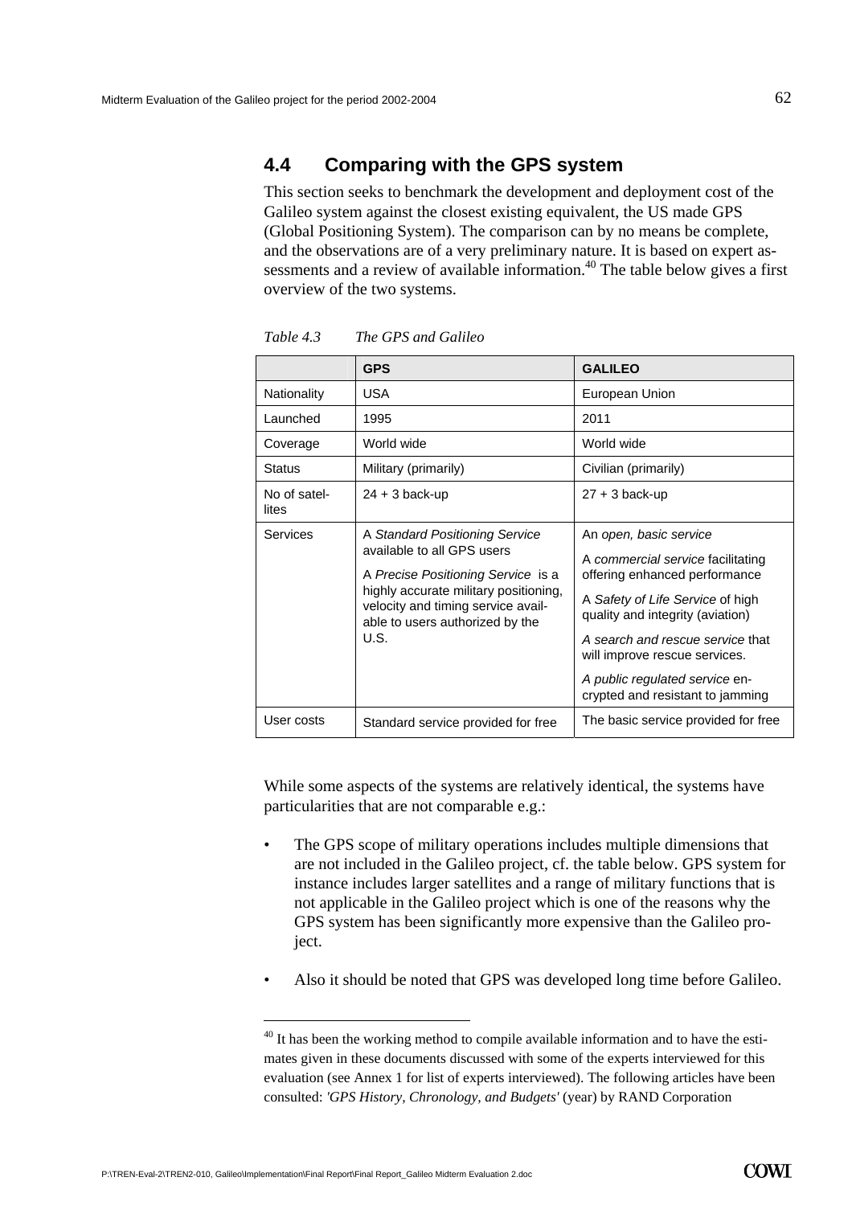## 4.4 Comparing with the GPS system

This section seeks to benchmark the development and deployment cost of the Galileo system against the closest existing equivalent, the US made GPS (Global Positioning System). The comparison can by no means be complete, and the observations are of a very preliminary nature. It is based on expert assessments and a review of available information.[40] The table below gives a first overview of the two systems.

*Table 4.3 The GPS and Galileo*

| | GPS | GALILEO |
|---|---|---|
| Nationality | USA | European Union |
| Launched | 1995 | 2011 |
| Coverage | World wide | World wide |
| Status | Military (primarily) | Civilian (primarily) |
| No of satellites | 24 + 3 back-up | 27 + 3 back-up |
| Services | A *Standard Positioning Service* available to all GPS users<br><br>A *Precise Positioning Service* is a highly accurate military positioning, velocity and timing service available to users authorized by the U.S. | An *open, basic service*<br><br>A *commercial service* facilitating offering enhanced performance<br><br>A *Safety of Life Service* of high quality and integrity (aviation)<br><br>*A search and rescue service* that will improve rescue services.<br><br>*A public regulated service* encrypted and resistant to jamming |
| User costs | Standard service provided for free | The basic service provided for free |

While some aspects of the systems are relatively identical, the systems have particularities that are not comparable e.g.:

- The GPS scope of military operations includes multiple dimensions that are not included in the Galileo project, cf. the table below. GPS system for instance includes larger satellites and a range of military functions that is not applicable in the Galileo project which is one of the reasons why the GPS system has been significantly more expensive than the Galileo project.
- Also it should be noted that GPS was developed long time before Galileo.

[40] It has been the working method to compile available information and to have the estimates given in these documents discussed with some of the experts interviewed for this evaluation (see Annex 1 for list of experts interviewed). The following articles have been consulted: *'GPS History, Chronology, and Budgets'* (year) by RAND Corporation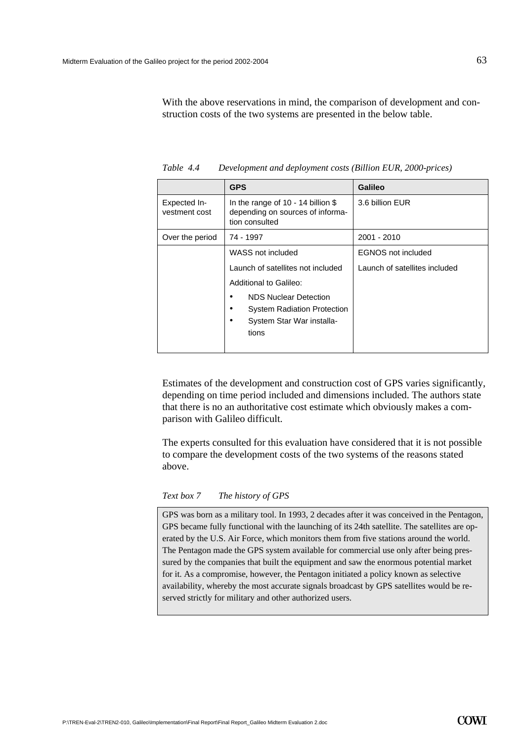With the above reservations in mind, the comparison of development and construction costs of the two systems are presented in the below table.

*Table 4.4 Development and deployment costs (Billion EUR, 2000-prices)*

| | GPS | Galileo |
|---|---|---|
| Expected Investment cost | In the range of 10 - 14 billion $ depending on sources of information consulted | 3.6 billion EUR |
| Over the period | 74 - 1997 | 2001 - 2010 |
| | WASS not included<br>Launch of satellites not included<br>Additional to Galileo:<br>• NDS Nuclear Detection<br>• System Radiation Protection<br>• System Star War installations | EGNOS not included<br>Launch of satellites included |

Estimates of the development and construction cost of GPS varies significantly, depending on time period included and dimensions included. The authors state that there is no an authoritative cost estimate which obviously makes a comparison with Galileo difficult.

The experts consulted for this evaluation have considered that it is not possible to compare the development costs of the two systems of the reasons stated above.

*Text box 7 The history of GPS*

> GPS was born as a military tool. In 1993, 2 decades after it was conceived in the Pentagon, GPS became fully functional with the launching of its 24th satellite. The satellites are operated by the U.S. Air Force, which monitors them from five stations around the world. The Pentagon made the GPS system available for commercial use only after being pressured by the companies that built the equipment and saw the enormous potential market for it. As a compromise, however, the Pentagon initiated a policy known as selective availability, whereby the most accurate signals broadcast by GPS satellites would be reserved strictly for military and other authorized users.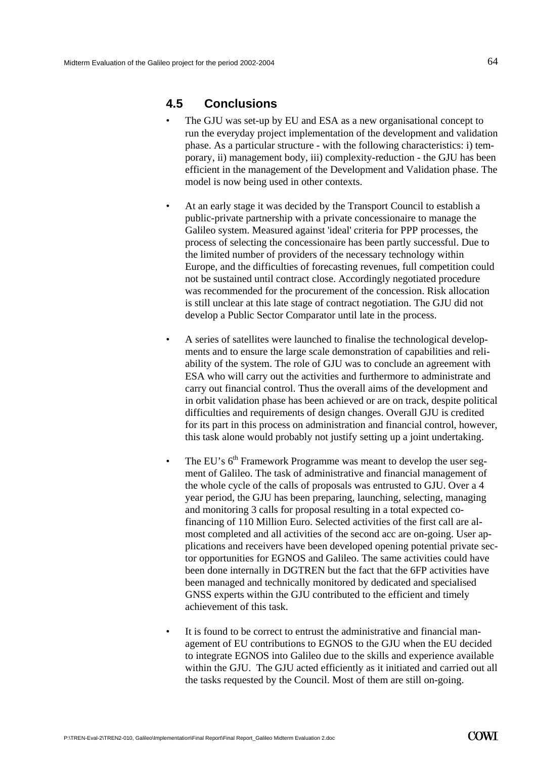## 4.5 Conclusions

- The GJU was set-up by EU and ESA as a new organisational concept to run the everyday project implementation of the development and validation phase. As a particular structure - with the following characteristics: i) temporary, ii) management body, iii) complexity-reduction - the GJU has been efficient in the management of the Development and Validation phase. The model is now being used in other contexts.

- At an early stage it was decided by the Transport Council to establish a public-private partnership with a private concessionaire to manage the Galileo system. Measured against 'ideal' criteria for PPP processes, the process of selecting the concessionaire has been partly successful. Due to the limited number of providers of the necessary technology within Europe, and the difficulties of forecasting revenues, full competition could not be sustained until contract close. Accordingly negotiated procedure was recommended for the procurement of the concession. Risk allocation is still unclear at this late stage of contract negotiation. The GJU did not develop a Public Sector Comparator until late in the process.

- A series of satellites were launched to finalise the technological developments and to ensure the large scale demonstration of capabilities and reliability of the system. The role of GJU was to conclude an agreement with ESA who will carry out the activities and furthermore to administrate and carry out financial control. Thus the overall aims of the development and in orbit validation phase has been achieved or are on track, despite political difficulties and requirements of design changes. Overall GJU is credited for its part in this process on administration and financial control, however, this task alone would probably not justify setting up a joint undertaking.

- The EU's 6th Framework Programme was meant to develop the user segment of Galileo. The task of administrative and financial management of the whole cycle of the calls of proposals was entrusted to GJU. Over a 4 year period, the GJU has been preparing, launching, selecting, managing and monitoring 3 calls for proposal resulting in a total expected co-financing of 110 Million Euro. Selected activities of the first call are almost completed and all activities of the second acc are on-going. User applications and receivers have been developed opening potential private sector opportunities for EGNOS and Galileo. The same activities could have been done internally in DGTREN but the fact that the 6FP activities have been managed and technically monitored by dedicated and specialised GNSS experts within the GJU contributed to the efficient and timely achievement of this task.

- It is found to be correct to entrust the administrative and financial management of EU contributions to EGNOS to the GJU when the EU decided to integrate EGNOS into Galileo due to the skills and experience available within the GJU. The GJU acted efficiently as it initiated and carried out all the tasks requested by the Council. Most of them are still on-going.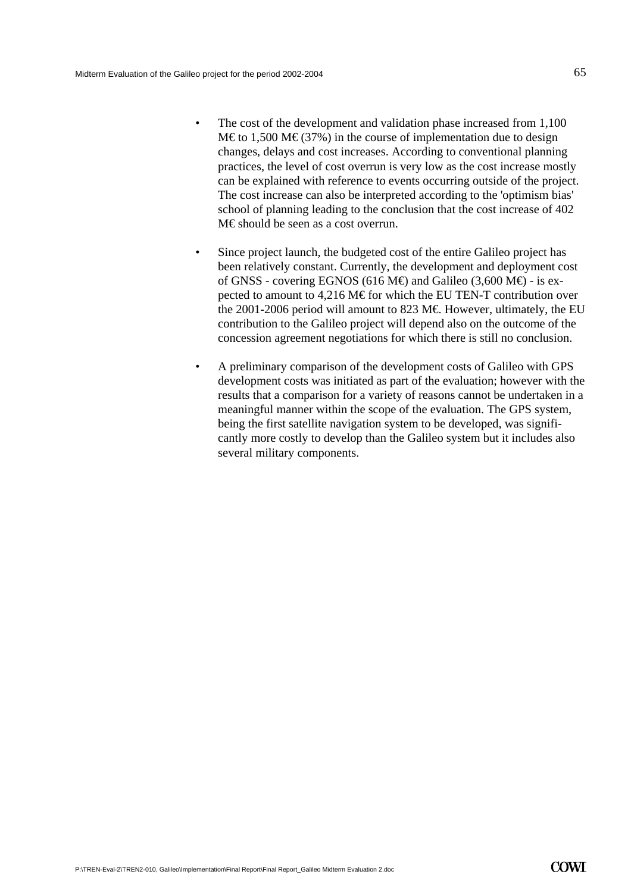- The cost of the development and validation phase increased from 1,100 M€ to 1,500 M€ (37%) in the course of implementation due to design changes, delays and cost increases. According to conventional planning practices, the level of cost overrun is very low as the cost increase mostly can be explained with reference to events occurring outside of the project. The cost increase can also be interpreted according to the 'optimism bias' school of planning leading to the conclusion that the cost increase of 402 M€ should be seen as a cost overrun.

- Since project launch, the budgeted cost of the entire Galileo project has been relatively constant. Currently, the development and deployment cost of GNSS - covering EGNOS (616 M€) and Galileo (3,600 M€) - is expected to amount to 4,216 M€ for which the EU TEN-T contribution over the 2001-2006 period will amount to 823 M€. However, ultimately, the EU contribution to the Galileo project will depend also on the outcome of the concession agreement negotiations for which there is still no conclusion.

- A preliminary comparison of the development costs of Galileo with GPS development costs was initiated as part of the evaluation; however with the results that a comparison for a variety of reasons cannot be undertaken in a meaningful manner within the scope of the evaluation. The GPS system, being the first satellite navigation system to be developed, was significantly more costly to develop than the Galileo system but it includes also several military components.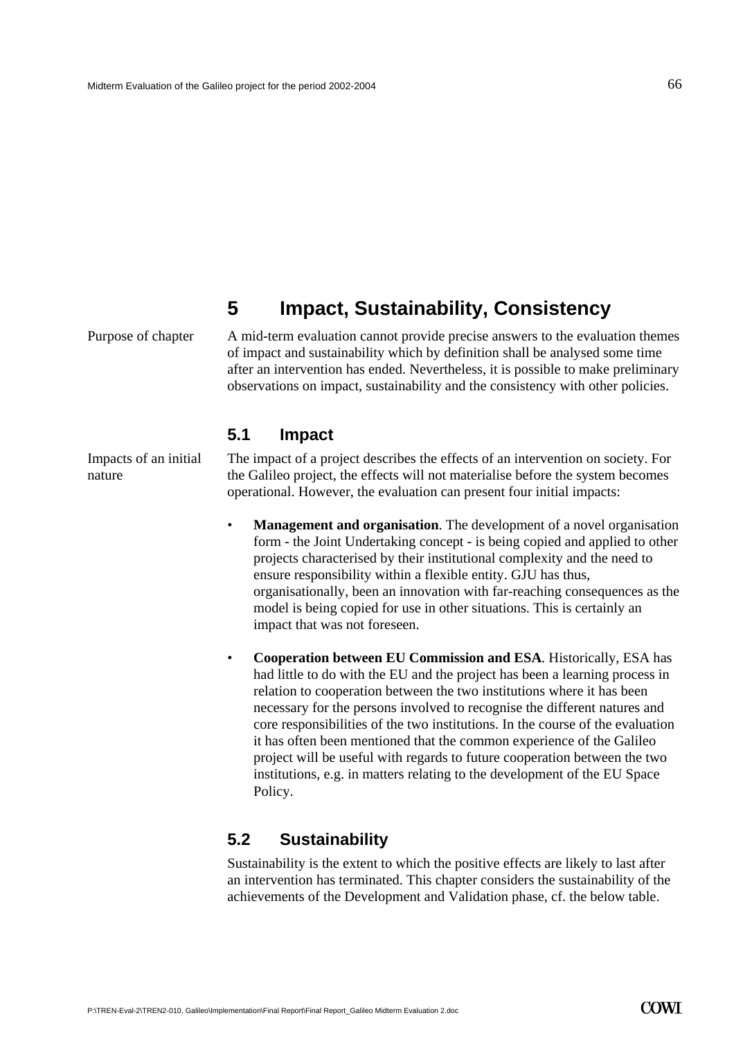# 5 Impact, Sustainability, Consistency

Purpose of chapter

A mid-term evaluation cannot provide precise answers to the evaluation themes of impact and sustainability which by definition shall be analysed some time after an intervention has ended. Nevertheless, it is possible to make preliminary observations on impact, sustainability and the consistency with other policies.

## 5.1 Impact

Impacts of an initial nature

The impact of a project describes the effects of an intervention on society. For the Galileo project, the effects will not materialise before the system becomes operational. However, the evaluation can present four initial impacts:

- **Management and organisation**. The development of a novel organisation form - the Joint Undertaking concept - is being copied and applied to other projects characterised by their institutional complexity and the need to ensure responsibility within a flexible entity. GJU has thus, organisationally, been an innovation with far-reaching consequences as the model is being copied for use in other situations. This is certainly an impact that was not foreseen.

- **Cooperation between EU Commission and ESA**. Historically, ESA has had little to do with the EU and the project has been a learning process in relation to cooperation between the two institutions where it has been necessary for the persons involved to recognise the different natures and core responsibilities of the two institutions. In the course of the evaluation it has often been mentioned that the common experience of the Galileo project will be useful with regards to future cooperation between the two institutions, e.g. in matters relating to the development of the EU Space Policy.

## 5.2 Sustainability

Sustainability is the extent to which the positive effects are likely to last after an intervention has terminated. This chapter considers the sustainability of the achievements of the Development and Validation phase, cf. the below table.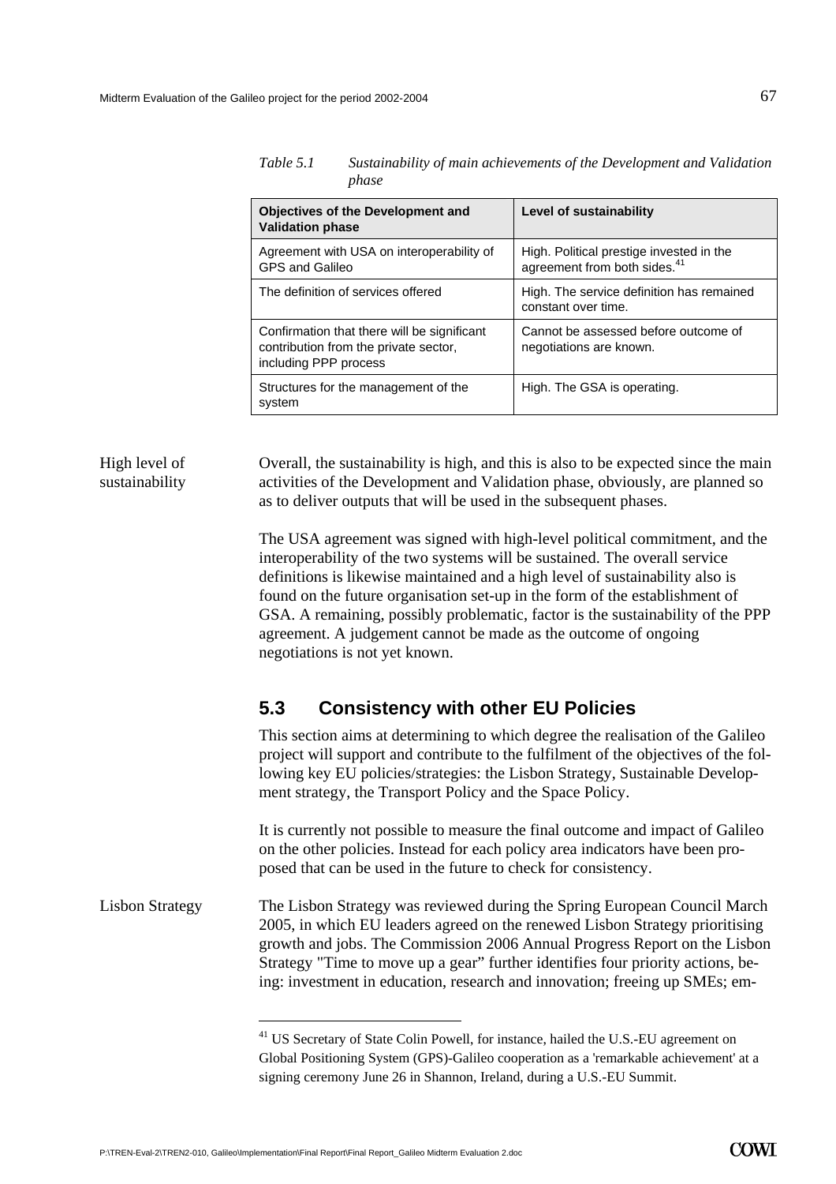*Table 5.1 Sustainability of main achievements of the Development and Validation phase*

| Objectives of the Development and Validation phase | Level of sustainability |
|---|---|
| Agreement with USA on interoperability of GPS and Galileo | High. Political prestige invested in the agreement from both sides.[41] |
| The definition of services offered | High. The service definition has remained constant over time. |
| Confirmation that there will be significant contribution from the private sector, including PPP process | Cannot be assessed before outcome of negotiations are known. |
| Structures for the management of the system | High. The GSA is operating. |

High level of sustainability

Overall, the sustainability is high, and this is also to be expected since the main activities of the Development and Validation phase, obviously, are planned so as to deliver outputs that will be used in the subsequent phases.

The USA agreement was signed with high-level political commitment, and the interoperability of the two systems will be sustained. The overall service definitions is likewise maintained and a high level of sustainability also is found on the future organisation set-up in the form of the establishment of GSA. A remaining, possibly problematic, factor is the sustainability of the PPP agreement. A judgement cannot be made as the outcome of ongoing negotiations is not yet known.

## 5.3 Consistency with other EU Policies

This section aims at determining to which degree the realisation of the Galileo project will support and contribute to the fulfilment of the objectives of the following key EU policies/strategies: the Lisbon Strategy, Sustainable Development strategy, the Transport Policy and the Space Policy.

It is currently not possible to measure the final outcome and impact of Galileo on the other policies. Instead for each policy area indicators have been proposed that can be used in the future to check for consistency.

Lisbon Strategy

The Lisbon Strategy was reviewed during the Spring European Council March 2005, in which EU leaders agreed on the renewed Lisbon Strategy prioritising growth and jobs. The Commission 2006 Annual Progress Report on the Lisbon Strategy "Time to move up a gear" further identifies four priority actions, being: investment in education, research and innovation; freeing up SMEs; em-

[41] US Secretary of State Colin Powell, for instance, hailed the U.S.-EU agreement on Global Positioning System (GPS)-Galileo cooperation as a 'remarkable achievement' at a signing ceremony June 26 in Shannon, Ireland, during a U.S.-EU Summit.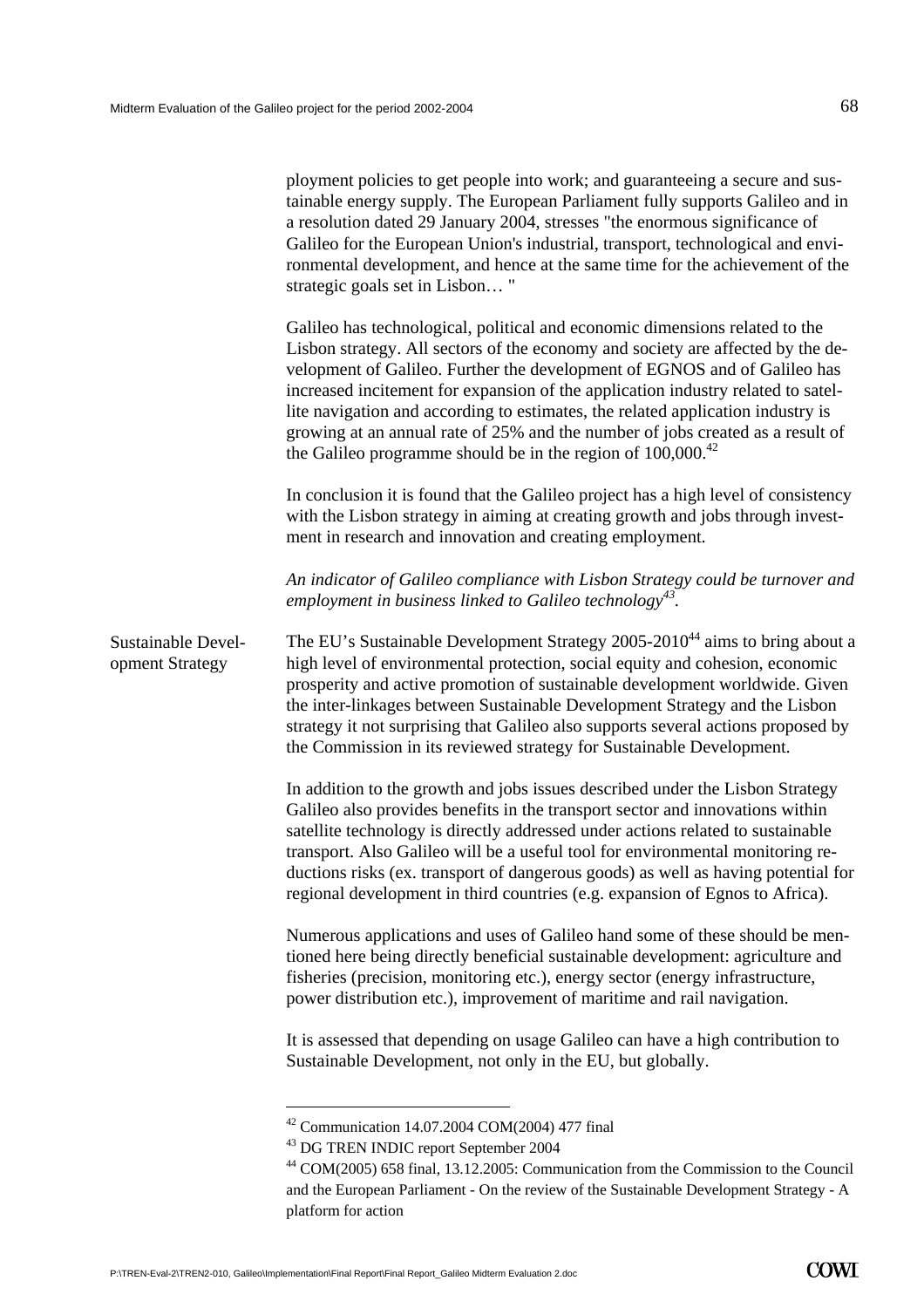ployment policies to get people into work; and guaranteeing a secure and sustainable energy supply. The European Parliament fully supports Galileo and in a resolution dated 29 January 2004, stresses "the enormous significance of Galileo for the European Union's industrial, transport, technological and environmental development, and hence at the same time for the achievement of the strategic goals set in Lisbon… "

Galileo has technological, political and economic dimensions related to the Lisbon strategy. All sectors of the economy and society are affected by the development of Galileo. Further the development of EGNOS and of Galileo has increased incitement for expansion of the application industry related to satellite navigation and according to estimates, the related application industry is growing at an annual rate of 25% and the number of jobs created as a result of the Galileo programme should be in the region of 100,000.[42]

In conclusion it is found that the Galileo project has a high level of consistency with the Lisbon strategy in aiming at creating growth and jobs through investment in research and innovation and creating employment.

*An indicator of Galileo compliance with Lisbon Strategy could be turnover and employment in business linked to Galileo technology[43].*

**Sustainable Development Strategy**

The EU's Sustainable Development Strategy 2005-2010[44] aims to bring about a high level of environmental protection, social equity and cohesion, economic prosperity and active promotion of sustainable development worldwide. Given the inter-linkages between Sustainable Development Strategy and the Lisbon strategy it not surprising that Galileo also supports several actions proposed by the Commission in its reviewed strategy for Sustainable Development.

In addition to the growth and jobs issues described under the Lisbon Strategy Galileo also provides benefits in the transport sector and innovations within satellite technology is directly addressed under actions related to sustainable transport. Also Galileo will be a useful tool for environmental monitoring reductions risks (ex. transport of dangerous goods) as well as having potential for regional development in third countries (e.g. expansion of Egnos to Africa).

Numerous applications and uses of Galileo hand some of these should be mentioned here being directly beneficial sustainable development: agriculture and fisheries (precision, monitoring etc.), energy sector (energy infrastructure, power distribution etc.), improvement of maritime and rail navigation.

It is assessed that depending on usage Galileo can have a high contribution to Sustainable Development, not only in the EU, but globally.

---

[42] Communication 14.07.2004 COM(2004) 477 final

[43] DG TREN INDIC report September 2004

[44] COM(2005) 658 final, 13.12.2005: Communication from the Commission to the Council and the European Parliament - On the review of the Sustainable Development Strategy - A platform for action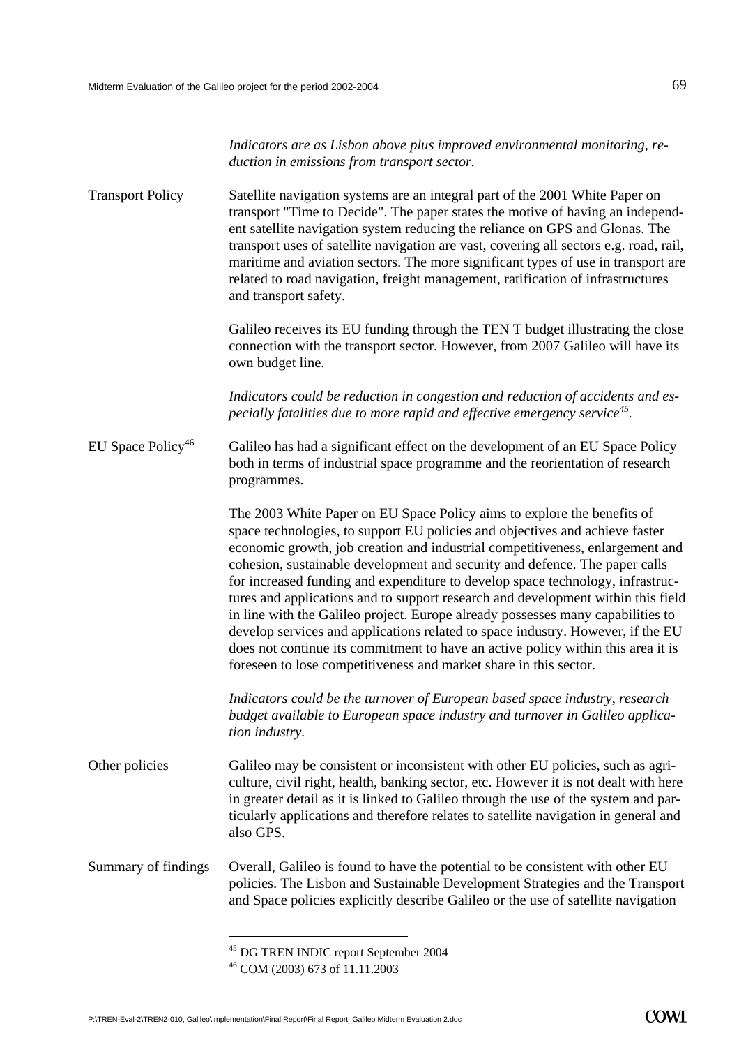*Indicators are as Lisbon above plus improved environmental monitoring, reduction in emissions from transport sector.*

**Transport Policy**

Satellite navigation systems are an integral part of the 2001 White Paper on transport "Time to Decide". The paper states the motive of having an independent satellite navigation system reducing the reliance on GPS and Glonas. The transport uses of satellite navigation are vast, covering all sectors e.g. road, rail, maritime and aviation sectors. The more significant types of use in transport are related to road navigation, freight management, ratification of infrastructures and transport safety.

Galileo receives its EU funding through the TEN T budget illustrating the close connection with the transport sector. However, from 2007 Galileo will have its own budget line.

*Indicators could be reduction in congestion and reduction of accidents and especially fatalities due to more rapid and effective emergency service[45].*

**EU Space Policy[46]**

Galileo has had a significant effect on the development of an EU Space Policy both in terms of industrial space programme and the reorientation of research programmes.

The 2003 White Paper on EU Space Policy aims to explore the benefits of space technologies, to support EU policies and objectives and achieve faster economic growth, job creation and industrial competitiveness, enlargement and cohesion, sustainable development and security and defence. The paper calls for increased funding and expenditure to develop space technology, infrastructures and applications and to support research and development within this field in line with the Galileo project. Europe already possesses many capabilities to develop services and applications related to space industry. However, if the EU does not continue its commitment to have an active policy within this area it is foreseen to lose competitiveness and market share in this sector.

*Indicators could be the turnover of European based space industry, research budget available to European space industry and turnover in Galileo application industry.*

**Other policies**

Galileo may be consistent or inconsistent with other EU policies, such as agriculture, civil right, health, banking sector, etc. However it is not dealt with here in greater detail as it is linked to Galileo through the use of the system and particularly applications and therefore relates to satellite navigation in general and also GPS.

**Summary of findings**

Overall, Galileo is found to have the potential to be consistent with other EU policies. The Lisbon and Sustainable Development Strategies and the Transport and Space policies explicitly describe Galileo or the use of satellite navigation

---

[45] DG TREN INDIC report September 2004

[46] COM (2003) 673 of 11.11.2003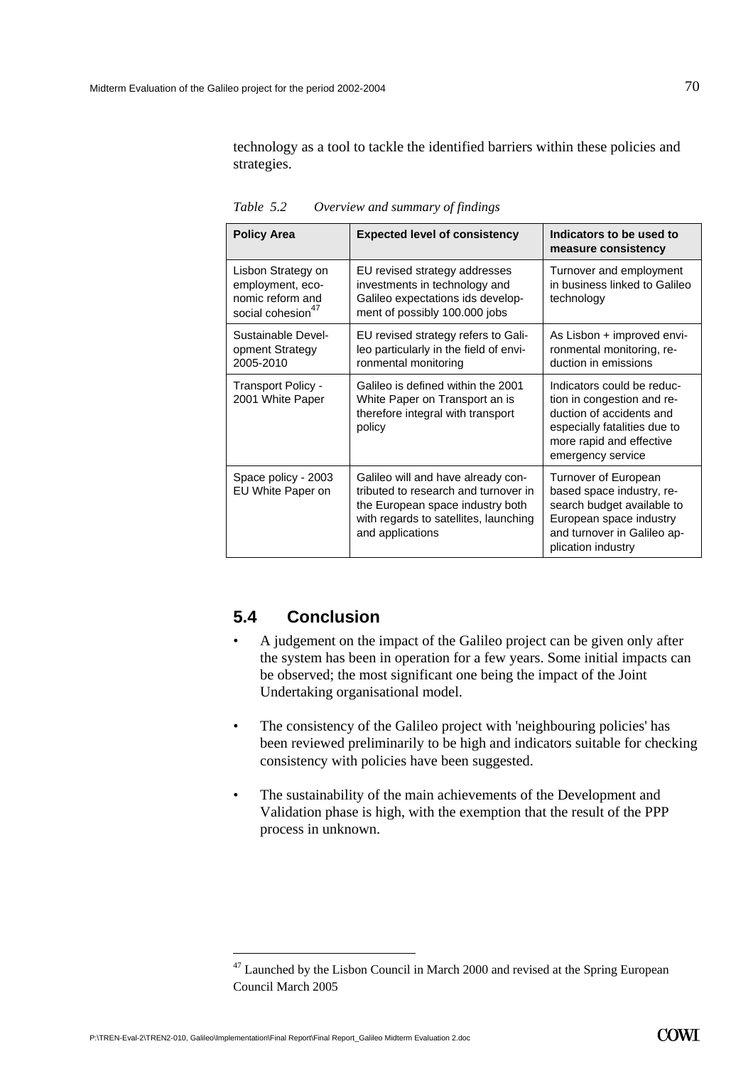technology as a tool to tackle the identified barriers within these policies and strategies.

*Table 5.2 Overview and summary of findings*

| Policy Area | Expected level of consistency | Indicators to be used to measure consistency |
|---|---|---|
| Lisbon Strategy on employment, economic reform and social cohesion[47] | EU revised strategy addresses investments in technology and Galileo expectations ids development of possibly 100.000 jobs | Turnover and employment in business linked to Galileo technology |
| Sustainable Development Strategy 2005-2010 | EU revised strategy refers to Galileo particularly in the field of environmental monitoring | As Lisbon + improved environmental monitoring, reduction in emissions |
| Transport Policy - 2001 White Paper | Galileo is defined within the 2001 White Paper on Transport an is therefore integral with transport policy | Indicators could be reduction in congestion and reduction of accidents and especially fatalities due to more rapid and effective emergency service |
| Space policy - 2003 EU White Paper on | Galileo will and have already contributed to research and turnover in the European space industry both with regards to satellites, launching and applications | Turnover of European based space industry, research budget available to European space industry and turnover in Galileo application industry |

## 5.4 Conclusion

- A judgement on the impact of the Galileo project can be given only after the system has been in operation for a few years. Some initial impacts can be observed; the most significant one being the impact of the Joint Undertaking organisational model.
- The consistency of the Galileo project with 'neighbouring policies' has been reviewed preliminarily to be high and indicators suitable for checking consistency with policies have been suggested.
- The sustainability of the main achievements of the Development and Validation phase is high, with the exemption that the result of the PPP process in unknown.

[47] Launched by the Lisbon Council in March 2000 and revised at the Spring European Council March 2005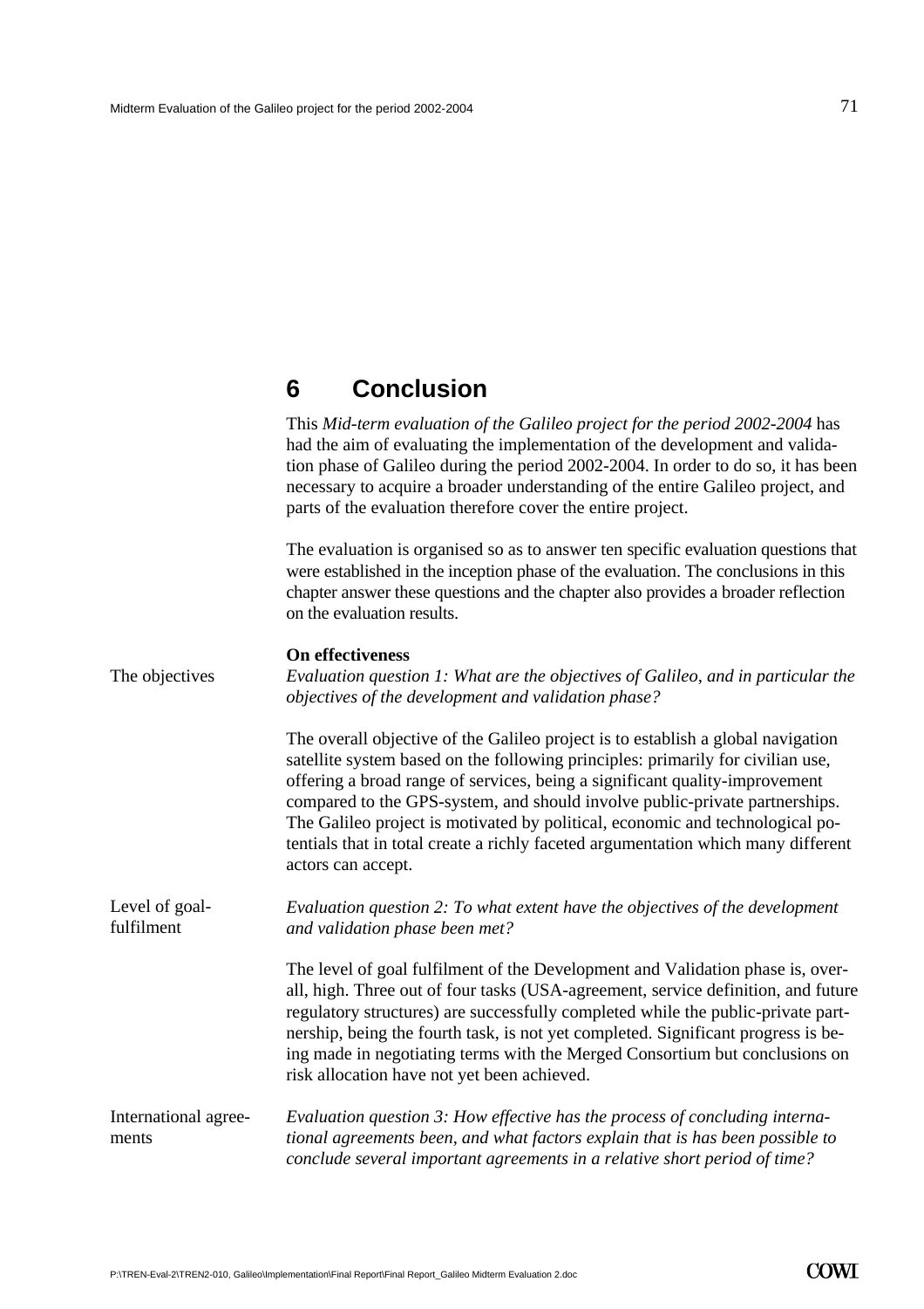# 6 Conclusion

This *Mid-term evaluation of the Galileo project for the period 2002-2004* has had the aim of evaluating the implementation of the development and validation phase of Galileo during the period 2002-2004. In order to do so, it has been necessary to acquire a broader understanding of the entire Galileo project, and parts of the evaluation therefore cover the entire project.

The evaluation is organised so as to answer ten specific evaluation questions that were established in the inception phase of the evaluation. The conclusions in this chapter answer these questions and the chapter also provides a broader reflection on the evaluation results.

**On effectiveness**

The objectives

*Evaluation question 1: What are the objectives of Galileo, and in particular the objectives of the development and validation phase?*

The overall objective of the Galileo project is to establish a global navigation satellite system based on the following principles: primarily for civilian use, offering a broad range of services, being a significant quality-improvement compared to the GPS-system, and should involve public-private partnerships. The Galileo project is motivated by political, economic and technological potentials that in total create a richly faceted argumentation which many different actors can accept.

Level of goal-fulfilment

*Evaluation question 2: To what extent have the objectives of the development and validation phase been met?*

The level of goal fulfilment of the Development and Validation phase is, overall, high. Three out of four tasks (USA-agreement, service definition, and future regulatory structures) are successfully completed while the public-private partnership, being the fourth task, is not yet completed. Significant progress is being made in negotiating terms with the Merged Consortium but conclusions on risk allocation have not yet been achieved.

International agreements

*Evaluation question 3: How effective has the process of concluding international agreements been, and what factors explain that is has been possible to conclude several important agreements in a relative short period of time?*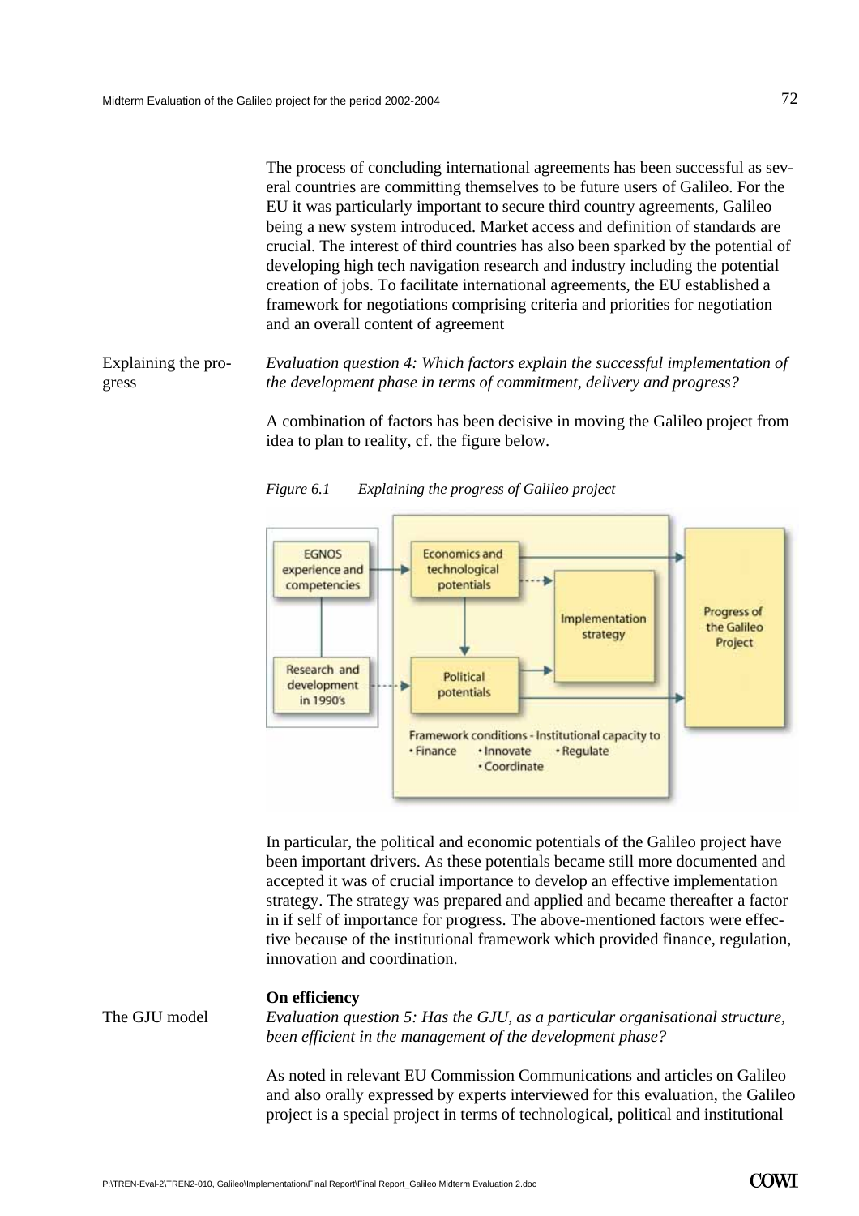The process of concluding international agreements has been successful as several countries are committing themselves to be future users of Galileo. For the EU it was particularly important to secure third country agreements, Galileo being a new system introduced. Market access and definition of standards are crucial. The interest of third countries has also been sparked by the potential of developing high tech navigation research and industry including the potential creation of jobs. To facilitate international agreements, the EU established a framework for negotiations comprising criteria and priorities for negotiation and an overall content of agreement

Explaining the progress

*Evaluation question 4: Which factors explain the successful implementation of the development phase in terms of commitment, delivery and progress?*

A combination of factors has been decisive in moving the Galileo project from idea to plan to reality, cf. the figure below.

*Figure 6.1 Explaining the progress of Galileo project*

EGNOS experience and competencies

Research and development in 1990's

Economics and technological potentials

Political potentials

Implementation strategy

Progress of the Galileo Project

Framework conditions - Institutional capacity to
• Finance • Innovate • Regulate
• Coordinate

In particular, the political and economic potentials of the Galileo project have been important drivers. As these potentials became still more documented and accepted it was of crucial importance to develop an effective implementation strategy. The strategy was prepared and applied and became thereafter a factor in if self of importance for progress. The above-mentioned factors were effective because of the institutional framework which provided finance, regulation, innovation and coordination.

**On efficiency**

The GJU model

*Evaluation question 5: Has the GJU, as a particular organisational structure, been efficient in the management of the development phase?*

As noted in relevant EU Commission Communications and articles on Galileo and also orally expressed by experts interviewed for this evaluation, the Galileo project is a special project in terms of technological, political and institutional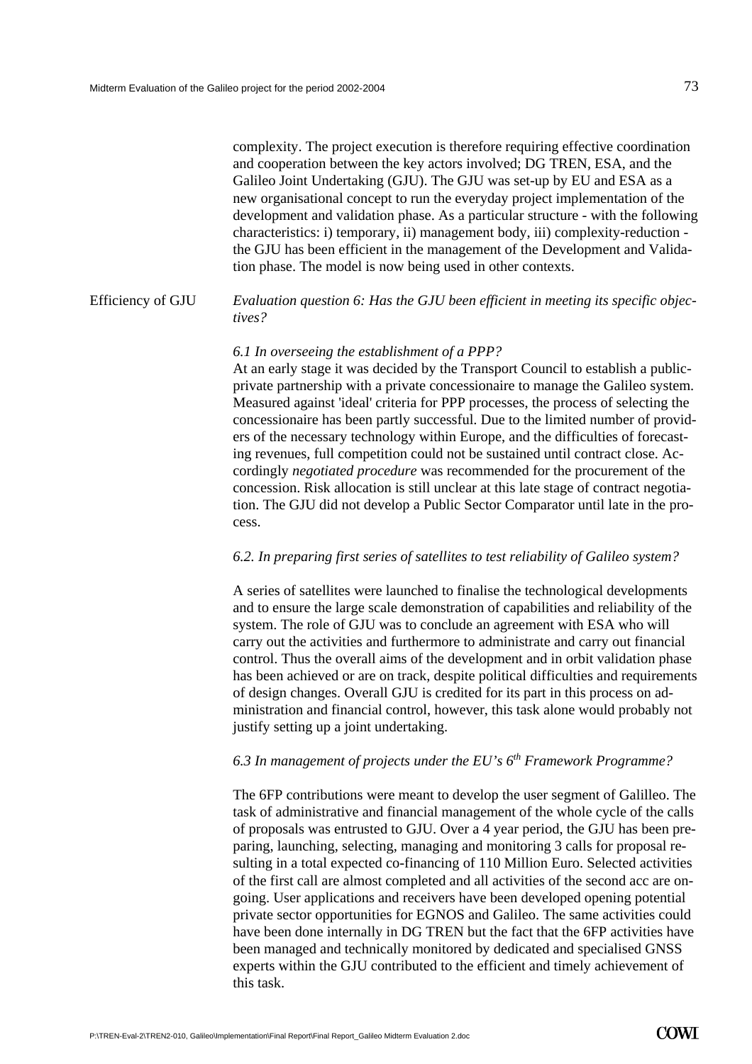complexity. The project execution is therefore requiring effective coordination and cooperation between the key actors involved; DG TREN, ESA, and the Galileo Joint Undertaking (GJU). The GJU was set-up by EU and ESA as a new organisational concept to run the everyday project implementation of the development and validation phase. As a particular structure - with the following characteristics: i) temporary, ii) management body, iii) complexity-reduction - the GJU has been efficient in the management of the Development and Validation phase. The model is now being used in other contexts.

Efficiency of GJU

*Evaluation question 6: Has the GJU been efficient in meeting its specific objectives?*

*6.1 In overseeing the establishment of a PPP?*

At an early stage it was decided by the Transport Council to establish a public-private partnership with a private concessionaire to manage the Galileo system. Measured against 'ideal' criteria for PPP processes, the process of selecting the concessionaire has been partly successful. Due to the limited number of providers of the necessary technology within Europe, and the difficulties of forecasting revenues, full competition could not be sustained until contract close. Accordingly *negotiated procedure* was recommended for the procurement of the concession. Risk allocation is still unclear at this late stage of contract negotiation. The GJU did not develop a Public Sector Comparator until late in the process.

*6.2. In preparing first series of satellites to test reliability of Galileo system?*

A series of satellites were launched to finalise the technological developments and to ensure the large scale demonstration of capabilities and reliability of the system. The role of GJU was to conclude an agreement with ESA who will carry out the activities and furthermore to administrate and carry out financial control. Thus the overall aims of the development and in orbit validation phase has been achieved or are on track, despite political difficulties and requirements of design changes. Overall GJU is credited for its part in this process on administration and financial control, however, this task alone would probably not justify setting up a joint undertaking.

*6.3 In management of projects under the EU's 6th Framework Programme?*

The 6FP contributions were meant to develop the user segment of Galilleo. The task of administrative and financial management of the whole cycle of the calls of proposals was entrusted to GJU. Over a 4 year period, the GJU has been preparing, launching, selecting, managing and monitoring 3 calls for proposal resulting in a total expected co-financing of 110 Million Euro. Selected activities of the first call are almost completed and all activities of the second acc are ongoing. User applications and receivers have been developed opening potential private sector opportunities for EGNOS and Galileo. The same activities could have been done internally in DG TREN but the fact that the 6FP activities have been managed and technically monitored by dedicated and specialised GNSS experts within the GJU contributed to the efficient and timely achievement of this task.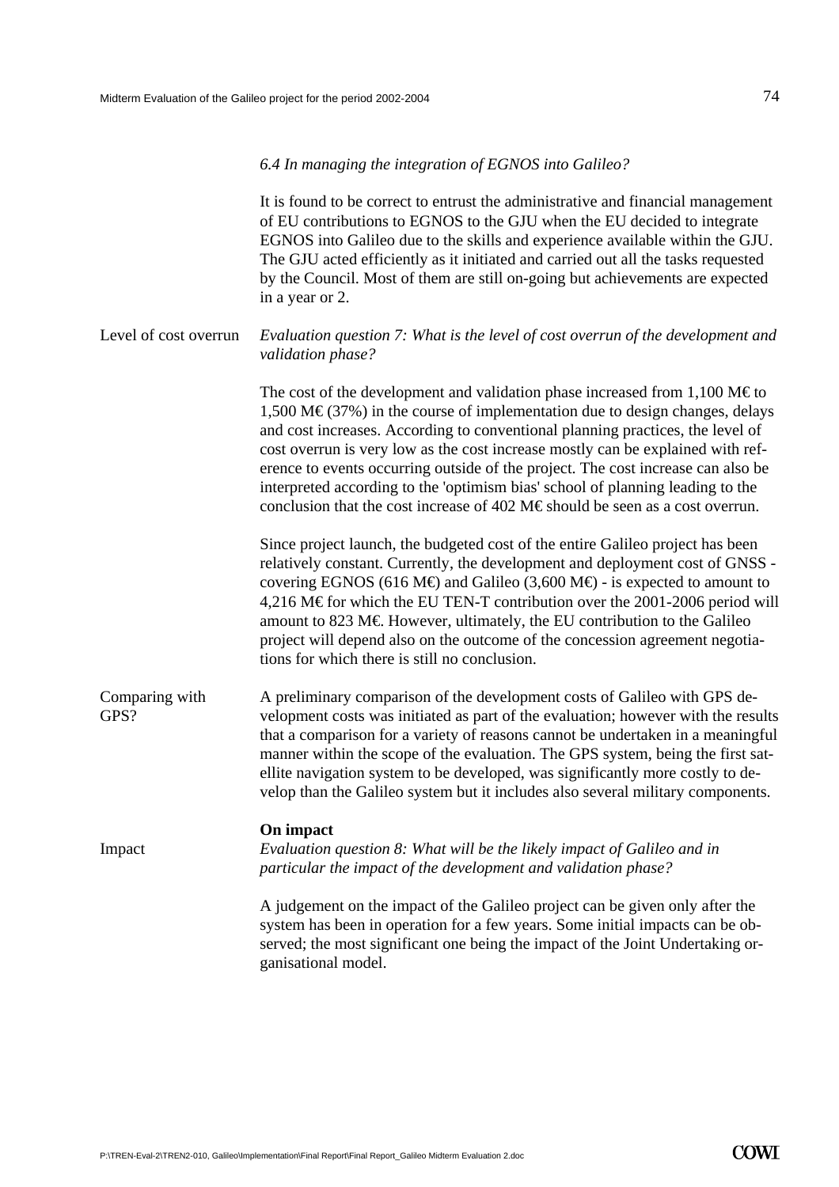*6.4 In managing the integration of EGNOS into Galileo?*

It is found to be correct to entrust the administrative and financial management of EU contributions to EGNOS to the GJU when the EU decided to integrate EGNOS into Galileo due to the skills and experience available within the GJU. The GJU acted efficiently as it initiated and carried out all the tasks requested by the Council. Most of them are still on-going but achievements are expected in a year or 2.

Level of cost overrun

*Evaluation question 7: What is the level of cost overrun of the development and validation phase?*

The cost of the development and validation phase increased from 1,100 M€ to 1,500 M€ (37%) in the course of implementation due to design changes, delays and cost increases. According to conventional planning practices, the level of cost overrun is very low as the cost increase mostly can be explained with reference to events occurring outside of the project. The cost increase can also be interpreted according to the 'optimism bias' school of planning leading to the conclusion that the cost increase of 402 M€ should be seen as a cost overrun.

Since project launch, the budgeted cost of the entire Galileo project has been relatively constant. Currently, the development and deployment cost of GNSS - covering EGNOS (616 M€) and Galileo (3,600 M€) - is expected to amount to 4,216 M€ for which the EU TEN-T contribution over the 2001-2006 period will amount to 823 M€. However, ultimately, the EU contribution to the Galileo project will depend also on the outcome of the concession agreement negotiations for which there is still no conclusion.

Comparing with GPS?

A preliminary comparison of the development costs of Galileo with GPS development costs was initiated as part of the evaluation; however with the results that a comparison for a variety of reasons cannot be undertaken in a meaningful manner within the scope of the evaluation. The GPS system, being the first satellite navigation system to be developed, was significantly more costly to develop than the Galileo system but it includes also several military components.

**On impact**

Impact

*Evaluation question 8: What will be the likely impact of Galileo and in particular the impact of the development and validation phase?*

A judgement on the impact of the Galileo project can be given only after the system has been in operation for a few years. Some initial impacts can be observed; the most significant one being the impact of the Joint Undertaking organisational model.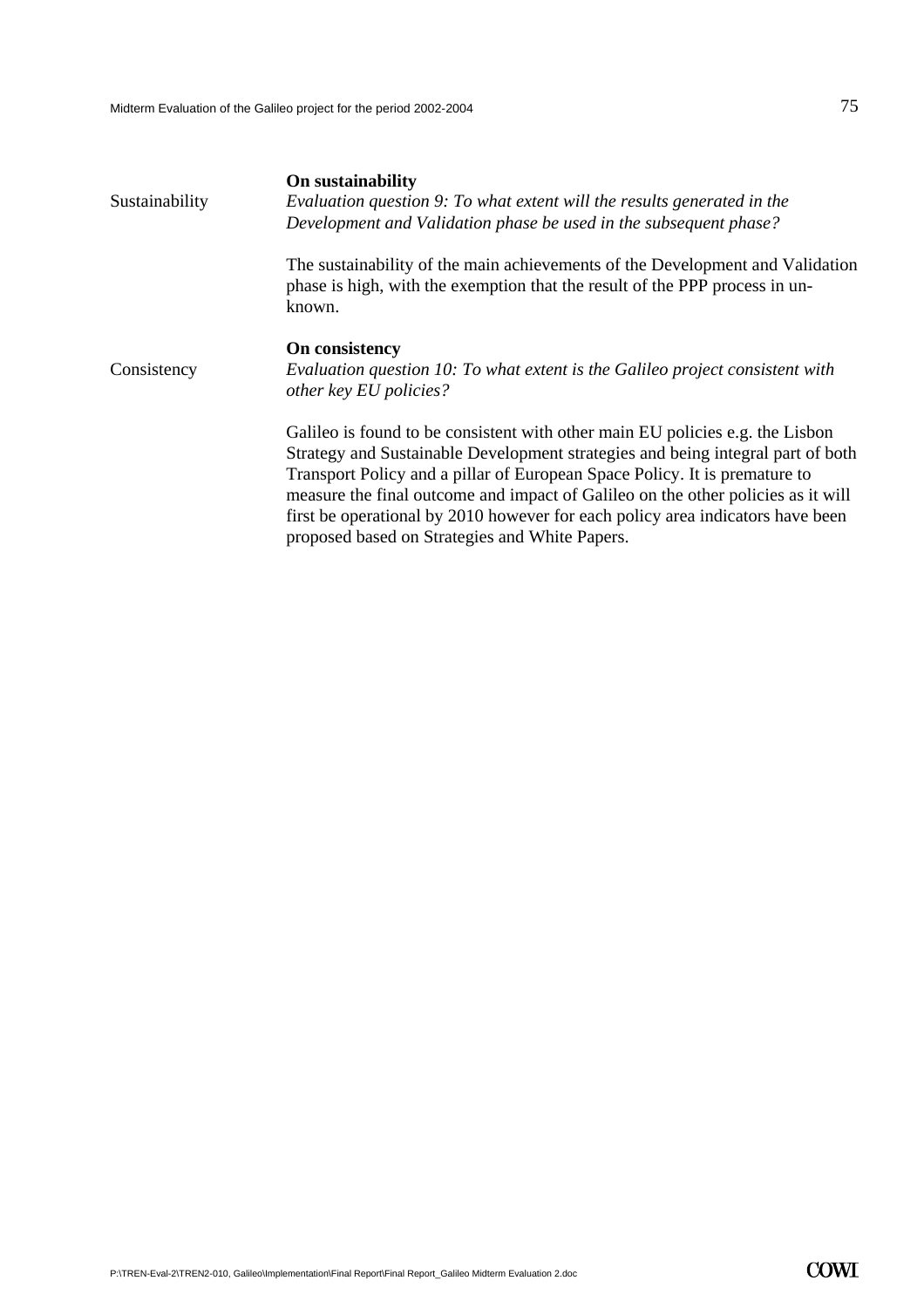Sustainability

**On sustainability**

*Evaluation question 9: To what extent will the results generated in the Development and Validation phase be used in the subsequent phase?*

The sustainability of the main achievements of the Development and Validation phase is high, with the exemption that the result of the PPP process in unknown.

Consistency

**On consistency**

*Evaluation question 10: To what extent is the Galileo project consistent with other key EU policies?*

Galileo is found to be consistent with other main EU policies e.g. the Lisbon Strategy and Sustainable Development strategies and being integral part of both Transport Policy and a pillar of European Space Policy. It is premature to measure the final outcome and impact of Galileo on the other policies as it will first be operational by 2010 however for each policy area indicators have been proposed based on Strategies and White Papers.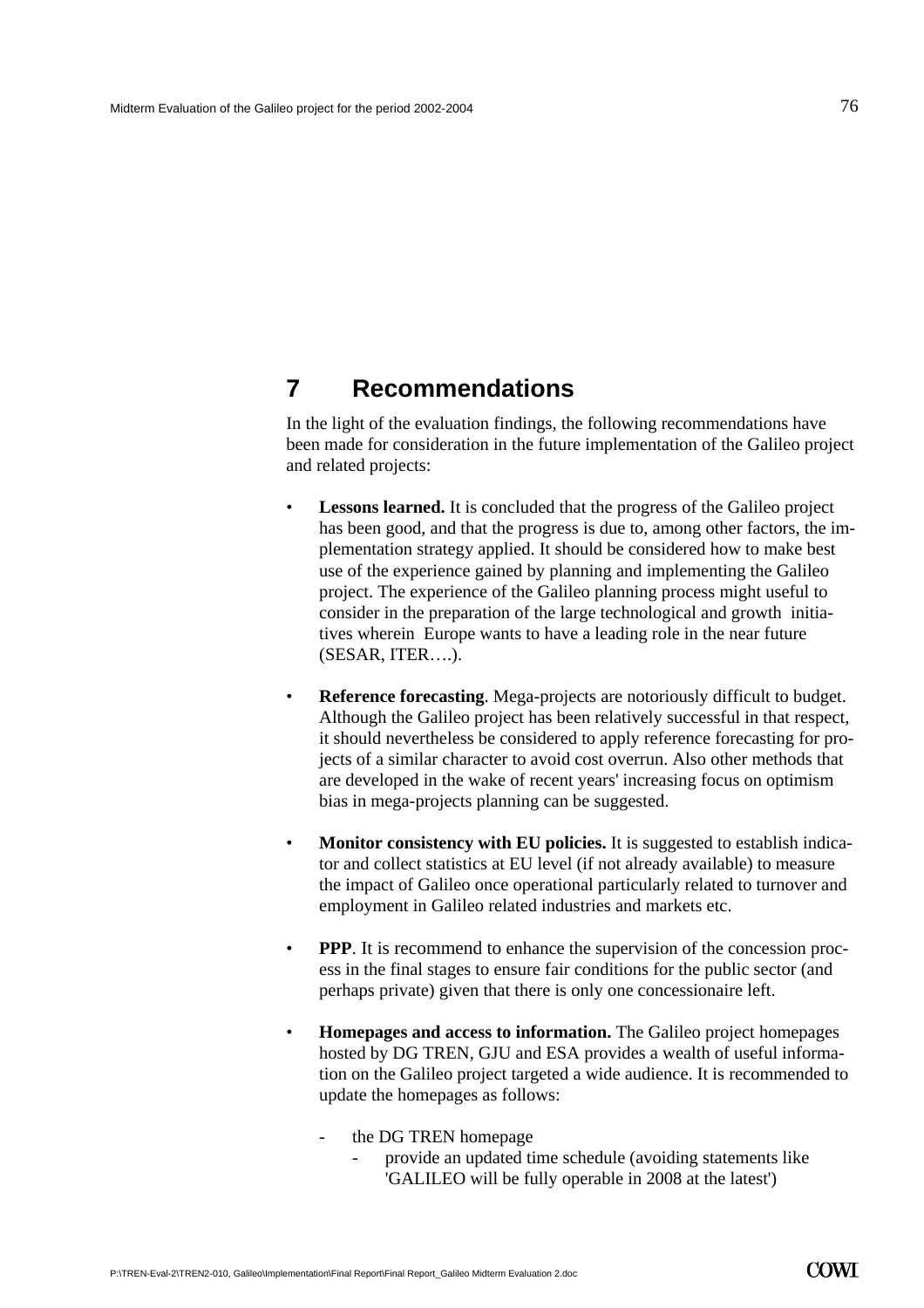# 7 Recommendations

In the light of the evaluation findings, the following recommendations have been made for consideration in the future implementation of the Galileo project and related projects:

- **Lessons learned.** It is concluded that the progress of the Galileo project has been good, and that the progress is due to, among other factors, the implementation strategy applied. It should be considered how to make best use of the experience gained by planning and implementing the Galileo project. The experience of the Galileo planning process might useful to consider in the preparation of the large technological and growth initiatives wherein Europe wants to have a leading role in the near future (SESAR, ITER….).

- **Reference forecasting**. Mega-projects are notoriously difficult to budget. Although the Galileo project has been relatively successful in that respect, it should nevertheless be considered to apply reference forecasting for projects of a similar character to avoid cost overrun. Also other methods that are developed in the wake of recent years' increasing focus on optimism bias in mega-projects planning can be suggested.

- **Monitor consistency with EU policies.** It is suggested to establish indicator and collect statistics at EU level (if not already available) to measure the impact of Galileo once operational particularly related to turnover and employment in Galileo related industries and markets etc.

- **PPP**. It is recommend to enhance the supervision of the concession process in the final stages to ensure fair conditions for the public sector (and perhaps private) given that there is only one concessionaire left.

- **Homepages and access to information.** The Galileo project homepages hosted by DG TREN, GJU and ESA provides a wealth of useful information on the Galileo project targeted a wide audience. It is recommended to update the homepages as follows:

    - the DG TREN homepage
        - provide an updated time schedule (avoiding statements like 'GALILEO will be fully operable in 2008 at the latest')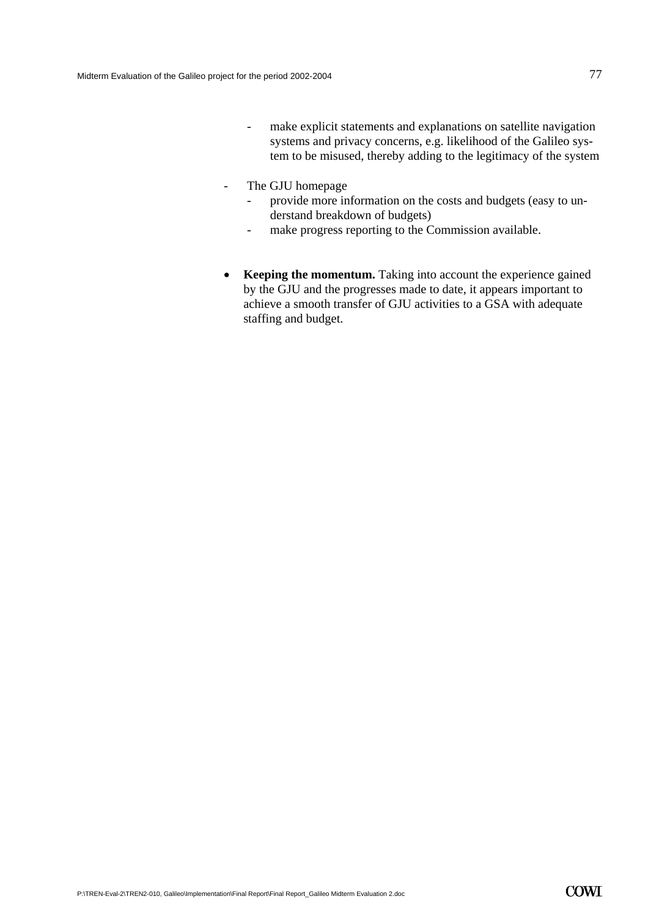- make explicit statements and explanations on satellite navigation systems and privacy concerns, e.g. likelihood of the Galileo system to be misused, thereby adding to the legitimacy of the system

- The GJU homepage
    - provide more information on the costs and budgets (easy to understand breakdown of budgets)
    - make progress reporting to the Commission available.

- **Keeping the momentum.** Taking into account the experience gained by the GJU and the progresses made to date, it appears important to achieve a smooth transfer of GJU activities to a GSA with adequate staffing and budget.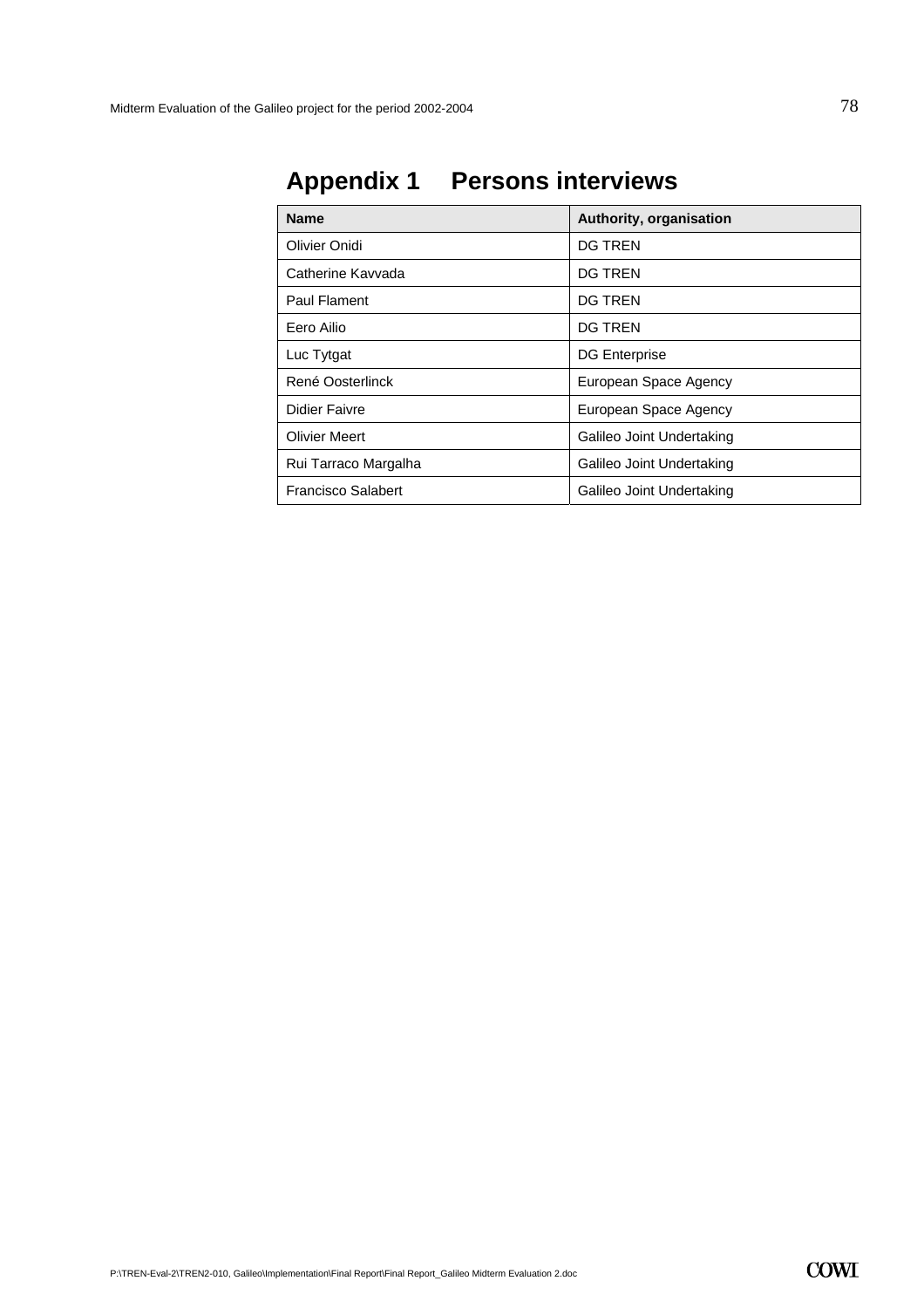# Appendix 1 Persons interviews

| Name | Authority, organisation |
|---|---|
| Olivier Onidi | DG TREN |
| Catherine Kavvada | DG TREN |
| Paul Flament | DG TREN |
| Eero Ailio | DG TREN |
| Luc Tytgat | DG Enterprise |
| René Oosterlinck | European Space Agency |
| Didier Faivre | European Space Agency |
| Olivier Meert | Galileo Joint Undertaking |
| Rui Tarraco Margalha | Galileo Joint Undertaking |
| Francisco Salabert | Galileo Joint Undertaking |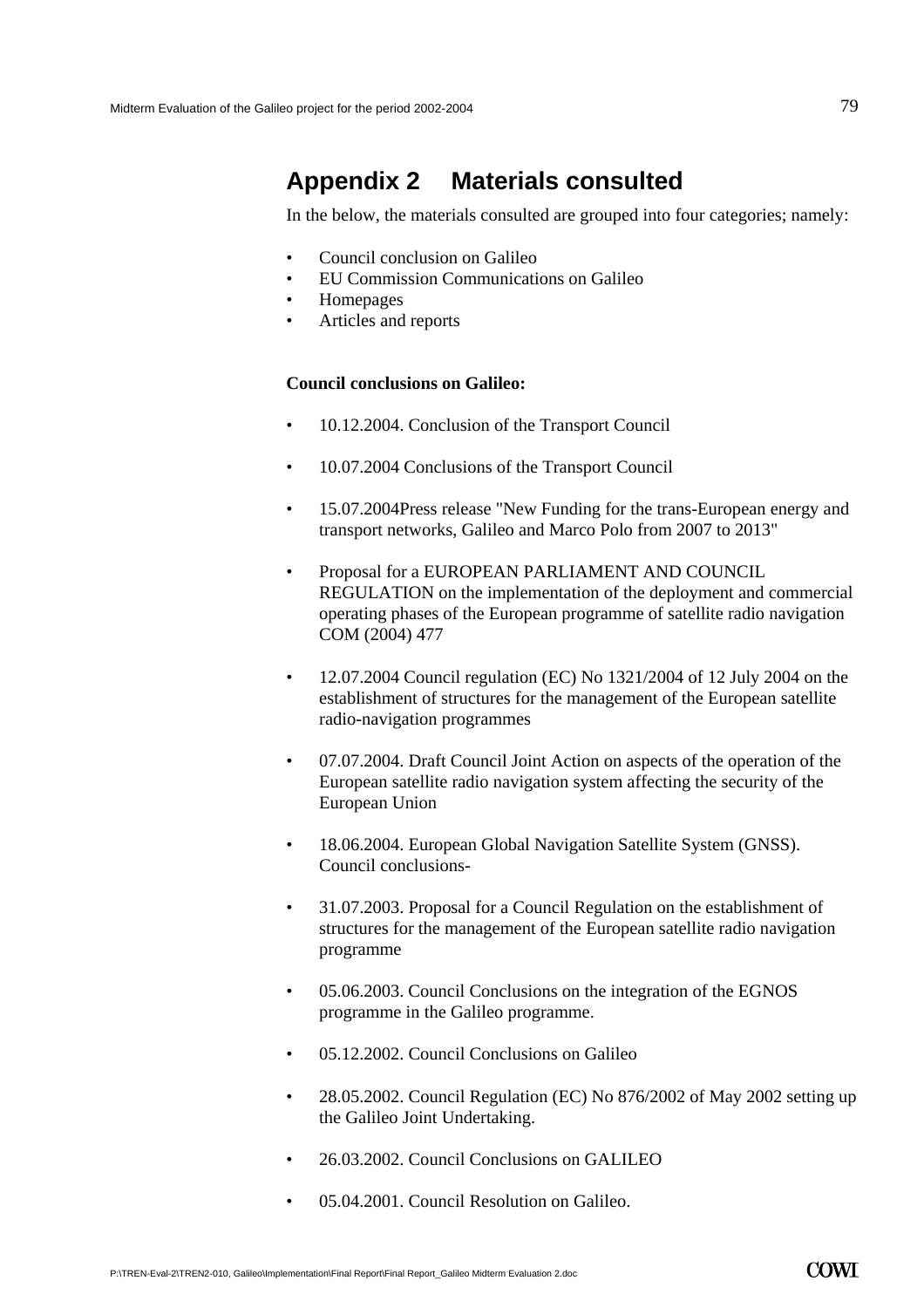# Appendix 2 Materials consulted

In the below, the materials consulted are grouped into four categories; namely:

- Council conclusion on Galileo
- EU Commission Communications on Galileo
- Homepages
- Articles and reports

**Council conclusions on Galileo:**

- 10.12.2004. Conclusion of the Transport Council
- 10.07.2004 Conclusions of the Transport Council
- 15.07.2004Press release "New Funding for the trans-European energy and transport networks, Galileo and Marco Polo from 2007 to 2013"
- Proposal for a EUROPEAN PARLIAMENT AND COUNCIL REGULATION on the implementation of the deployment and commercial operating phases of the European programme of satellite radio navigation COM (2004) 477
- 12.07.2004 Council regulation (EC) No 1321/2004 of 12 July 2004 on the establishment of structures for the management of the European satellite radio-navigation programmes
- 07.07.2004. Draft Council Joint Action on aspects of the operation of the European satellite radio navigation system affecting the security of the European Union
- 18.06.2004. European Global Navigation Satellite System (GNSS). Council conclusions-
- 31.07.2003. Proposal for a Council Regulation on the establishment of structures for the management of the European satellite radio navigation programme
- 05.06.2003. Council Conclusions on the integration of the EGNOS programme in the Galileo programme.
- 05.12.2002. Council Conclusions on Galileo
- 28.05.2002. Council Regulation (EC) No 876/2002 of May 2002 setting up the Galileo Joint Undertaking.
- 26.03.2002. Council Conclusions on GALILEO
- 05.04.2001. Council Resolution on Galileo.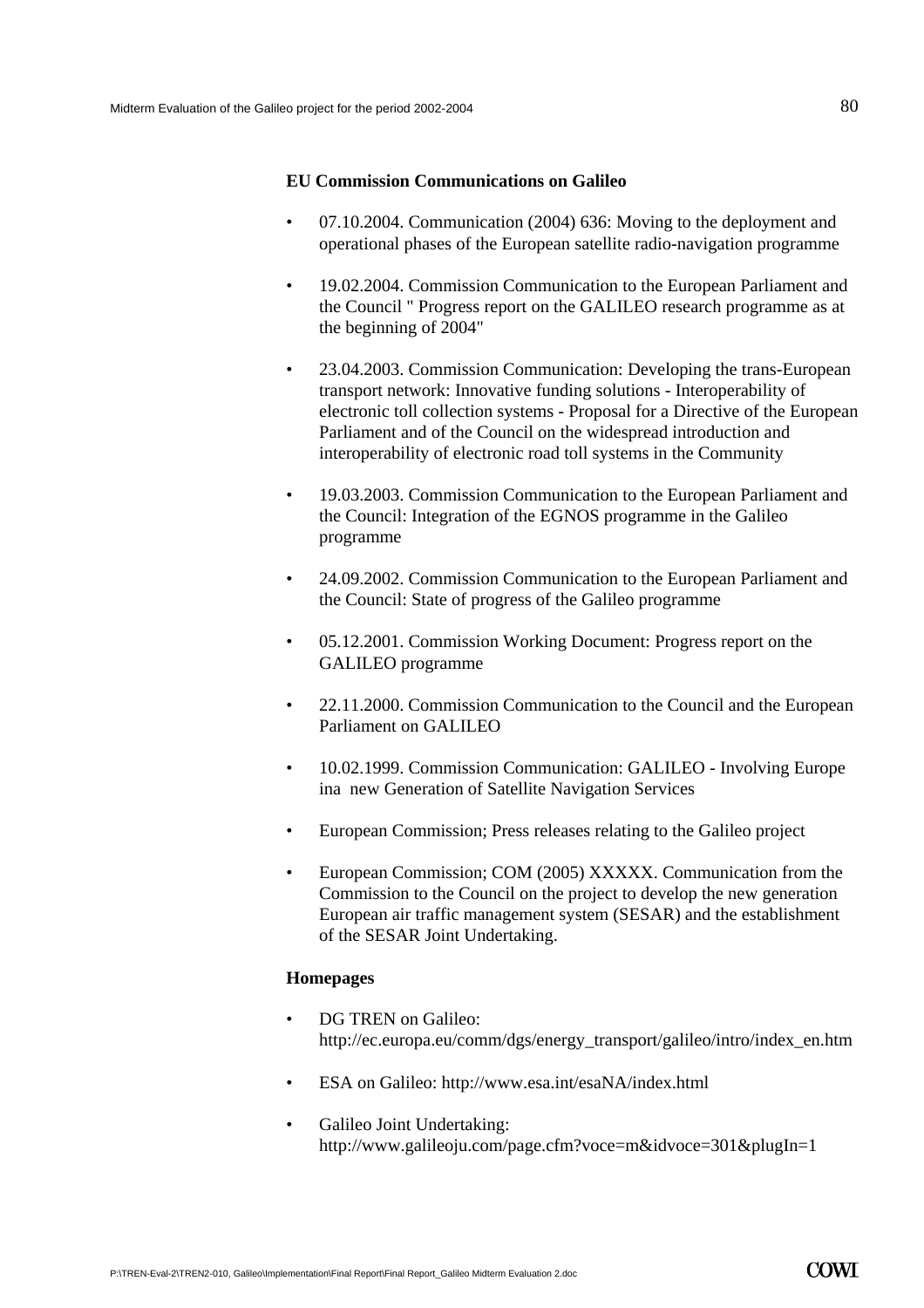**EU Commission Communications on Galileo**

- 07.10.2004. Communication (2004) 636: Moving to the deployment and operational phases of the European satellite radio-navigation programme
- 19.02.2004. Commission Communication to the European Parliament and the Council " Progress report on the GALILEO research programme as at the beginning of 2004"
- 23.04.2003. Commission Communication: Developing the trans-European transport network: Innovative funding solutions - Interoperability of electronic toll collection systems - Proposal for a Directive of the European Parliament and of the Council on the widespread introduction and interoperability of electronic road toll systems in the Community
- 19.03.2003. Commission Communication to the European Parliament and the Council: Integration of the EGNOS programme in the Galileo programme
- 24.09.2002. Commission Communication to the European Parliament and the Council: State of progress of the Galileo programme
- 05.12.2001. Commission Working Document: Progress report on the GALILEO programme
- 22.11.2000. Commission Communication to the Council and the European Parliament on GALILEO
- 10.02.1999. Commission Communication: GALILEO - Involving Europe ina new Generation of Satellite Navigation Services
- European Commission; Press releases relating to the Galileo project
- European Commission; COM (2005) XXXXX. Communication from the Commission to the Council on the project to develop the new generation European air traffic management system (SESAR) and the establishment of the SESAR Joint Undertaking.

**Homepages**

- DG TREN on Galileo: http://ec.europa.eu/comm/dgs/energy_transport/galileo/intro/index_en.htm
- ESA on Galileo: http://www.esa.int/esaNA/index.html
- Galileo Joint Undertaking: http://www.galileoju.com/page.cfm?voce=m&idvoce=301&plugIn=1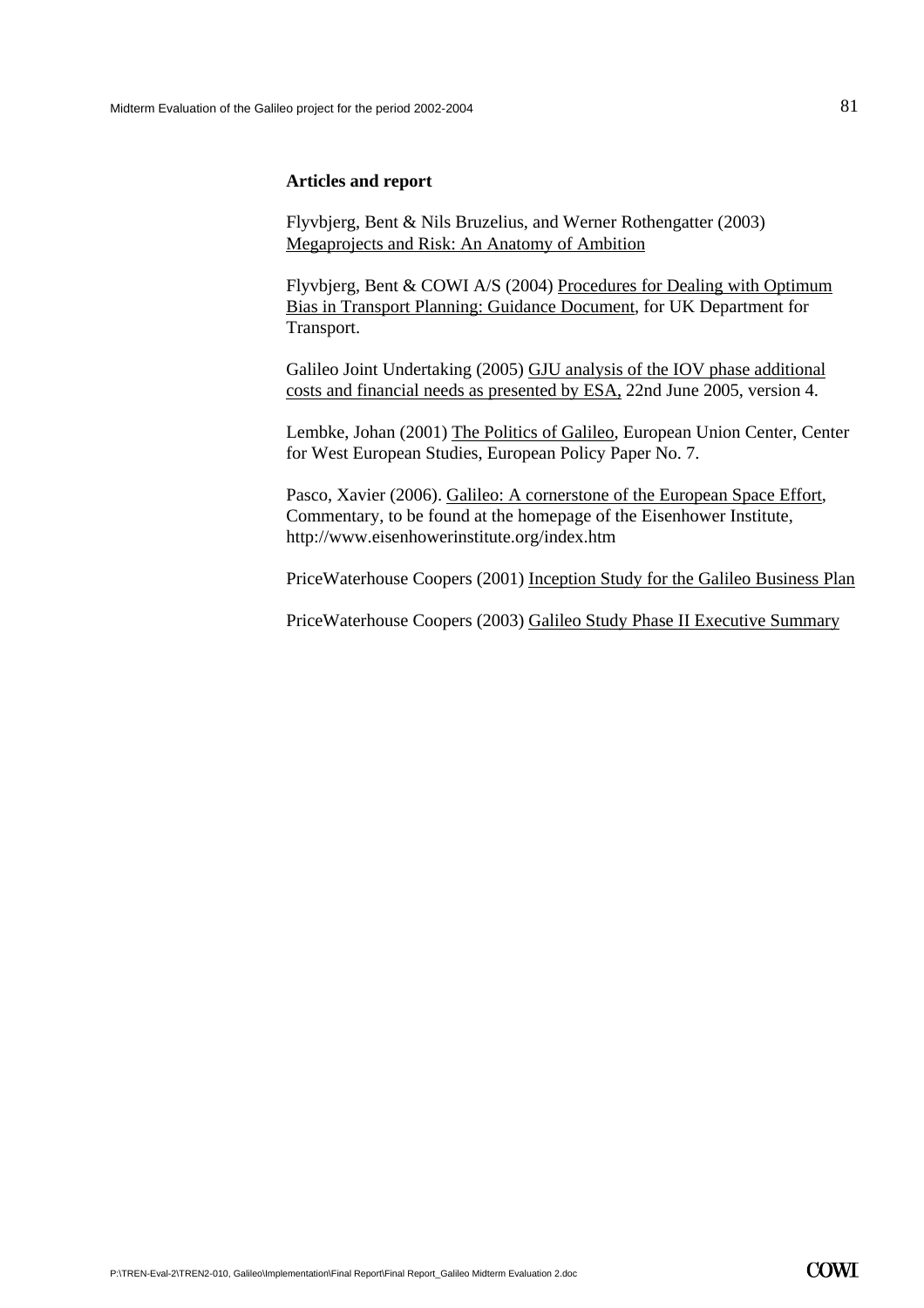**Articles and report**

Flyvbjerg, Bent & Nils Bruzelius, and Werner Rothengatter (2003) Megaprojects and Risk: An Anatomy of Ambition

Flyvbjerg, Bent & COWI A/S (2004) Procedures for Dealing with Optimum Bias in Transport Planning: Guidance Document, for UK Department for Transport.

Galileo Joint Undertaking (2005) GJU analysis of the IOV phase additional costs and financial needs as presented by ESA, 22nd June 2005, version 4.

Lembke, Johan (2001) The Politics of Galileo, European Union Center, Center for West European Studies, European Policy Paper No. 7.

Pasco, Xavier (2006). Galileo: A cornerstone of the European Space Effort, Commentary, to be found at the homepage of the Eisenhower Institute, http://www.eisenhowerinstitute.org/index.htm

PriceWaterhouse Coopers (2001) Inception Study for the Galileo Business Plan

PriceWaterhouse Coopers (2003) Galileo Study Phase II Executive Summary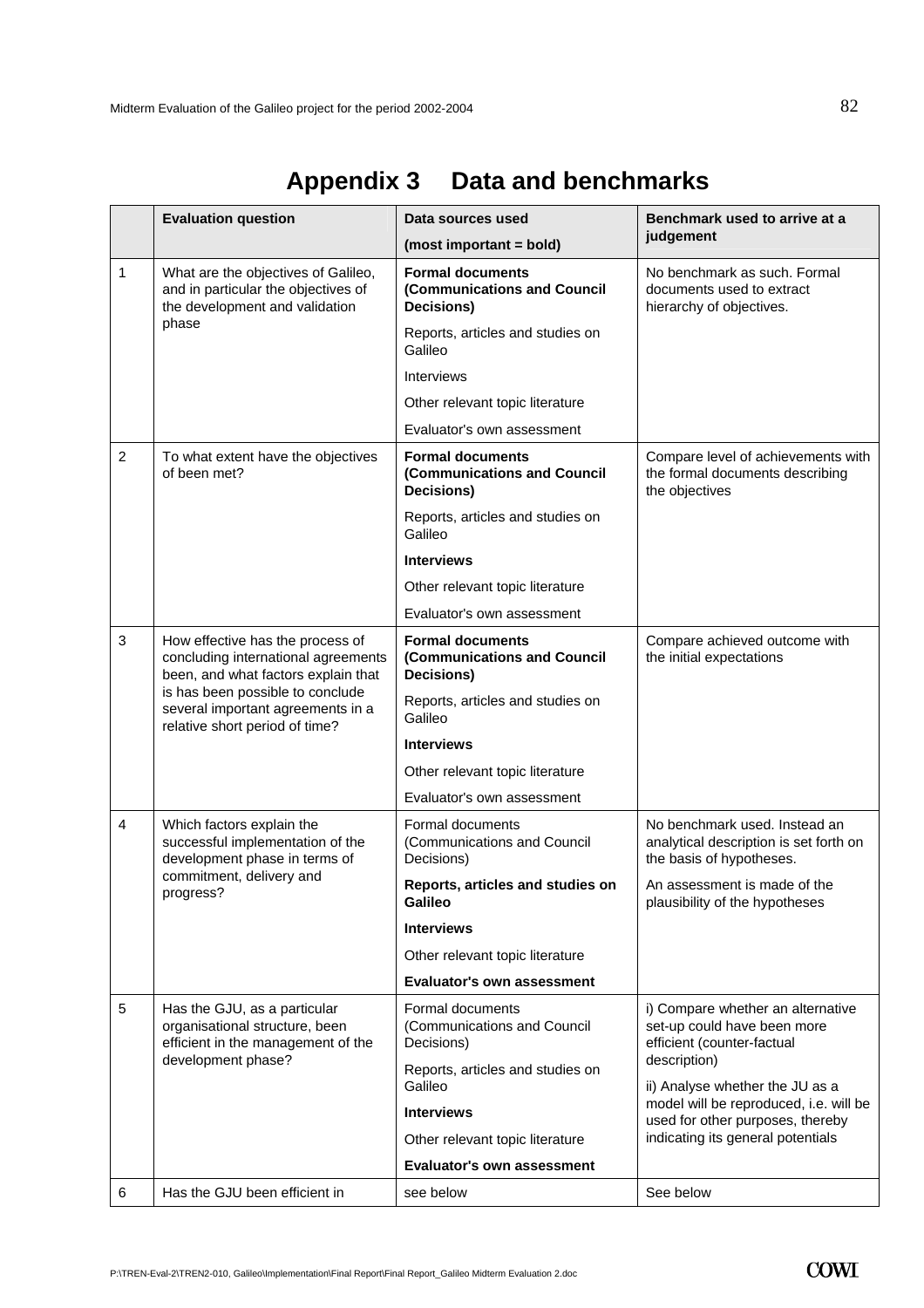# Appendix 3 Data and benchmarks

| | Evaluation question | Data sources used (most important = bold) | Benchmark used to arrive at a judgement |
|---|---|---|---|
| 1 | What are the objectives of Galileo, and in particular the objectives of the development and validation phase | **Formal documents (Communications and Council Decisions)**<br>Reports, articles and studies on Galileo<br>Interviews<br>Other relevant topic literature<br>Evaluator's own assessment | No benchmark as such. Formal documents used to extract hierarchy of objectives. |
| 2 | To what extent have the objectives of been met? | **Formal documents (Communications and Council Decisions)**<br>Reports, articles and studies on Galileo<br>**Interviews**<br>Other relevant topic literature<br>Evaluator's own assessment | Compare level of achievements with the formal documents describing the objectives |
| 3 | How effective has the process of concluding international agreements been, and what factors explain that is has been possible to conclude several important agreements in a relative short period of time? | **Formal documents (Communications and Council Decisions)**<br>Reports, articles and studies on Galileo<br>**Interviews**<br>Other relevant topic literature<br>Evaluator's own assessment | Compare achieved outcome with the initial expectations |
| 4 | Which factors explain the successful implementation of the development phase in terms of commitment, delivery and progress? | Formal documents (Communications and Council Decisions)<br>**Reports, articles and studies on Galileo**<br>**Interviews**<br>Other relevant topic literature<br>**Evaluator's own assessment** | No benchmark used. Instead an analytical description is set forth on the basis of hypotheses.<br>An assessment is made of the plausibility of the hypotheses |
| 5 | Has the GJU, as a particular organisational structure, been efficient in the management of the development phase? | Formal documents (Communications and Council Decisions)<br>Reports, articles and studies on Galileo<br>**Interviews**<br>Other relevant topic literature<br>**Evaluator's own assessment** | i) Compare whether an alternative set-up could have been more efficient (counter-factual description)<br>ii) Analyse whether the JU as a model will be reproduced, i.e. will be used for other purposes, thereby indicating its general potentials |
| 6 | Has the GJU been efficient in | see below | See below |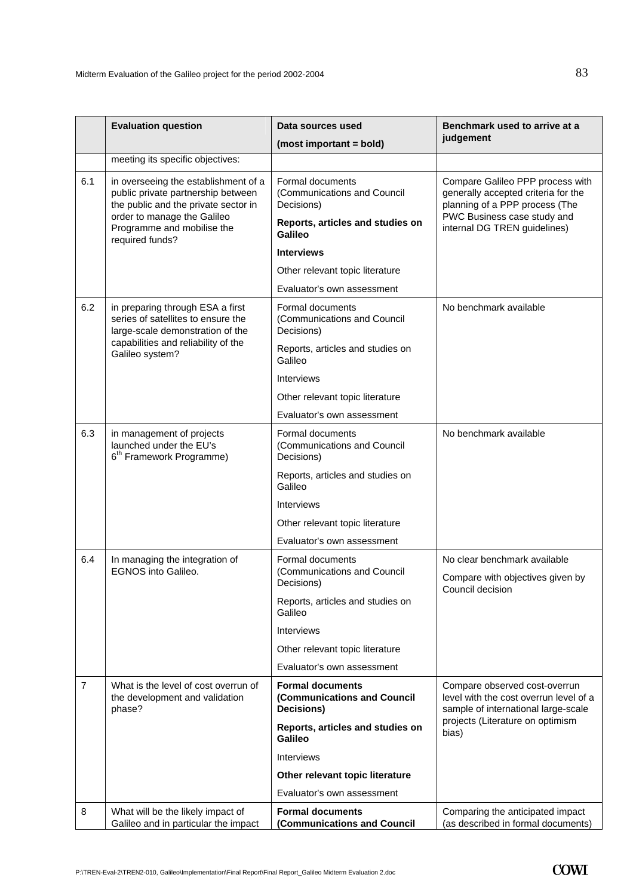|  | Evaluation question | Data sources used<br>(most important = bold) | Benchmark used to arrive at a judgement |
|---|---|---|---|
|  | meeting its specific objectives: |  |  |
| 6.1 | in overseeing the establishment of a public private partnership between the public and the private sector in order to manage the Galileo Programme and mobilise the required funds? | Formal documents (Communications and Council Decisions)<br>**Reports, articles and studies on Galileo**<br>**Interviews**<br>Other relevant topic literature<br>Evaluator's own assessment | Compare Galileo PPP process with generally accepted criteria for the planning of a PPP process (The PWC Business case study and internal DG TREN guidelines) |
| 6.2 | in preparing through ESA a first series of satellites to ensure the large-scale demonstration of the capabilities and reliability of the Galileo system? | Formal documents (Communications and Council Decisions)<br>Reports, articles and studies on Galileo<br>Interviews<br>Other relevant topic literature<br>Evaluator's own assessment | No benchmark available |
| 6.3 | in management of projects launched under the EU's 6th Framework Programme) | Formal documents (Communications and Council Decisions)<br>Reports, articles and studies on Galileo<br>Interviews<br>Other relevant topic literature<br>Evaluator's own assessment | No benchmark available |
| 6.4 | In managing the integration of EGNOS into Galileo. | Formal documents (Communications and Council Decisions)<br>Reports, articles and studies on Galileo<br>Interviews<br>Other relevant topic literature<br>Evaluator's own assessment | No clear benchmark available<br>Compare with objectives given by Council decision |
| 7 | What is the level of cost overrun of the development and validation phase? | **Formal documents (Communications and Council Decisions)**<br>**Reports, articles and studies on Galileo**<br>Interviews<br>**Other relevant topic literature**<br>Evaluator's own assessment | Compare observed cost-overrun level with the cost overrun level of a sample of international large-scale projects (Literature on optimism bias) |
| 8 | What will be the likely impact of Galileo and in particular the impact | **Formal documents (Communications and Council** | Comparing the anticipated impact (as described in formal documents) |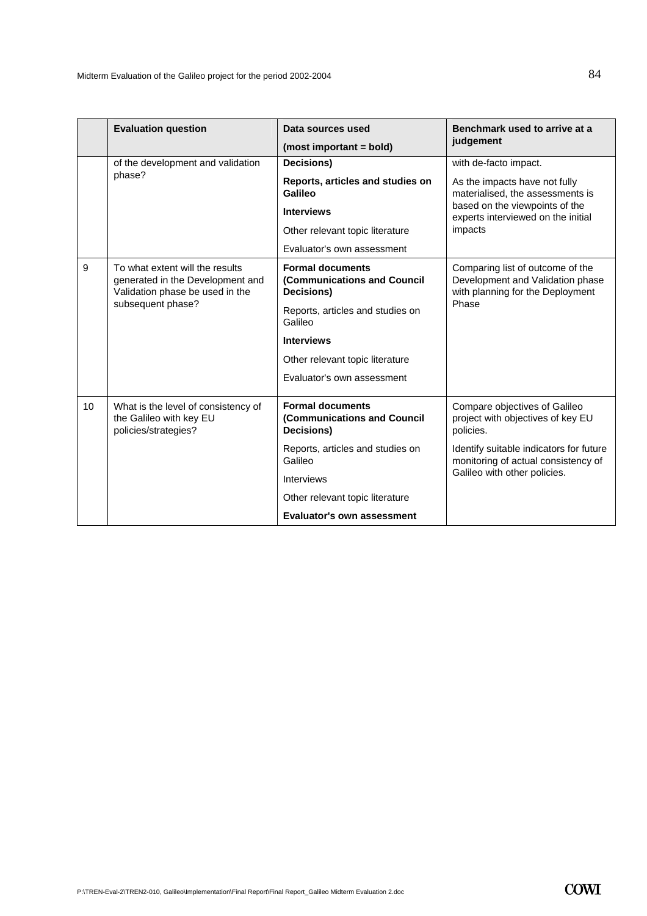| | Evaluation question | Data sources used<br>(most important = bold) | Benchmark used to arrive at a judgement |
|---|---|---|---|
| | of the development and validation phase? | **Decisions)**<br>**Reports, articles and studies on Galileo**<br>**Interviews**<br>Other relevant topic literature<br>Evaluator's own assessment | with de-facto impact.<br>As the impacts have not fully materialised, the assessments is based on the viewpoints of the experts interviewed on the initial impacts |
| 9 | To what extent will the results generated in the Development and Validation phase be used in the subsequent phase? | **Formal documents (Communications and Council Decisions)**<br>Reports, articles and studies on Galileo<br>**Interviews**<br>Other relevant topic literature<br>Evaluator's own assessment | Comparing list of outcome of the Development and Validation phase with planning for the Deployment Phase |
| 10 | What is the level of consistency of the Galileo with key EU policies/strategies? | **Formal documents (Communications and Council Decisions)**<br>Reports, articles and studies on Galileo<br>Interviews<br>Other relevant topic literature<br>**Evaluator's own assessment** | Compare objectives of Galileo project with objectives of key EU policies.<br>Identify suitable indicators for future monitoring of actual consistency of Galileo with other policies. |